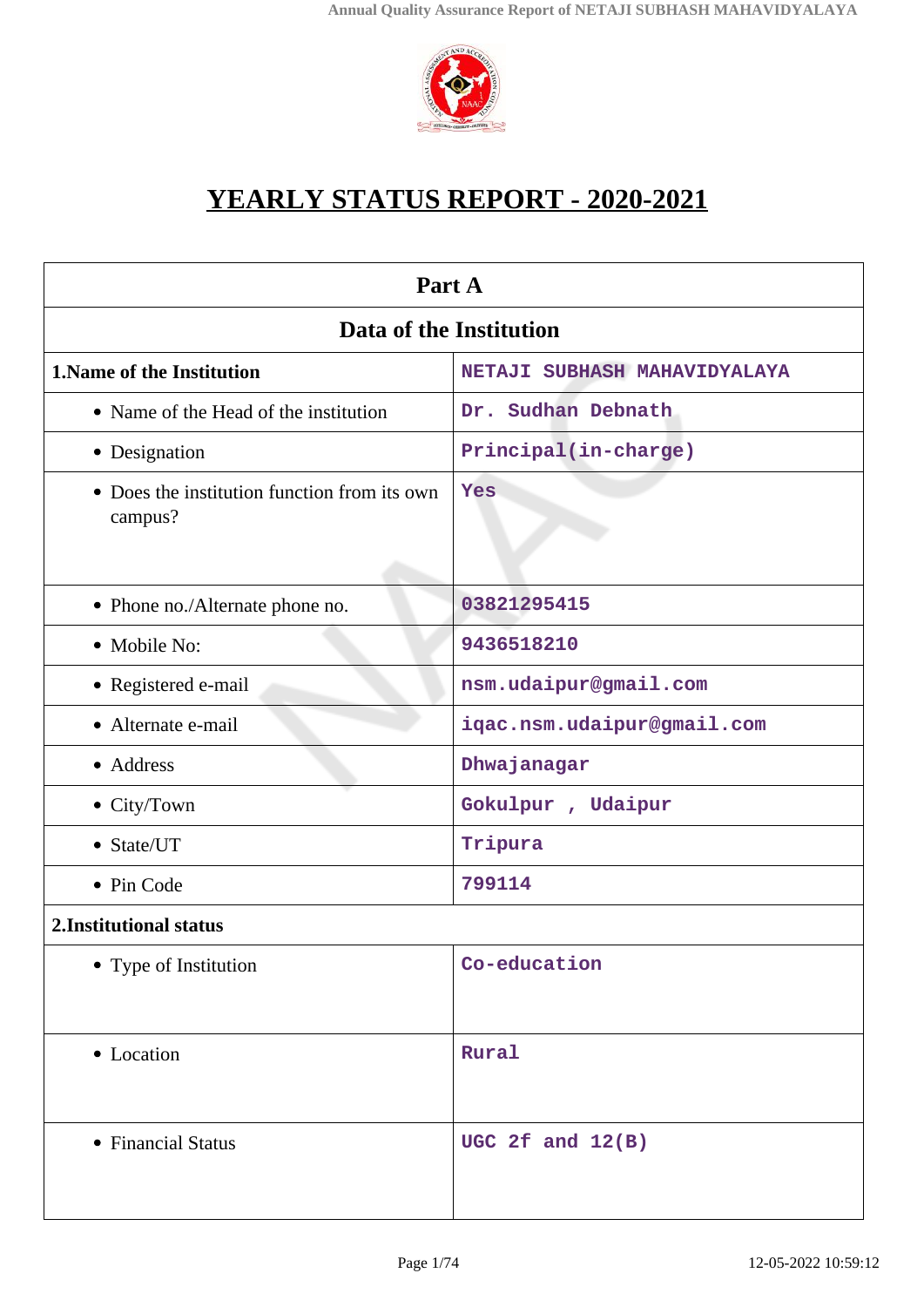# YEARLY STATUS REPORT - 2020-2021

| Part A | |
|---|---|
| **Data of the Institution** | |
| **1.Name of the Institution** | NETAJI SUBHASH MAHAVIDYALAYA |
| • Name of the Head of the institution | Dr. Sudhan Debnath |
| • Designation | Principal(in-charge) |
| • Does the institution function from its own campus? | Yes |
| • Phone no./Alternate phone no. | 03821295415 |
| • Mobile No: | 9436518210 |
| • Registered e-mail | nsm.udaipur@gmail.com |
| • Alternate e-mail | iqac.nsm.udaipur@gmail.com |
| • Address | Dhwajanagar |
| • City/Town | Gokulpur , Udaipur |
| • State/UT | Tripura |
| • Pin Code | 799114 |
| **2.Institutional status** | |
| • Type of Institution | Co-education |
| • Location | Rural |
| • Financial Status | UGC 2f and 12(B) |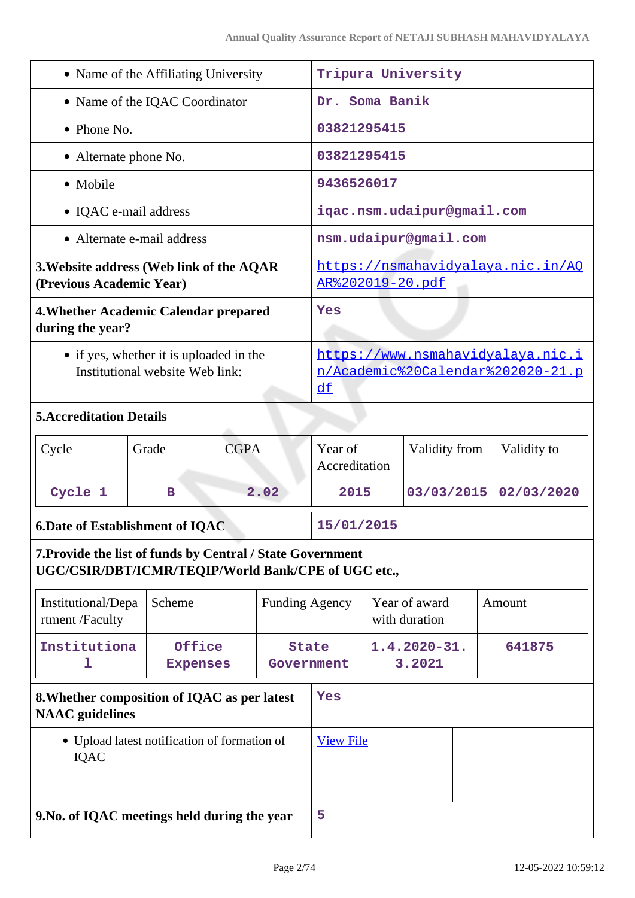| | |
|---|---|
| • Name of the Affiliating University | Tripura University |
| • Name of the IQAC Coordinator | Dr. Soma Banik |
| • Phone No. | 03821295415 |
| • Alternate phone No. | 03821295415 |
| • Mobile | 9436526017 |
| • IQAC e-mail address | iqac.nsm.udaipur@gmail.com |
| • Alternate e-mail address | nsm.udaipur@gmail.com |
| **3.Website address (Web link of the AQAR (Previous Academic Year)** | https://nsmahavidyalaya.nic.in/AQAR%202019-20.pdf |
| **4.Whether Academic Calendar prepared during the year?** | Yes |
| • if yes, whether it is uploaded in the Institutional website Web link: | https://www.nsmahavidyalaya.nic.in/Academic%20Calendar%202020-21.pdf |

**5.Accreditation Details**

| Cycle | Grade | CGPA | Year of Accreditation | Validity from | Validity to |
|---|---|---|---|---|---|
| Cycle 1 | B | 2.02 | 2015 | 03/03/2015 | 02/03/2020 |

| | |
|---|---|
| **6.Date of Establishment of IQAC** | 15/01/2015 |

**7.Provide the list of funds by Central / State Government UGC/CSIR/DBT/ICMR/TEQIP/World Bank/CPE of UGC etc.,**

| Institutional/Department /Faculty | Scheme | Funding Agency | Year of award with duration | Amount |
|---|---|---|---|---|
| Institutional | Office Expenses | State Government | 1.4.2020-31.3.2021 | 641875 |

| | |
|---|---|
| **8.Whether composition of IQAC as per latest NAAC guidelines** | Yes |
| • Upload latest notification of formation of IQAC | View File |
| **9.No. of IQAC meetings held during the year** | 5 |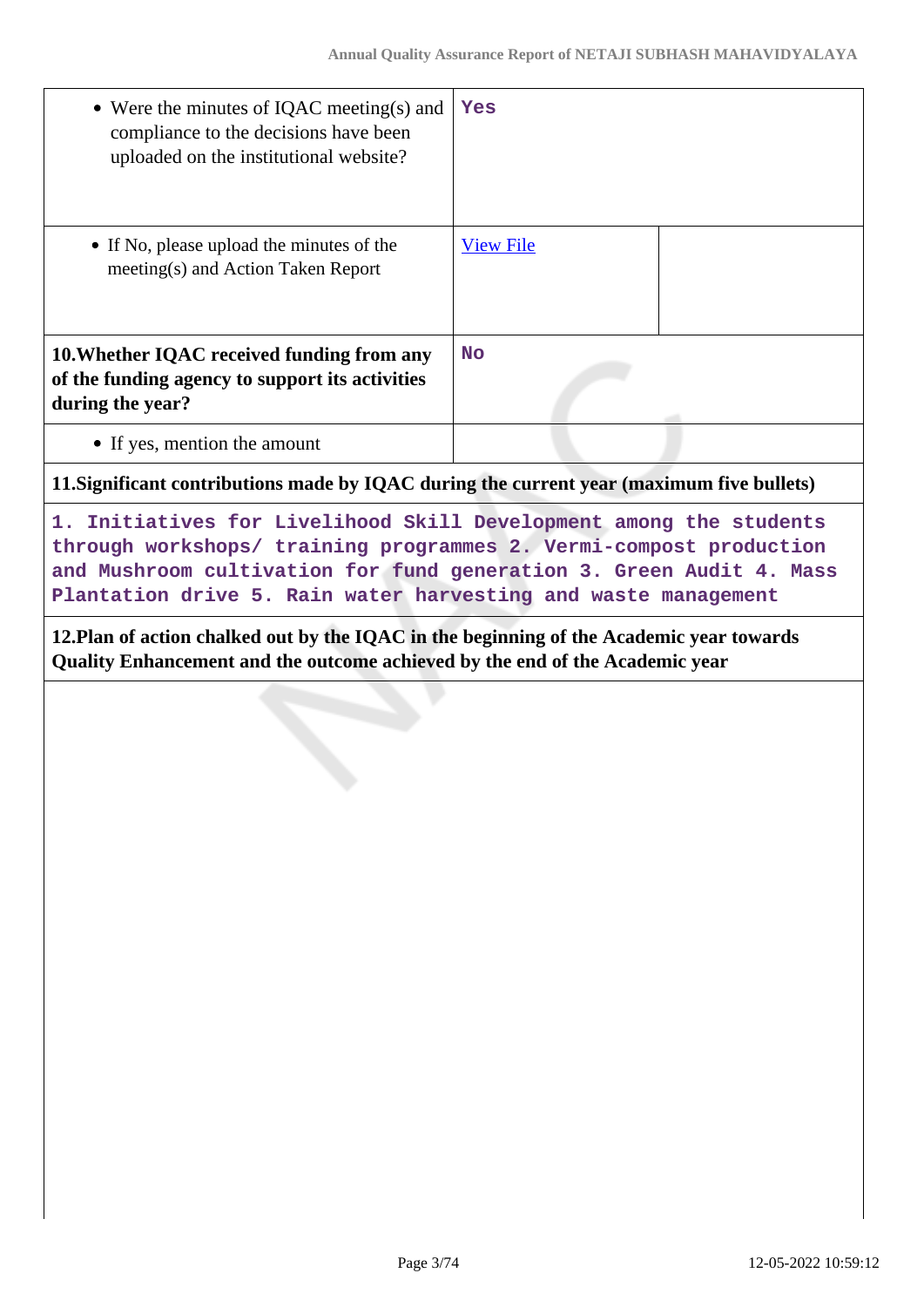| | | |
|---|---|---|
| • Were the minutes of IQAC meeting(s) and compliance to the decisions have been uploaded on the institutional website? | Yes | |
| • If No, please upload the minutes of the meeting(s) and Action Taken Report | View File | |
| **10.Whether IQAC received funding from any of the funding agency to support its activities during the year?** | No | |
| • If yes, mention the amount | | |

**11.Significant contributions made by IQAC during the current year (maximum five bullets)**

1. Initiatives for Livelihood Skill Development among the students through workshops/ training programmes 2. Vermi-compost production and Mushroom cultivation for fund generation 3. Green Audit 4. Mass Plantation drive 5. Rain water harvesting and waste management

**12.Plan of action chalked out by the IQAC in the beginning of the Academic year towards Quality Enhancement and the outcome achieved by the end of the Academic year**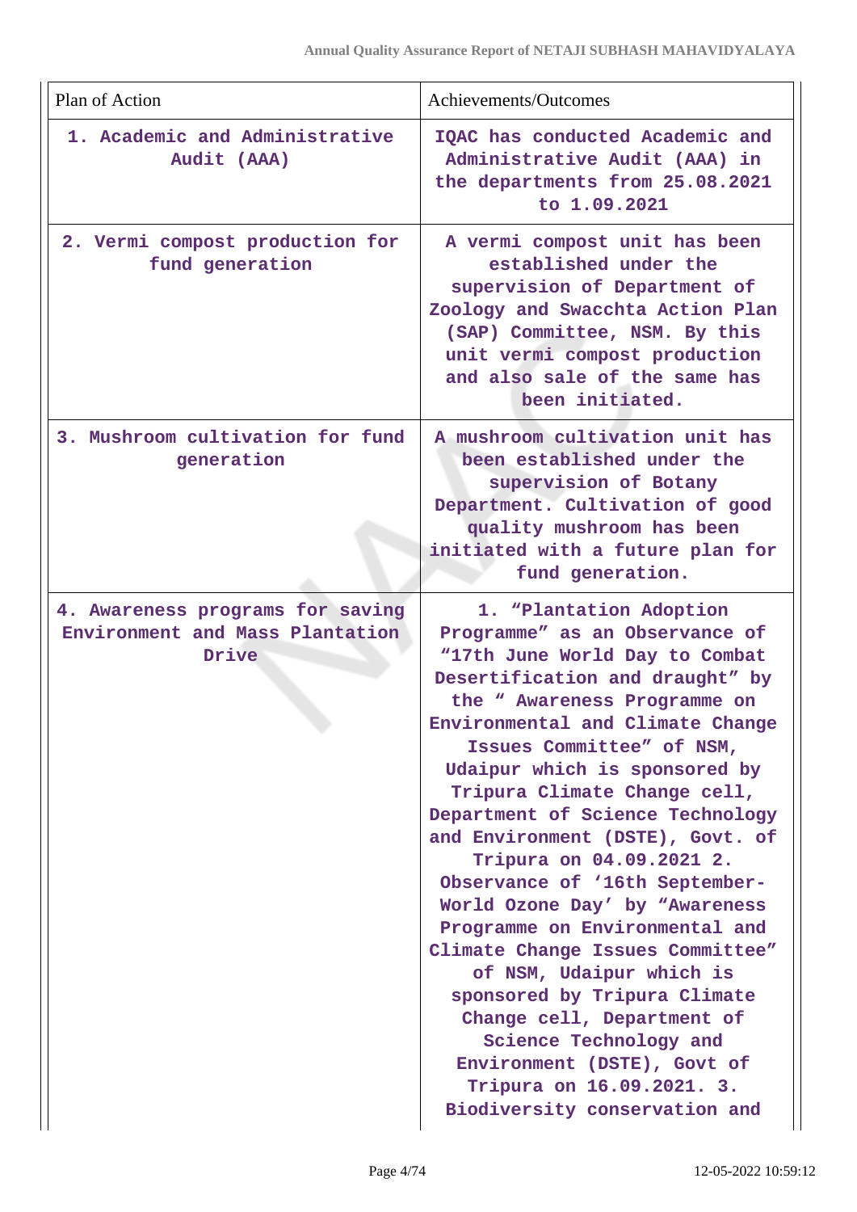| Plan of Action | Achievements/Outcomes |
|---|---|
| 1. Academic and Administrative Audit (AAA) | IQAC has conducted Academic and Administrative Audit (AAA) in the departments from 25.08.2021 to 1.09.2021 |
| 2. Vermi compost production for fund generation | A vermi compost unit has been established under the supervision of Department of Zoology and Swacchta Action Plan (SAP) Committee, NSM. By this unit vermi compost production and also sale of the same has been initiated. |
| 3. Mushroom cultivation for fund generation | A mushroom cultivation unit has been established under the supervision of Botany Department. Cultivation of good quality mushroom has been initiated with a future plan for fund generation. |
| 4. Awareness programs for saving Environment and Mass Plantation Drive | 1. “Plantation Adoption Programme” as an Observance of “17th June World Day to Combat Desertification and draught” by the “ Awareness Programme on Environmental and Climate Change Issues Committee” of NSM, Udaipur which is sponsored by Tripura Climate Change cell, Department of Science Technology and Environment (DSTE), Govt. of Tripura on 04.09.2021 2. Observance of ‘16th September-World Ozone Day’ by “Awareness Programme on Environmental and Climate Change Issues Committee” of NSM, Udaipur which is sponsored by Tripura Climate Change cell, Department of Science Technology and Environment (DSTE), Govt of Tripura on 16.09.2021. 3. Biodiversity conservation and |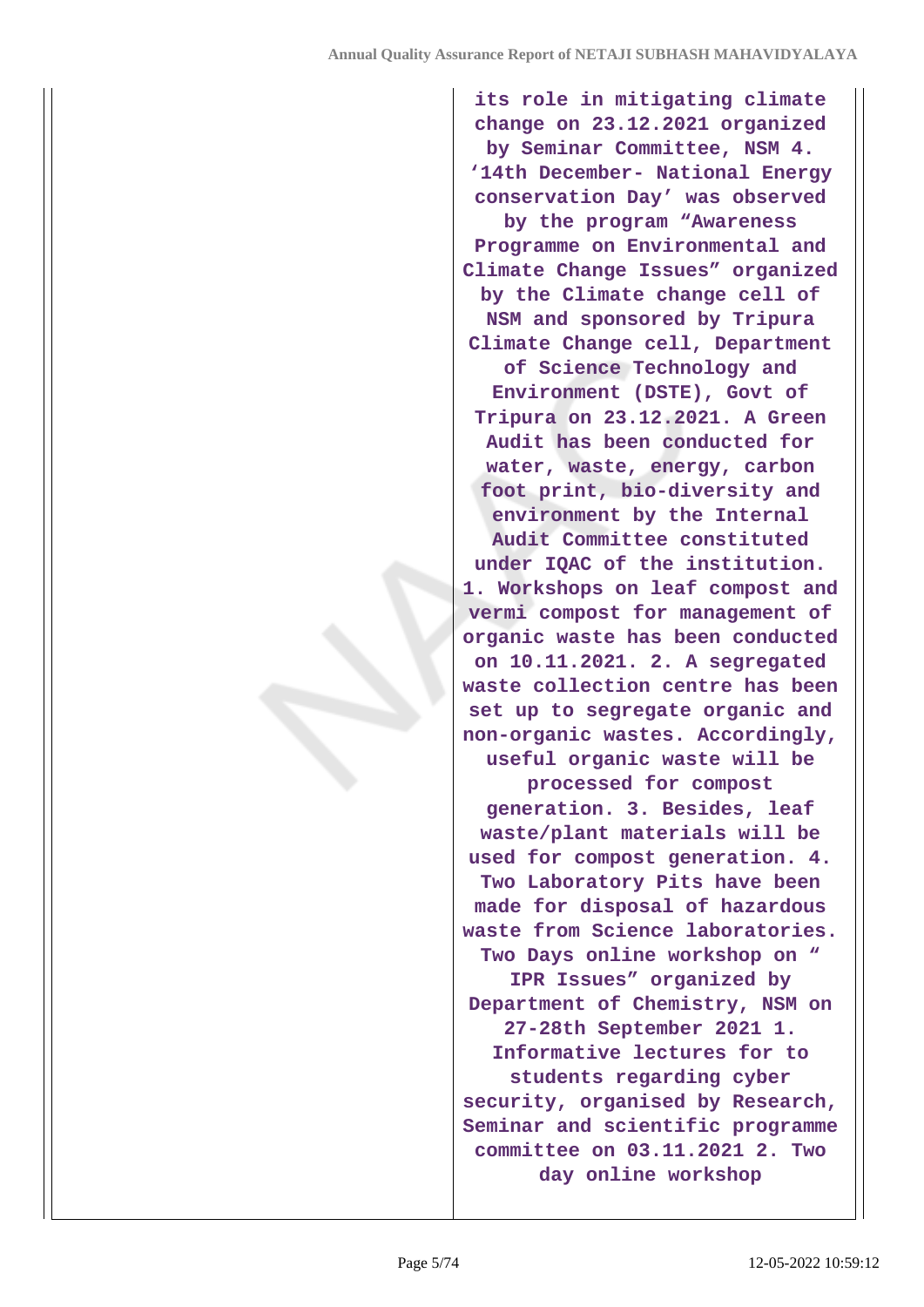| | |
|---|---|
| | **its role in mitigating climate change on 23.12.2021 organized by Seminar Committee, NSM 4. '14th December- National Energy conservation Day' was observed by the program "Awareness Programme on Environmental and Climate Change Issues" organized by the Climate change cell of NSM and sponsored by Tripura Climate Change cell, Department of Science Technology and Environment (DSTE), Govt of Tripura on 23.12.2021. A Green Audit has been conducted for water, waste, energy, carbon foot print, bio-diversity and environment by the Internal Audit Committee constituted under IQAC of the institution. 1. Workshops on leaf compost and vermi compost for management of organic waste has been conducted on 10.11.2021. 2. A segregated waste collection centre has been set up to segregate organic and non-organic wastes. Accordingly, useful organic waste will be processed for compost generation. 3. Besides, leaf waste/plant materials will be used for compost generation. 4. Two Laboratory Pits have been made for disposal of hazardous waste from Science laboratories. Two Days online workshop on " IPR Issues" organized by Department of Chemistry, NSM on 27-28th September 2021 1. Informative lectures for to students regarding cyber security, organised by Research, Seminar and scientific programme committee on 03.11.2021 2. Two day online workshop** |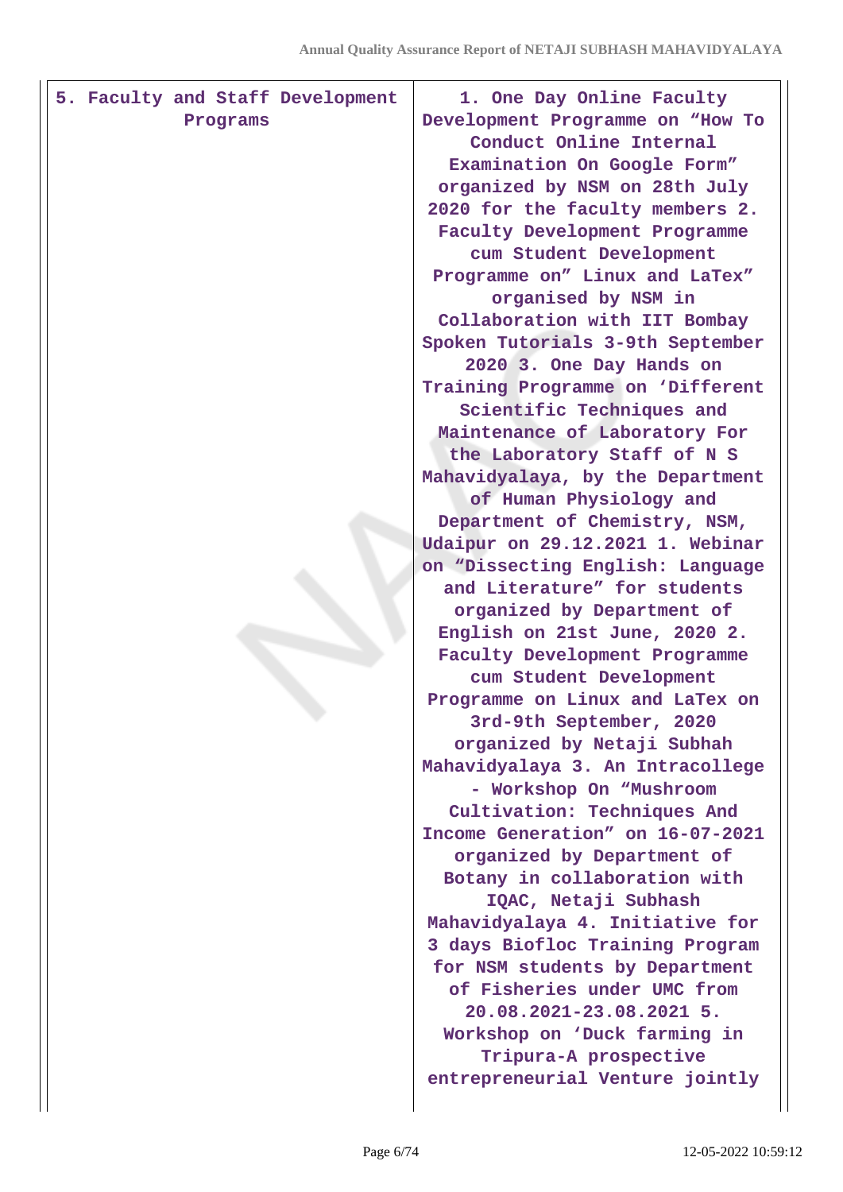| 5. Faculty and Staff Development Programs | 1. One Day Online Faculty Development Programme on "How To Conduct Online Internal Examination On Google Form" organized by NSM on 28th July 2020 for the faculty members 2. Faculty Development Programme cum Student Development Programme on" Linux and LaTex" organised by NSM in Collaboration with IIT Bombay Spoken Tutorials 3-9th September 2020 3. One Day Hands on Training Programme on 'Different Scientific Techniques and Maintenance of Laboratory For the Laboratory Staff of N S Mahavidyalaya, by the Department of Human Physiology and Department of Chemistry, NSM, Udaipur on 29.12.2021 1. Webinar on "Dissecting English: Language and Literature" for students organized by Department of English on 21st June, 2020 2. Faculty Development Programme cum Student Development Programme on Linux and LaTex on 3rd-9th September, 2020 organized by Netaji Subhah Mahavidyalaya 3. An Intracollege - Workshop On "Mushroom Cultivation: Techniques And Income Generation" on 16-07-2021 organized by Department of Botany in collaboration with IQAC, Netaji Subhash Mahavidyalaya 4. Initiative for 3 days Biofloc Training Program for NSM students by Department of Fisheries under UMC from 20.08.2021-23.08.2021 5. Workshop on 'Duck farming in Tripura-A prospective entrepreneurial Venture jointly |
|---|---|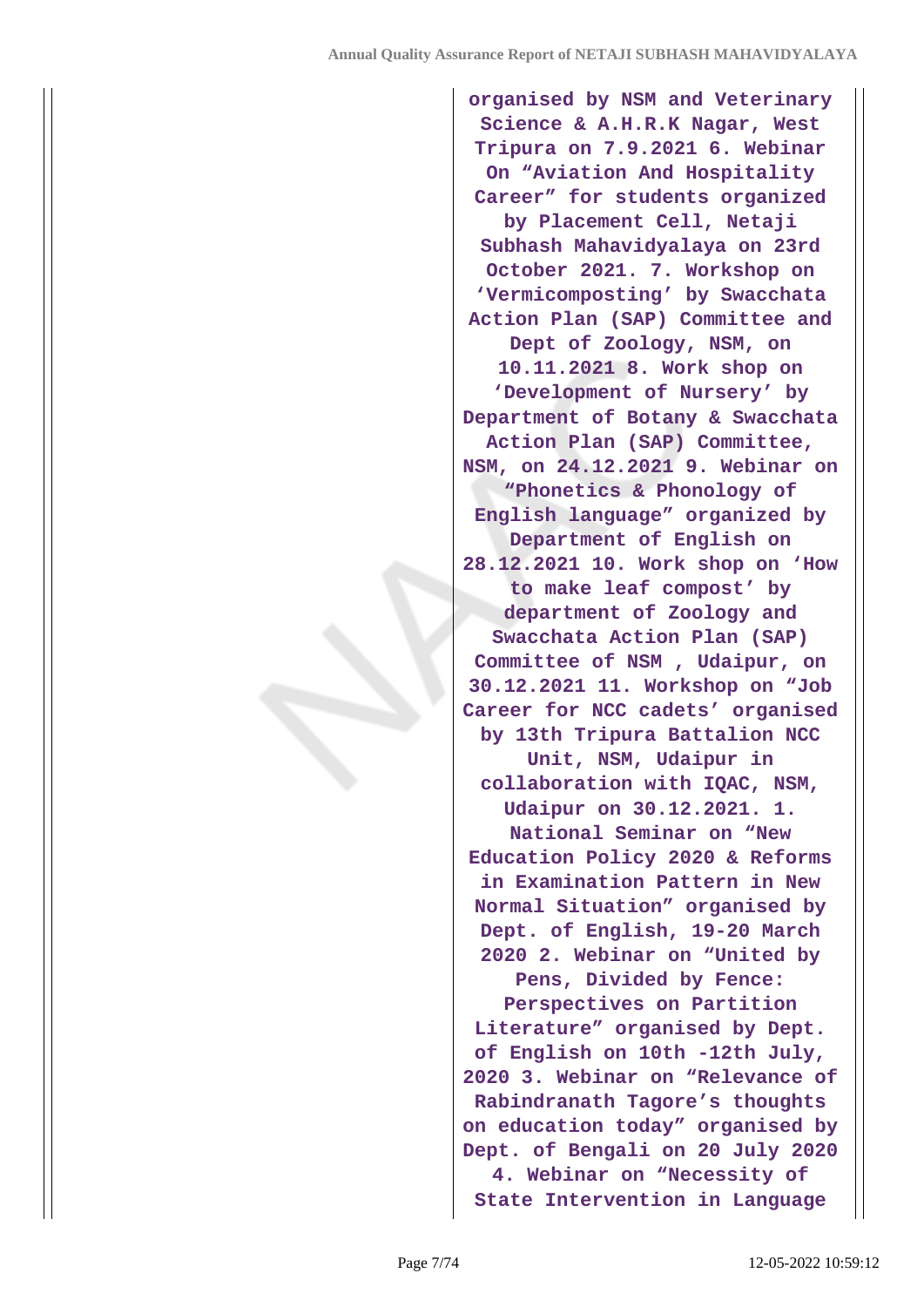| | |
|---|---|
| | organised by NSM and Veterinary Science & A.H.R.K Nagar, West Tripura on 7.9.2021 6. Webinar On "Aviation And Hospitality Career" for students organized by Placement Cell, Netaji Subhash Mahavidyalaya on 23rd October 2021. 7. Workshop on 'Vermicomposting' by Swacchata Action Plan (SAP) Committee and Dept of Zoology, NSM, on 10.11.2021 8. Work shop on 'Development of Nursery' by Department of Botany & Swacchata Action Plan (SAP) Committee, NSM, on 24.12.2021 9. Webinar on "Phonetics & Phonology of English language" organized by Department of English on 28.12.2021 10. Work shop on 'How to make leaf compost' by department of Zoology and Swacchata Action Plan (SAP) Committee of NSM , Udaipur, on 30.12.2021 11. Workshop on "Job Career for NCC cadets' organised by 13th Tripura Battalion NCC Unit, NSM, Udaipur in collaboration with IQAC, NSM, Udaipur on 30.12.2021. 1. National Seminar on "New Education Policy 2020 & Reforms in Examination Pattern in New Normal Situation" organised by Dept. of English, 19-20 March 2020 2. Webinar on "United by Pens, Divided by Fence: Perspectives on Partition Literature" organised by Dept. of English on 10th -12th July, 2020 3. Webinar on "Relevance of Rabindranath Tagore's thoughts on education today" organised by Dept. of Bengali on 20 July 2020 4. Webinar on "Necessity of State Intervention in Language |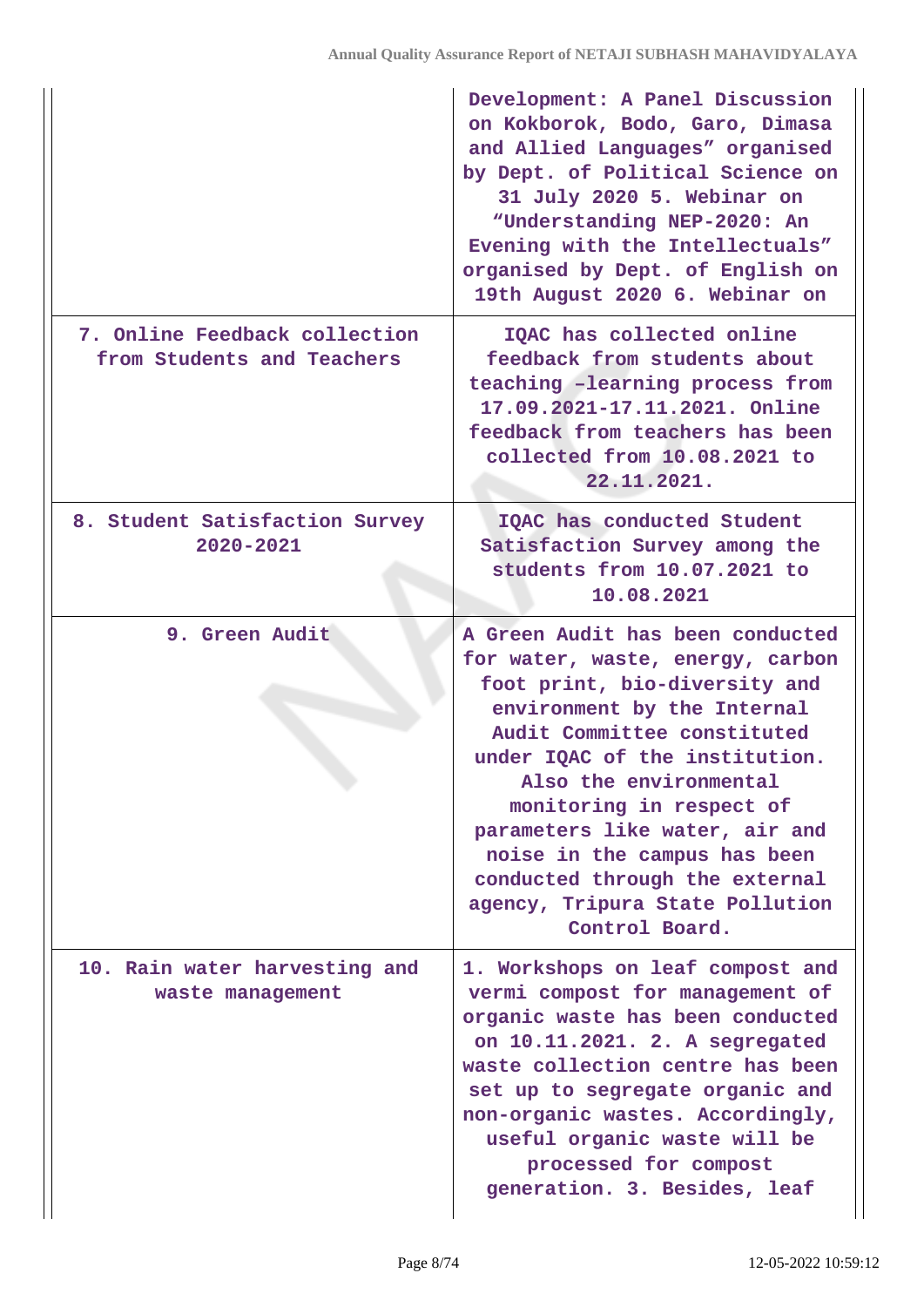| | |
|---|---|
| | Development: A Panel Discussion on Kokborok, Bodo, Garo, Dimasa and Allied Languages" organised by Dept. of Political Science on 31 July 2020 5. Webinar on "Understanding NEP-2020: An Evening with the Intellectuals" organised by Dept. of English on 19th August 2020 6. Webinar on |
| 7. Online Feedback collection from Students and Teachers | IQAC has collected online feedback from students about teaching –learning process from 17.09.2021-17.11.2021. Online feedback from teachers has been collected from 10.08.2021 to 22.11.2021. |
| 8. Student Satisfaction Survey 2020-2021 | IQAC has conducted Student Satisfaction Survey among the students from 10.07.2021 to 10.08.2021 |
| 9. Green Audit | A Green Audit has been conducted for water, waste, energy, carbon foot print, bio-diversity and environment by the Internal Audit Committee constituted under IQAC of the institution. Also the environmental monitoring in respect of parameters like water, air and noise in the campus has been conducted through the external agency, Tripura State Pollution Control Board. |
| 10. Rain water harvesting and waste management | 1. Workshops on leaf compost and vermi compost for management of organic waste has been conducted on 10.11.2021. 2. A segregated waste collection centre has been set up to segregate organic and non-organic wastes. Accordingly, useful organic waste will be processed for compost generation. 3. Besides, leaf |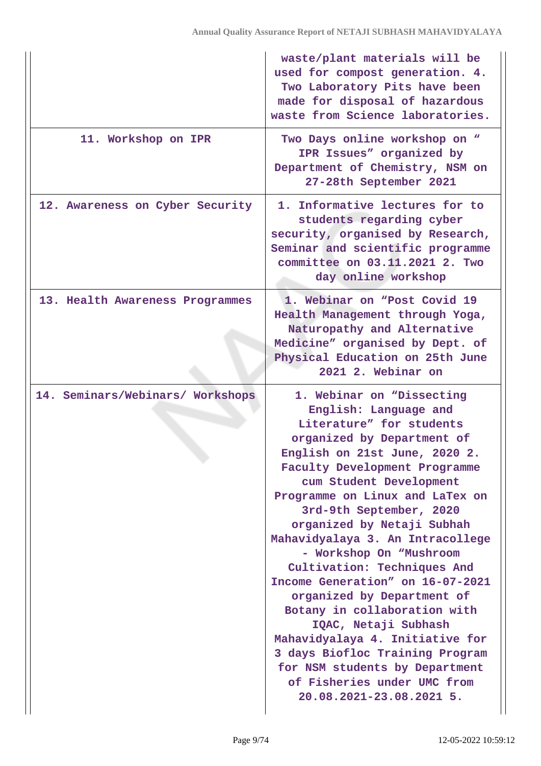| | |
|---|---|
| | waste/plant materials will be used for compost generation. 4. Two Laboratory Pits have been made for disposal of hazardous waste from Science laboratories. |
| 11. Workshop on IPR | Two Days online workshop on " IPR Issues" organized by Department of Chemistry, NSM on 27-28th September 2021 |
| 12. Awareness on Cyber Security | 1. Informative lectures for to students regarding cyber security, organised by Research, Seminar and scientific programme committee on 03.11.2021 2. Two day online workshop |
| 13. Health Awareness Programmes | 1. Webinar on "Post Covid 19 Health Management through Yoga, Naturopathy and Alternative Medicine" organised by Dept. of Physical Education on 25th June 2021 2. Webinar on |
| 14. Seminars/Webinars/ Workshops | 1. Webinar on "Dissecting English: Language and Literature" for students organized by Department of English on 21st June, 2020 2. Faculty Development Programme cum Student Development Programme on Linux and LaTex on 3rd-9th September, 2020 organized by Netaji Subhah Mahavidyalaya 3. An Intracollege - Workshop On "Mushroom Cultivation: Techniques And Income Generation" on 16-07-2021 organized by Department of Botany in collaboration with IQAC, Netaji Subhash Mahavidyalaya 4. Initiative for 3 days Biofloc Training Program for NSM students by Department of Fisheries under UMC from 20.08.2021-23.08.2021 5. |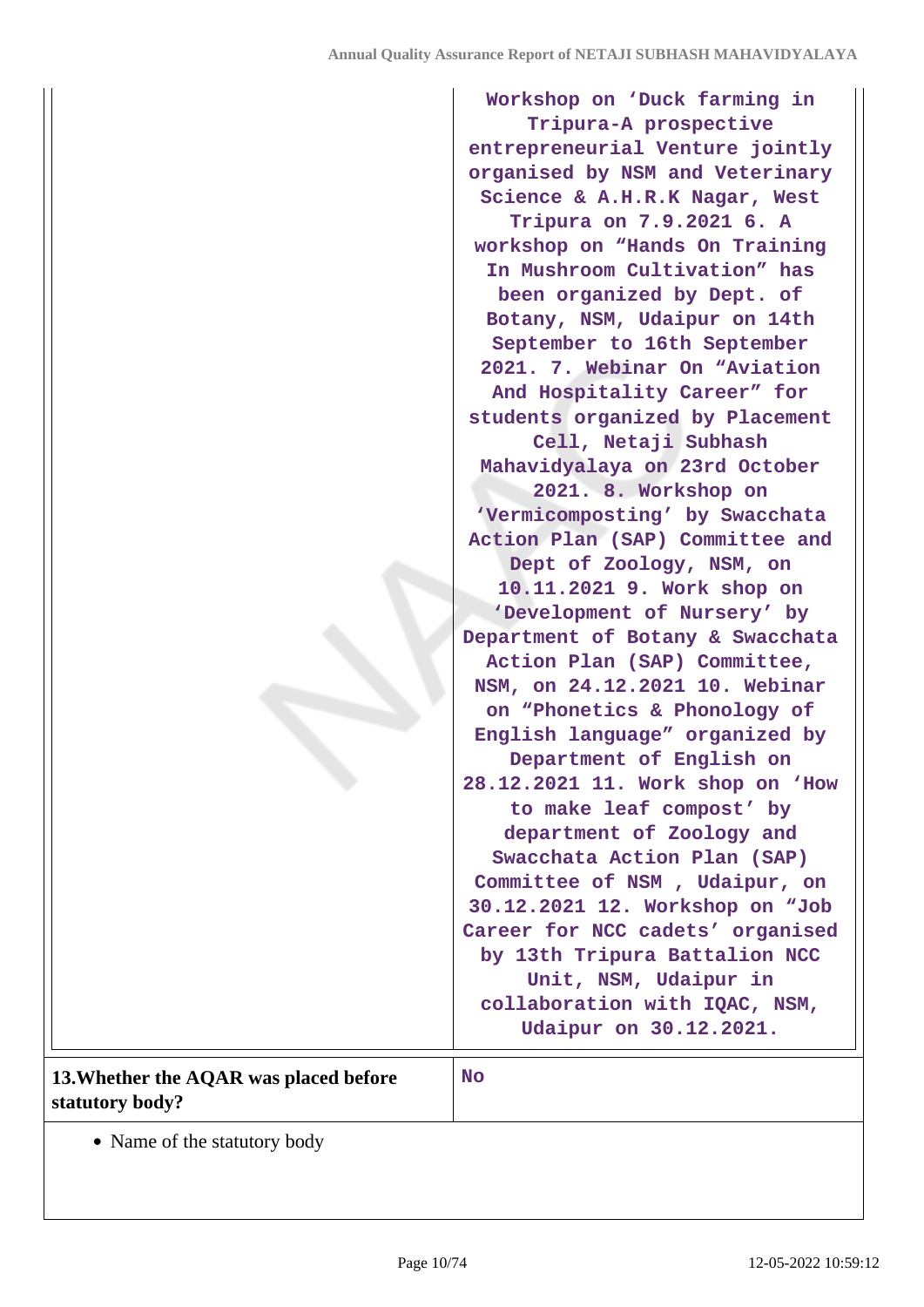| | |
|---|---|
| | Workshop on 'Duck farming in Tripura-A prospective entrepreneurial Venture jointly organised by NSM and Veterinary Science & A.H.R.K Nagar, West Tripura on 7.9.2021 6. A workshop on "Hands On Training In Mushroom Cultivation" has been organized by Dept. of Botany, NSM, Udaipur on 14th September to 16th September 2021. 7. Webinar On "Aviation And Hospitality Career" for students organized by Placement Cell, Netaji Subhash Mahavidyalaya on 23rd October 2021. 8. Workshop on 'Vermicomposting' by Swacchata Action Plan (SAP) Committee and Dept of Zoology, NSM, on 10.11.2021 9. Work shop on 'Development of Nursery' by Department of Botany & Swacchata Action Plan (SAP) Committee, NSM, on 24.12.2021 10. Webinar on "Phonetics & Phonology of English language" organized by Department of English on 28.12.2021 11. Work shop on 'How to make leaf compost' by department of Zoology and Swacchata Action Plan (SAP) Committee of NSM , Udaipur, on 30.12.2021 12. Workshop on "Job Career for NCC cadets' organised by 13th Tripura Battalion NCC Unit, NSM, Udaipur in collaboration with IQAC, NSM, Udaipur on 30.12.2021. |
| **13.Whether the AQAR was placed before statutory body?** | No |

- Name of the statutory body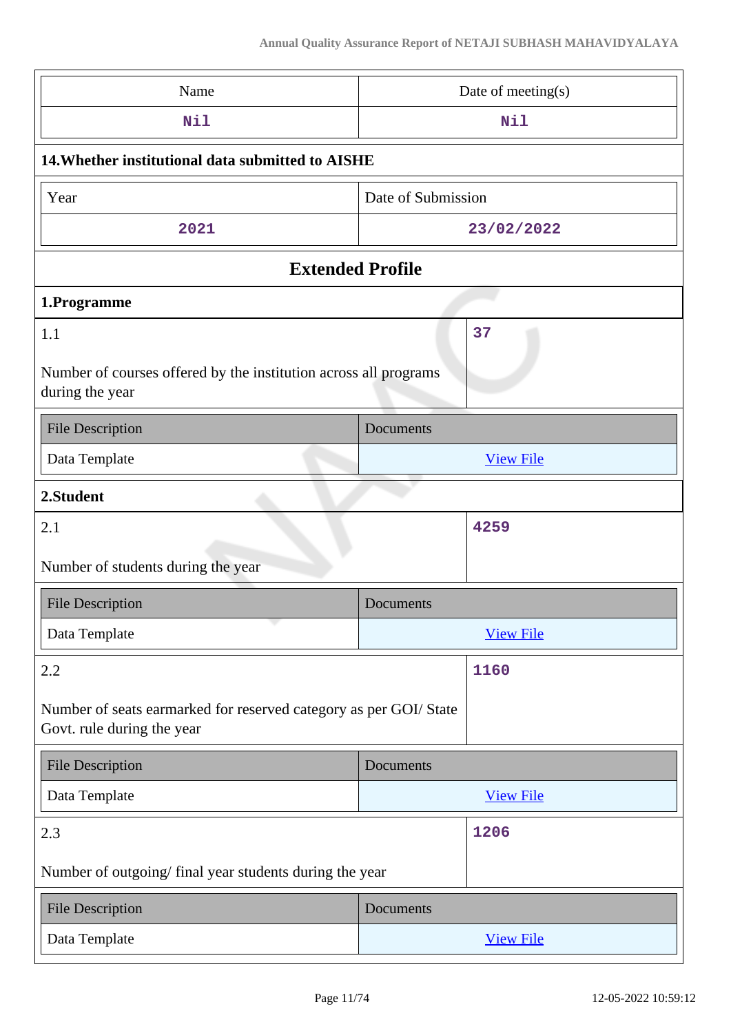| Name | Date of meeting(s) |
|---|---|
| Nil | Nil |

**14.Whether institutional data submitted to AISHE**

| Year | Date of Submission |
|---|---|
| 2021 | 23/02/2022 |

## Extended Profile

### 1.Programme

| 1.1 Number of courses offered by the institution across all programs during the year | 37 |
|---|---|

| File Description | Documents |
|---|---|
| Data Template | View File |

### 2.Student

| 2.1 Number of students during the year | 4259 |
|---|---|

| File Description | Documents |
|---|---|
| Data Template | View File |

| 2.2 Number of seats earmarked for reserved category as per GOI/ State Govt. rule during the year | 1160 |
|---|---|

| File Description | Documents |
|---|---|
| Data Template | View File |

| 2.3 Number of outgoing/ final year students during the year | 1206 |
|---|---|

| File Description | Documents |
|---|---|
| Data Template | View File |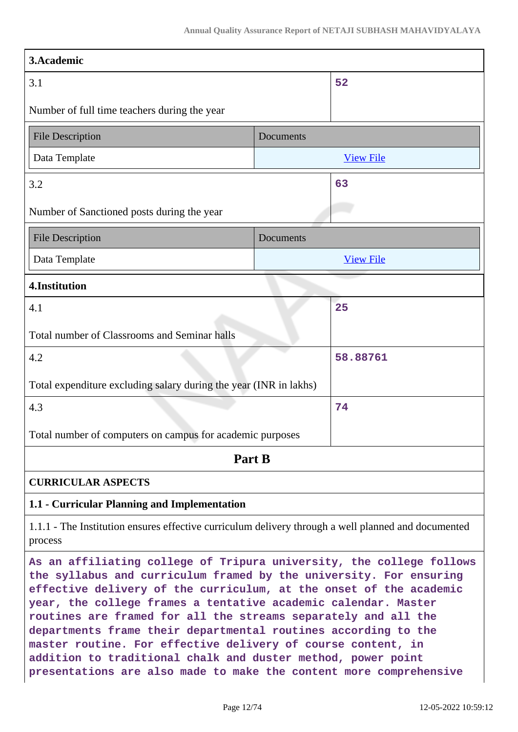## 3.Academic

| 3.1 Number of full time teachers during the year | 52 |
|---|---|

| File Description | Documents |
|---|---|
| Data Template | View File |

| 3.2 Number of Sanctioned posts during the year | 63 |
|---|---|

| File Description | Documents |
|---|---|
| Data Template | View File |

## 4.Institution

| Item | Value |
|---|---|
| 4.1 Total number of Classrooms and Seminar halls | 25 |
| 4.2 Total expenditure excluding salary during the year (INR in lakhs) | 58.88761 |
| 4.3 Total number of computers on campus for academic purposes | 74 |

# Part B

## CURRICULAR ASPECTS

### 1.1 - Curricular Planning and Implementation

1.1.1 - The Institution ensures effective curriculum delivery through a well planned and documented process

As an affiliating college of Tripura university, the college follows the syllabus and curriculum framed by the university. For ensuring effective delivery of the curriculum, at the onset of the academic year, the college frames a tentative academic calendar. Master routines are framed for all the streams separately and all the departments frame their departmental routines according to the master routine. For effective delivery of course content, in addition to traditional chalk and duster method, power point presentations are also made to make the content more comprehensive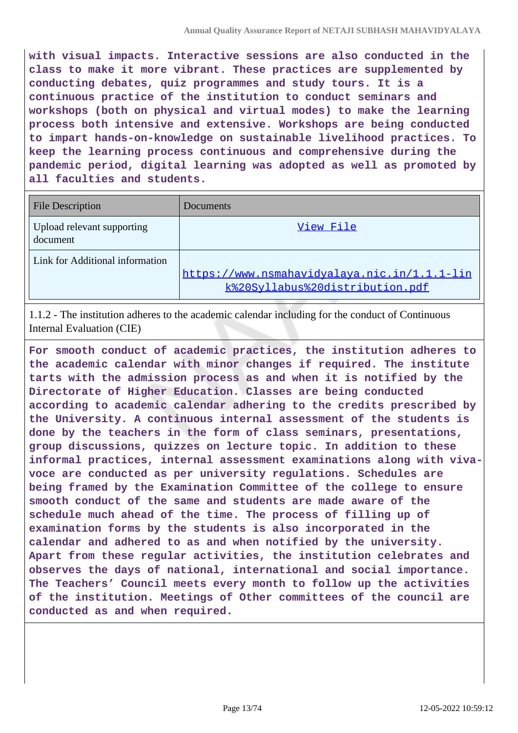**with visual impacts. Interactive sessions are also conducted in the class to make it more vibrant. These practices are supplemented by conducting debates, quiz programmes and study tours. It is a continuous practice of the institution to conduct seminars and workshops (both on physical and virtual modes) to make the learning process both intensive and extensive. Workshops are being conducted to impart hands-on-knowledge on sustainable livelihood practices. To keep the learning process continuous and comprehensive during the pandemic period, digital learning was adopted as well as promoted by all faculties and students.**

| File Description | Documents |
|---|---|
| Upload relevant supporting document | View File |
| Link for Additional information | https://www.nsmahavidyalaya.nic.in/1.1.1-link%20Syllabus%20distribution.pdf |

1.1.2 - The institution adheres to the academic calendar including for the conduct of Continuous Internal Evaluation (CIE)

**For smooth conduct of academic practices, the institution adheres to the academic calendar with minor changes if required. The institute tarts with the admission process as and when it is notified by the Directorate of Higher Education. Classes are being conducted according to academic calendar adhering to the credits prescribed by the University. A continuous internal assessment of the students is done by the teachers in the form of class seminars, presentations, group discussions, quizzes on lecture topic. In addition to these informal practices, internal assessment examinations along with viva-voce are conducted as per university regulations. Schedules are being framed by the Examination Committee of the college to ensure smooth conduct of the same and students are made aware of the schedule much ahead of the time. The process of filling up of examination forms by the students is also incorporated in the calendar and adhered to as and when notified by the university. Apart from these regular activities, the institution celebrates and observes the days of national, international and social importance. The Teachers' Council meets every month to follow up the activities of the institution. Meetings of Other committees of the council are conducted as and when required.**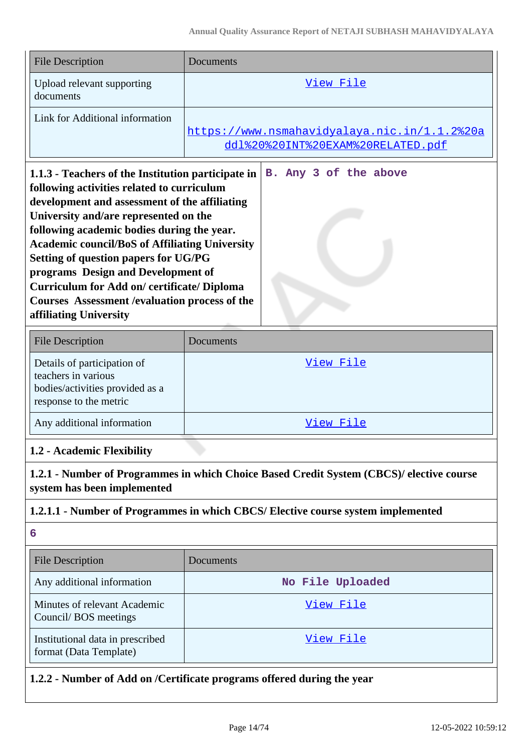| File Description | Documents |
|---|---|
| Upload relevant supporting documents | View File |
| Link for Additional information | https://www.nsmahavidyalaya.nic.in/1.1.2%20addl%20%20INT%20EXAM%20RELATED.pdf |

| **1.1.3 - Teachers of the Institution participate in following activities related to curriculum development and assessment of the affiliating University and/are represented on the following academic bodies during the year. Academic council/BoS of Affiliating University Setting of question papers for UG/PG programs Design and Development of Curriculum for Add on/ certificate/ Diploma Courses Assessment /evaluation process of the affiliating University** | **B. Any 3 of the above** |
|---|---|

| File Description | Documents |
|---|---|
| Details of participation of teachers in various bodies/activities provided as a response to the metric | View File |
| Any additional information | View File |

**1.2 - Academic Flexibility**

**1.2.1 - Number of Programmes in which Choice Based Credit System (CBCS)/ elective course system has been implemented**

**1.2.1.1 - Number of Programmes in which CBCS/ Elective course system implemented**

**6**

| File Description | Documents |
|---|---|
| Any additional information | **No File Uploaded** |
| Minutes of relevant Academic Council/ BOS meetings | View File |
| Institutional data in prescribed format (Data Template) | View File |

**1.2.2 - Number of Add on /Certificate programs offered during the year**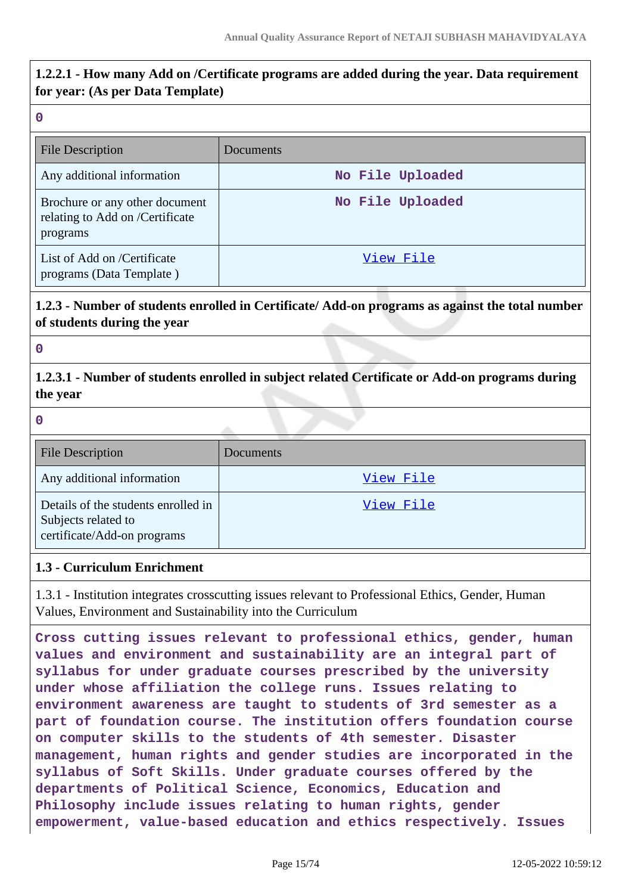**1.2.2.1 - How many Add on /Certificate programs are added during the year. Data requirement for year: (As per Data Template)**

0

| File Description | Documents |
|---|---|
| Any additional information | No File Uploaded |
| Brochure or any other document relating to Add on /Certificate programs | No File Uploaded |
| List of Add on /Certificate programs (Data Template ) | View File |

**1.2.3 - Number of students enrolled in Certificate/ Add-on programs as against the total number of students during the year**

0

**1.2.3.1 - Number of students enrolled in subject related Certificate or Add-on programs during the year**

0

| File Description | Documents |
|---|---|
| Any additional information | View File |
| Details of the students enrolled in Subjects related to certificate/Add-on programs | View File |

**1.3 - Curriculum Enrichment**

1.3.1 - Institution integrates crosscutting issues relevant to Professional Ethics, Gender, Human Values, Environment and Sustainability into the Curriculum

Cross cutting issues relevant to professional ethics, gender, human values and environment and sustainability are an integral part of syllabus for under graduate courses prescribed by the university under whose affiliation the college runs. Issues relating to environment awareness are taught to students of 3rd semester as a part of foundation course. The institution offers foundation course on computer skills to the students of 4th semester. Disaster management, human rights and gender studies are incorporated in the syllabus of Soft Skills. Under graduate courses offered by the departments of Political Science, Economics, Education and Philosophy include issues relating to human rights, gender empowerment, value-based education and ethics respectively. Issues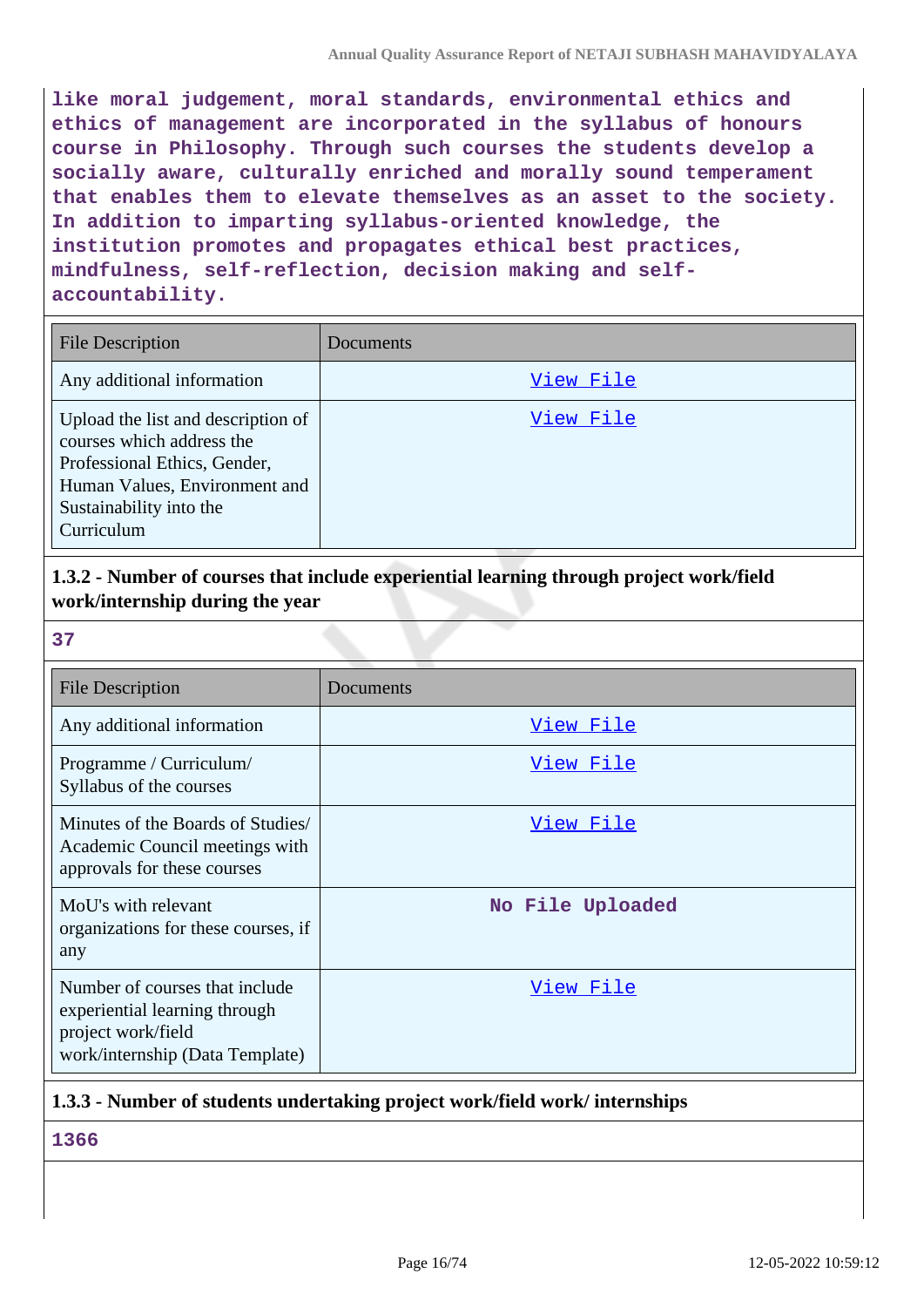like moral judgement, moral standards, environmental ethics and ethics of management are incorporated in the syllabus of honours course in Philosophy. Through such courses the students develop a socially aware, culturally enriched and morally sound temperament that enables them to elevate themselves as an asset to the society. In addition to imparting syllabus-oriented knowledge, the institution promotes and propagates ethical best practices, mindfulness, self-reflection, decision making and self-accountability.

| File Description | Documents |
|---|---|
| Any additional information | View File |
| Upload the list and description of courses which address the Professional Ethics, Gender, Human Values, Environment and Sustainability into the Curriculum | View File |

### 1.3.2 - Number of courses that include experiential learning through project work/field work/internship during the year

37

| File Description | Documents |
|---|---|
| Any additional information | View File |
| Programme / Curriculum/ Syllabus of the courses | View File |
| Minutes of the Boards of Studies/ Academic Council meetings with approvals for these courses | View File |
| MoU's with relevant organizations for these courses, if any | No File Uploaded |
| Number of courses that include experiential learning through project work/field work/internship (Data Template) | View File |

### 1.3.3 - Number of students undertaking project work/field work/ internships

1366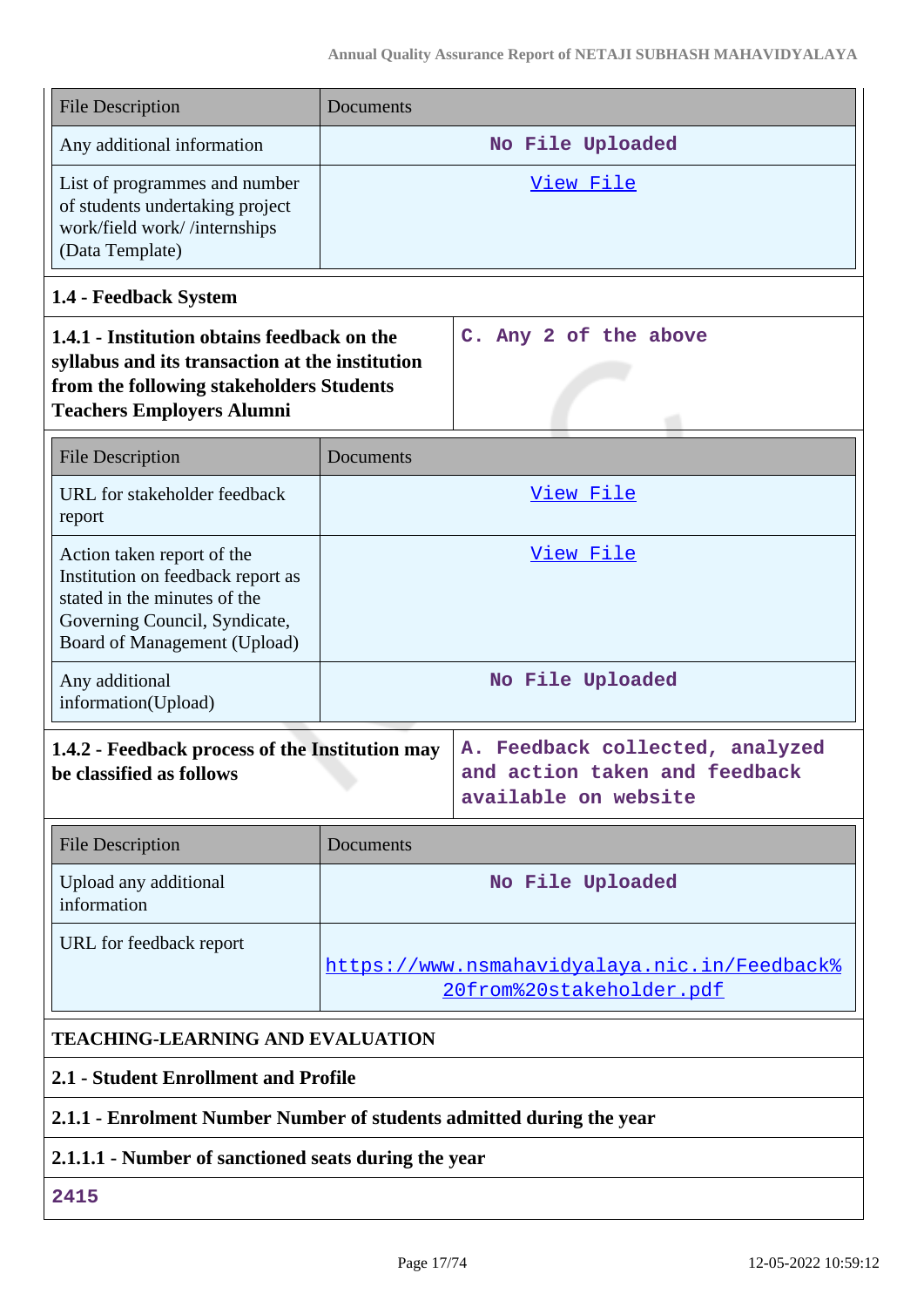| File Description | Documents |
|---|---|
| Any additional information | No File Uploaded |
| List of programmes and number of students undertaking project work/field work/ /internships (Data Template) | View File |

**1.4 - Feedback System**

| **1.4.1 - Institution obtains feedback on the syllabus and its transaction at the institution from the following stakeholders Students Teachers Employers Alumni** | C. Any 2 of the above |
|---|---|

| File Description | Documents |
|---|---|
| URL for stakeholder feedback report | View File |
| Action taken report of the Institution on feedback report as stated in the minutes of the Governing Council, Syndicate, Board of Management (Upload) | View File |
| Any additional information(Upload) | No File Uploaded |

| **1.4.2 - Feedback process of the Institution may be classified as follows** | A. Feedback collected, analyzed and action taken and feedback available on website |
|---|---|

| File Description | Documents |
|---|---|
| Upload any additional information | No File Uploaded |
| URL for feedback report | https://www.nsmahavidyalaya.nic.in/Feedback%20from%20stakeholder.pdf |

**TEACHING-LEARNING AND EVALUATION**

**2.1 - Student Enrollment and Profile**

**2.1.1 - Enrolment Number Number of students admitted during the year**

**2.1.1.1 - Number of sanctioned seats during the year**

2415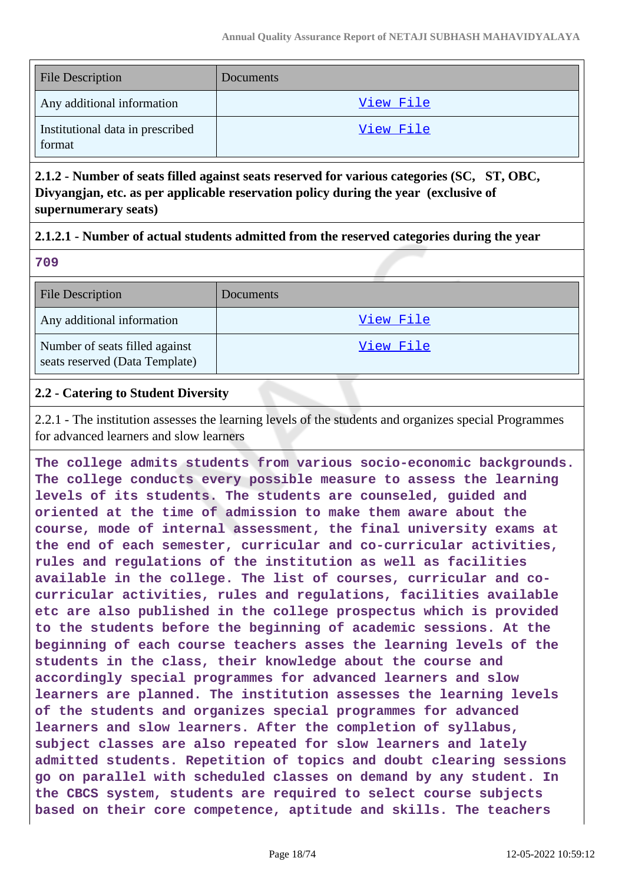| File Description | Documents |
| --- | --- |
| Any additional information | View File |
| Institutional data in prescribed format | View File |

**2.1.2 - Number of seats filled against seats reserved for various categories (SC, ST, OBC, Divyangjan, etc. as per applicable reservation policy during the year (exclusive of supernumerary seats)**

**2.1.2.1 - Number of actual students admitted from the reserved categories during the year**

**709**

| File Description | Documents |
| --- | --- |
| Any additional information | View File |
| Number of seats filled against seats reserved (Data Template) | View File |

**2.2 - Catering to Student Diversity**

2.2.1 - The institution assesses the learning levels of the students and organizes special Programmes for advanced learners and slow learners

**The college admits students from various socio-economic backgrounds. The college conducts every possible measure to assess the learning levels of its students. The students are counseled, guided and oriented at the time of admission to make them aware about the course, mode of internal assessment, the final university exams at the end of each semester, curricular and co-curricular activities, rules and regulations of the institution as well as facilities available in the college. The list of courses, curricular and co-curricular activities, rules and regulations, facilities available etc are also published in the college prospectus which is provided to the students before the beginning of academic sessions. At the beginning of each course teachers asses the learning levels of the students in the class, their knowledge about the course and accordingly special programmes for advanced learners and slow learners are planned. The institution assesses the learning levels of the students and organizes special programmes for advanced learners and slow learners. After the completion of syllabus, subject classes are also repeated for slow learners and lately admitted students. Repetition of topics and doubt clearing sessions go on parallel with scheduled classes on demand by any student. In the CBCS system, students are required to select course subjects based on their core competence, aptitude and skills. The teachers**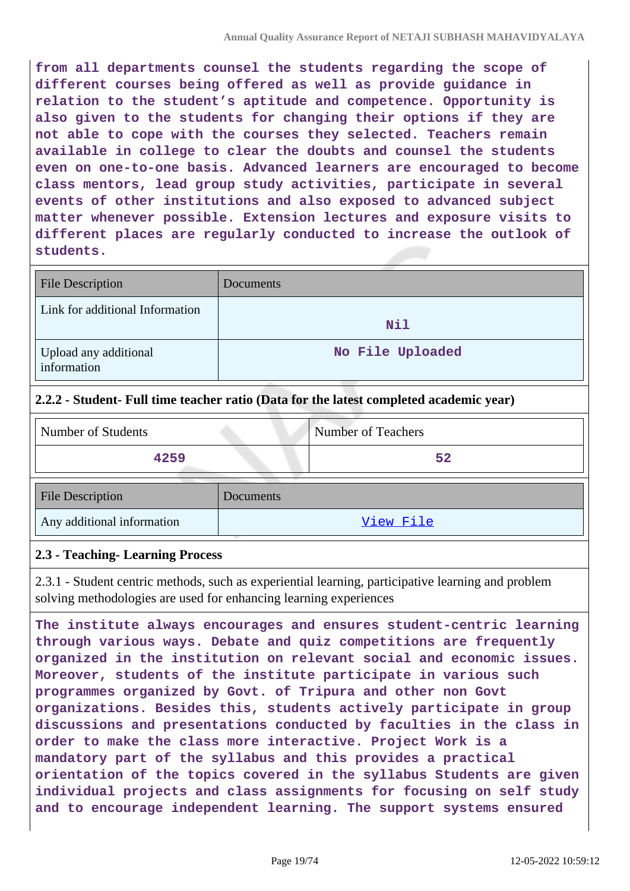**from all departments counsel the students regarding the scope of different courses being offered as well as provide guidance in relation to the student's aptitude and competence. Opportunity is also given to the students for changing their options if they are not able to cope with the courses they selected. Teachers remain available in college to clear the doubts and counsel the students even on one-to-one basis. Advanced learners are encouraged to become class mentors, lead group study activities, participate in several events of other institutions and also exposed to advanced subject matter whenever possible. Extension lectures and exposure visits to different places are regularly conducted to increase the outlook of students.**

| File Description | Documents |
|---|---|
| Link for additional Information | Nil |
| Upload any additional information | No File Uploaded |

#### 2.2.2 - Student- Full time teacher ratio (Data for the latest completed academic year)

| Number of Students | Number of Teachers |
|---|---|
| 4259 | 52 |

| File Description | Documents |
|---|---|
| Any additional information | View File |

#### 2.3 - Teaching- Learning Process

2.3.1 - Student centric methods, such as experiential learning, participative learning and problem solving methodologies are used for enhancing learning experiences

**The institute always encourages and ensures student-centric learning through various ways. Debate and quiz competitions are frequently organized in the institution on relevant social and economic issues. Moreover, students of the institute participate in various such programmes organized by Govt. of Tripura and other non Govt organizations. Besides this, students actively participate in group discussions and presentations conducted by faculties in the class in order to make the class more interactive. Project Work is a mandatory part of the syllabus and this provides a practical orientation of the topics covered in the syllabus Students are given individual projects and class assignments for focusing on self study and to encourage independent learning. The support systems ensured**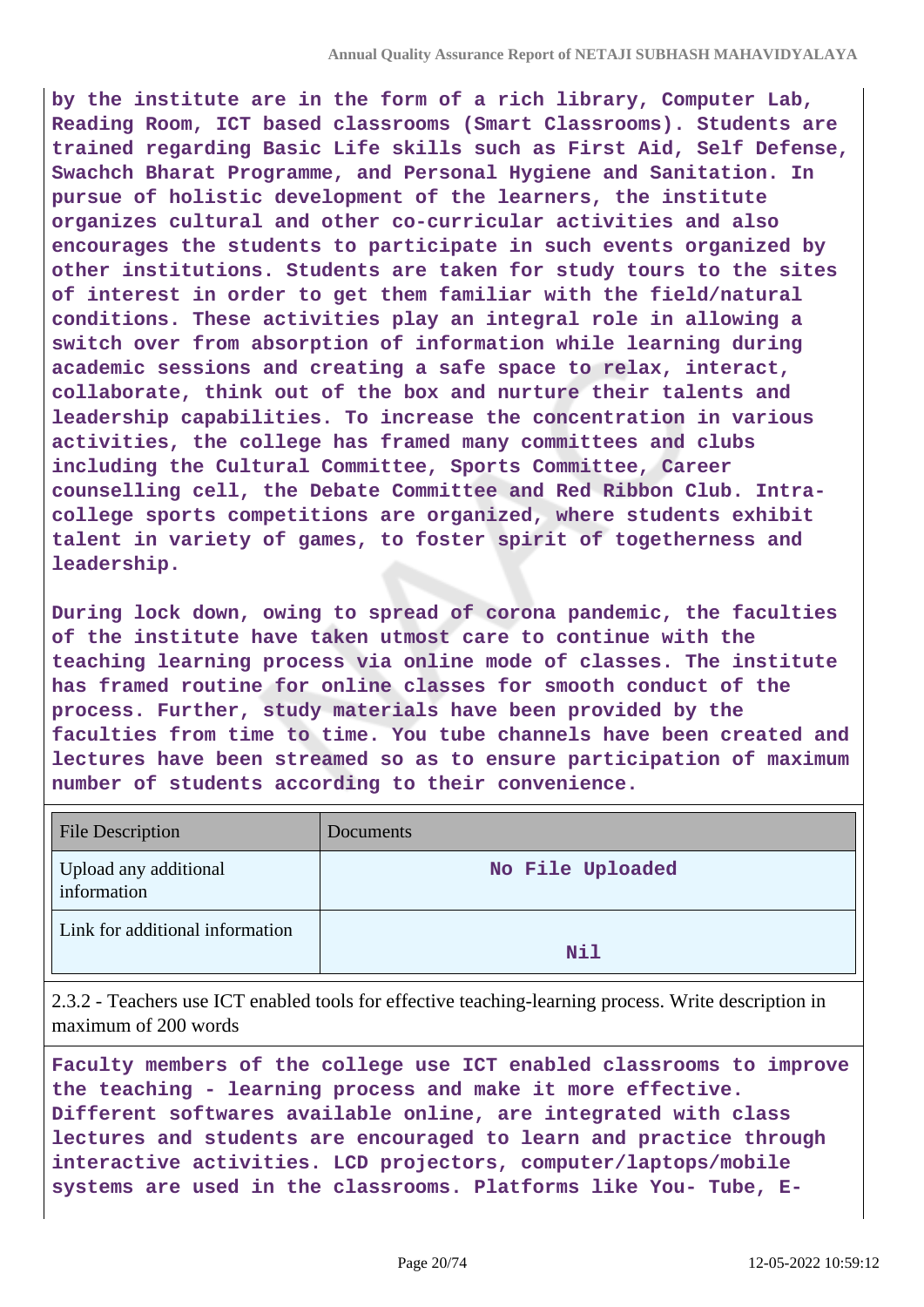**by the institute are in the form of a rich library, Computer Lab, Reading Room, ICT based classrooms (Smart Classrooms). Students are trained regarding Basic Life skills such as First Aid, Self Defense, Swachch Bharat Programme, and Personal Hygiene and Sanitation. In pursue of holistic development of the learners, the institute organizes cultural and other co-curricular activities and also encourages the students to participate in such events organized by other institutions. Students are taken for study tours to the sites of interest in order to get them familiar with the field/natural conditions. These activities play an integral role in allowing a switch over from absorption of information while learning during academic sessions and creating a safe space to relax, interact, collaborate, think out of the box and nurture their talents and leadership capabilities. To increase the concentration in various activities, the college has framed many committees and clubs including the Cultural Committee, Sports Committee, Career counselling cell, the Debate Committee and Red Ribbon Club. Intra-college sports competitions are organized, where students exhibit talent in variety of games, to foster spirit of togetherness and leadership.**

**During lock down, owing to spread of corona pandemic, the faculties of the institute have taken utmost care to continue with the teaching learning process via online mode of classes. The institute has framed routine for online classes for smooth conduct of the process. Further, study materials have been provided by the faculties from time to time. You tube channels have been created and lectures have been streamed so as to ensure participation of maximum number of students according to their convenience.**

| File Description | Documents |
|---|---|
| Upload any additional information | No File Uploaded |
| Link for additional information | Nil |

2.3.2 - Teachers use ICT enabled tools for effective teaching-learning process. Write description in maximum of 200 words

**Faculty members of the college use ICT enabled classrooms to improve the teaching - learning process and make it more effective. Different softwares available online, are integrated with class lectures and students are encouraged to learn and practice through interactive activities. LCD projectors, computer/laptops/mobile systems are used in the classrooms. Platforms like You- Tube, E-**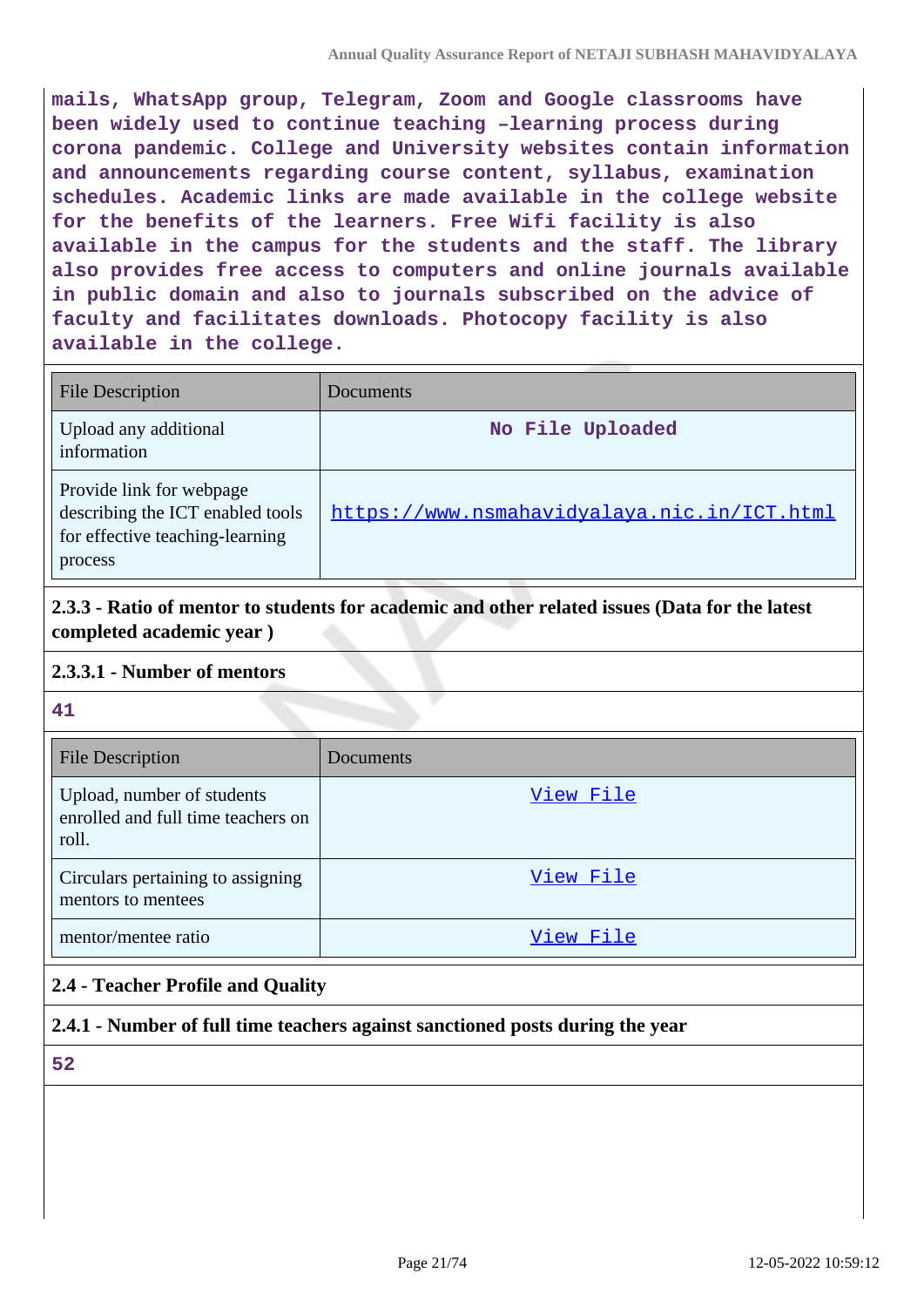mails, WhatsApp group, Telegram, Zoom and Google classrooms have been widely used to continue teaching –learning process during corona pandemic. College and University websites contain information and announcements regarding course content, syllabus, examination schedules. Academic links are made available in the college website for the benefits of the learners. Free Wifi facility is also available in the campus for the students and the staff. The library also provides free access to computers and online journals available in public domain and also to journals subscribed on the advice of faculty and facilitates downloads. Photocopy facility is also available in the college.

| File Description | Documents |
|---|---|
| Upload any additional information | No File Uploaded |
| Provide link for webpage describing the ICT enabled tools for effective teaching-learning process | https://www.nsmahavidyalaya.nic.in/ICT.html |

**2.3.3 - Ratio of mentor to students for academic and other related issues (Data for the latest completed academic year )**

**2.3.3.1 - Number of mentors**

41

| File Description | Documents |
|---|---|
| Upload, number of students enrolled and full time teachers on roll. | View File |
| Circulars pertaining to assigning mentors to mentees | View File |
| mentor/mentee ratio | View File |

**2.4 - Teacher Profile and Quality**

**2.4.1 - Number of full time teachers against sanctioned posts during the year**

52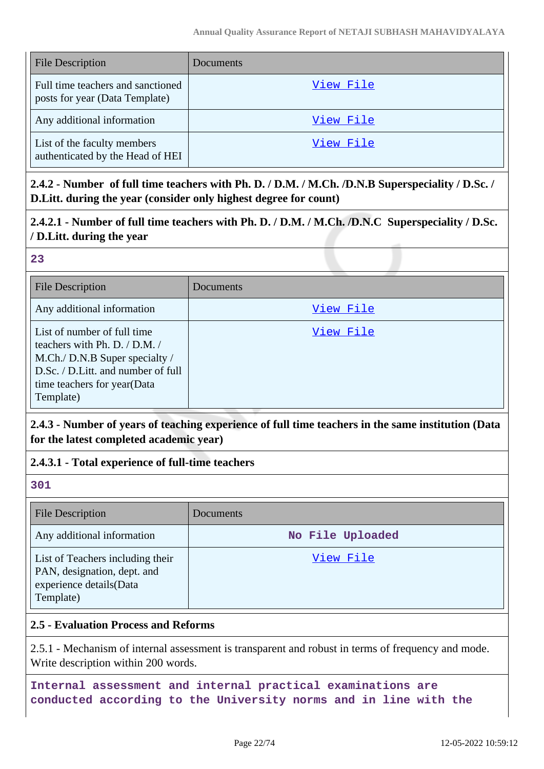| File Description | Documents |
|---|---|
| Full time teachers and sanctioned posts for year (Data Template) | View File |
| Any additional information | View File |
| List of the faculty members authenticated by the Head of HEI | View File |

**2.4.2 - Number of full time teachers with Ph. D. / D.M. / M.Ch. /D.N.B Superspeciality / D.Sc. / D.Litt. during the year (consider only highest degree for count)**

**2.4.2.1 - Number of full time teachers with Ph. D. / D.M. / M.Ch. /D.N.C Superspeciality / D.Sc. / D.Litt. during the year**

**23**

| File Description | Documents |
|---|---|
| Any additional information | View File |
| List of number of full time teachers with Ph. D. / D.M. / M.Ch./ D.N.B Super specialty / D.Sc. / D.Litt. and number of full time teachers for year(Data Template) | View File |

**2.4.3 - Number of years of teaching experience of full time teachers in the same institution (Data for the latest completed academic year)**

**2.4.3.1 - Total experience of full-time teachers**

**301**

| File Description | Documents |
|---|---|
| Any additional information | No File Uploaded |
| List of Teachers including their PAN, designation, dept. and experience details(Data Template) | View File |

**2.5 - Evaluation Process and Reforms**

2.5.1 - Mechanism of internal assessment is transparent and robust in terms of frequency and mode. Write description within 200 words.

Internal assessment and internal practical examinations are conducted according to the University norms and in line with the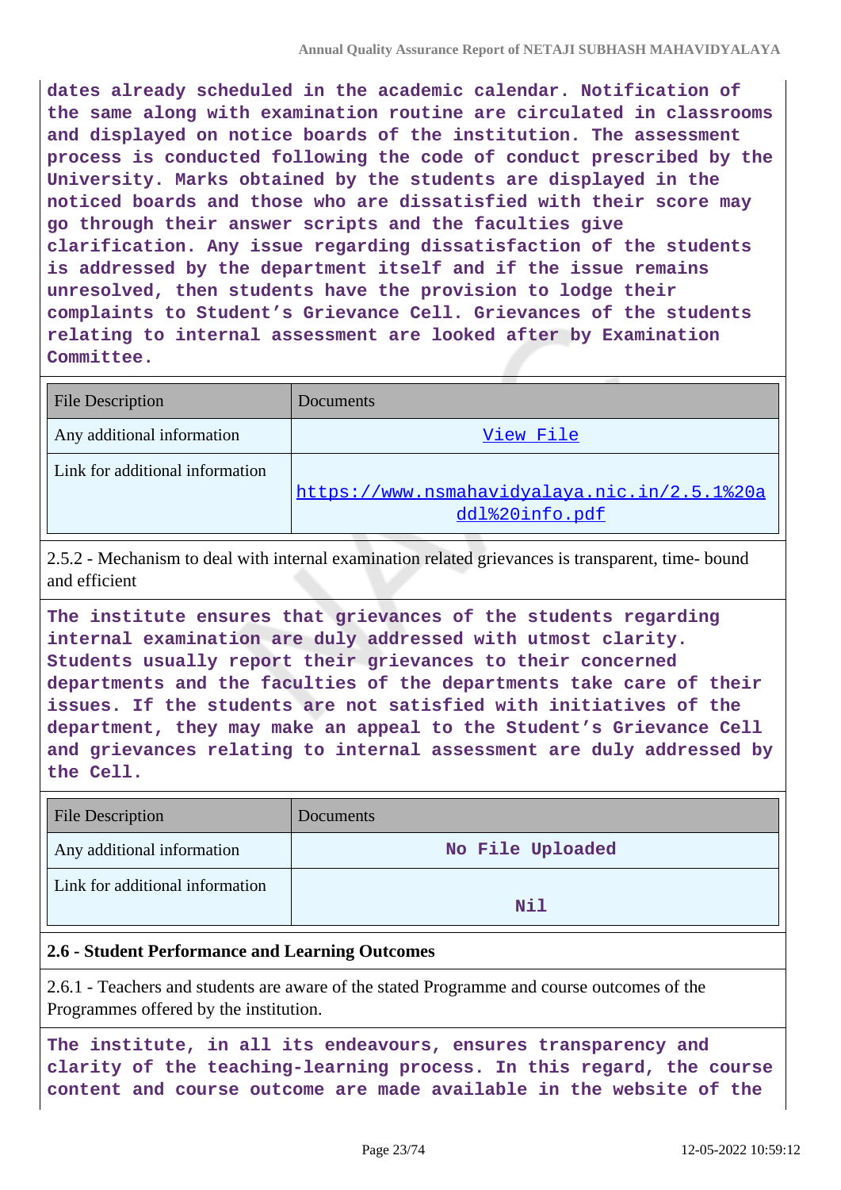dates already scheduled in the academic calendar. Notification of the same along with examination routine are circulated in classrooms and displayed on notice boards of the institution. The assessment process is conducted following the code of conduct prescribed by the University. Marks obtained by the students are displayed in the noticed boards and those who are dissatisfied with their score may go through their answer scripts and the faculties give clarification. Any issue regarding dissatisfaction of the students is addressed by the department itself and if the issue remains unresolved, then students have the provision to lodge their complaints to Student's Grievance Cell. Grievances of the students relating to internal assessment are looked after by Examination Committee.

| File Description | Documents |
|---|---|
| Any additional information | View File |
| Link for additional information | https://www.nsmahavidyalaya.nic.in/2.5.1%20addl%20info.pdf |

2.5.2 - Mechanism to deal with internal examination related grievances is transparent, time- bound and efficient

The institute ensures that grievances of the students regarding internal examination are duly addressed with utmost clarity. Students usually report their grievances to their concerned departments and the faculties of the departments take care of their issues. If the students are not satisfied with initiatives of the department, they may make an appeal to the Student's Grievance Cell and grievances relating to internal assessment are duly addressed by the Cell.

| File Description | Documents |
|---|---|
| Any additional information | No File Uploaded |
| Link for additional information | Nil |

**2.6 - Student Performance and Learning Outcomes**

2.6.1 - Teachers and students are aware of the stated Programme and course outcomes of the Programmes offered by the institution.

The institute, in all its endeavours, ensures transparency and clarity of the teaching-learning process. In this regard, the course content and course outcome are made available in the website of the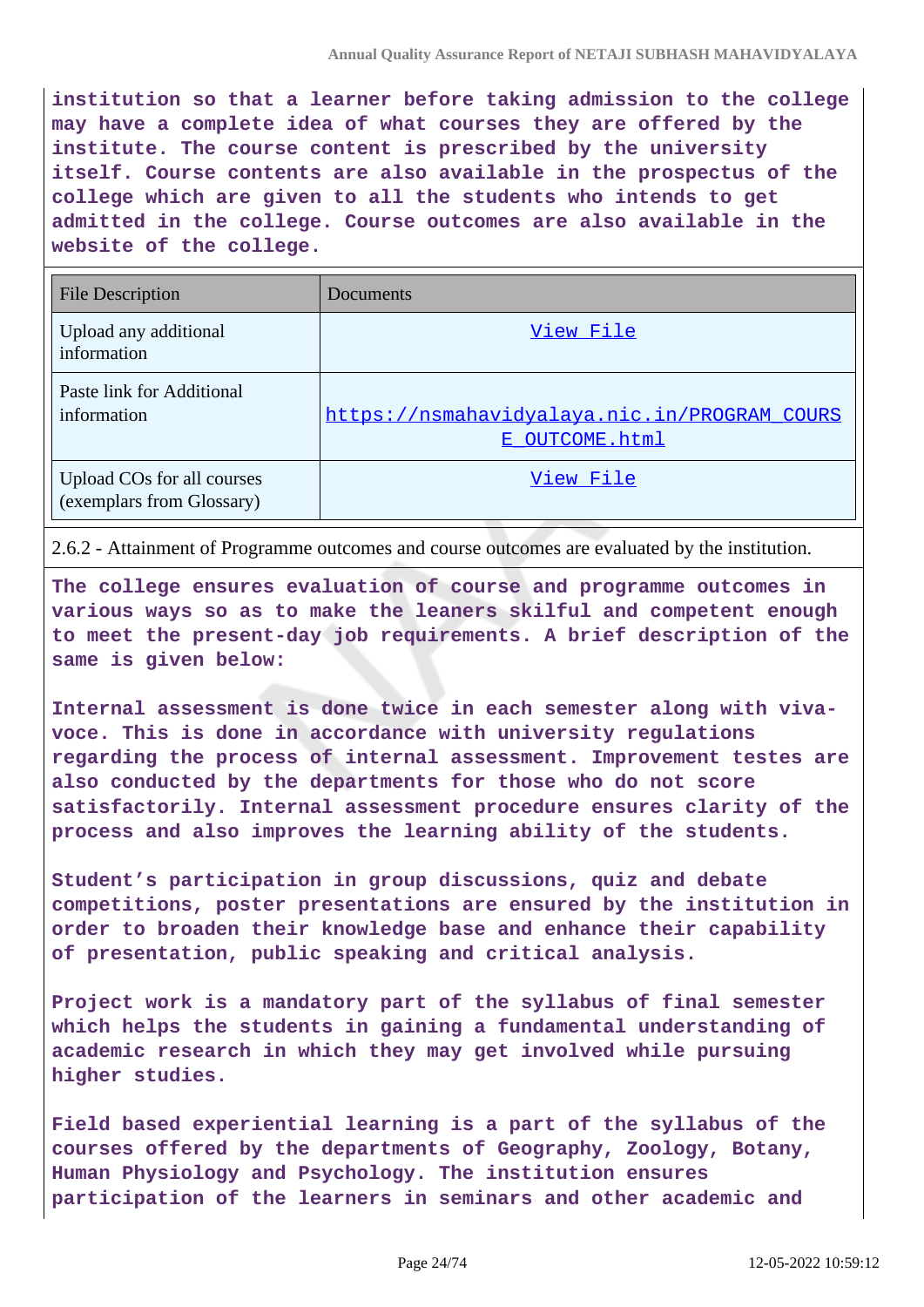**institution so that a learner before taking admission to the college may have a complete idea of what courses they are offered by the institute. The course content is prescribed by the university itself. Course contents are also available in the prospectus of the college which are given to all the students who intends to get admitted in the college. Course outcomes are also available in the website of the college.**

| File Description | Documents |
|---|---|
| Upload any additional information | View File |
| Paste link for Additional information | https://nsmahavidyalaya.nic.in/PROGRAM_COURSE_OUTCOME.html |
| Upload COs for all courses (exemplars from Glossary) | View File |

2.6.2 - Attainment of Programme outcomes and course outcomes are evaluated by the institution.

**The college ensures evaluation of course and programme outcomes in various ways so as to make the leaners skilful and competent enough to meet the present-day job requirements. A brief description of the same is given below:**

**Internal assessment is done twice in each semester along with viva-voce. This is done in accordance with university regulations regarding the process of internal assessment. Improvement testes are also conducted by the departments for those who do not score satisfactorily. Internal assessment procedure ensures clarity of the process and also improves the learning ability of the students.**

**Student's participation in group discussions, quiz and debate competitions, poster presentations are ensured by the institution in order to broaden their knowledge base and enhance their capability of presentation, public speaking and critical analysis.**

**Project work is a mandatory part of the syllabus of final semester which helps the students in gaining a fundamental understanding of academic research in which they may get involved while pursuing higher studies.**

**Field based experiential learning is a part of the syllabus of the courses offered by the departments of Geography, Zoology, Botany, Human Physiology and Psychology. The institution ensures participation of the learners in seminars and other academic and**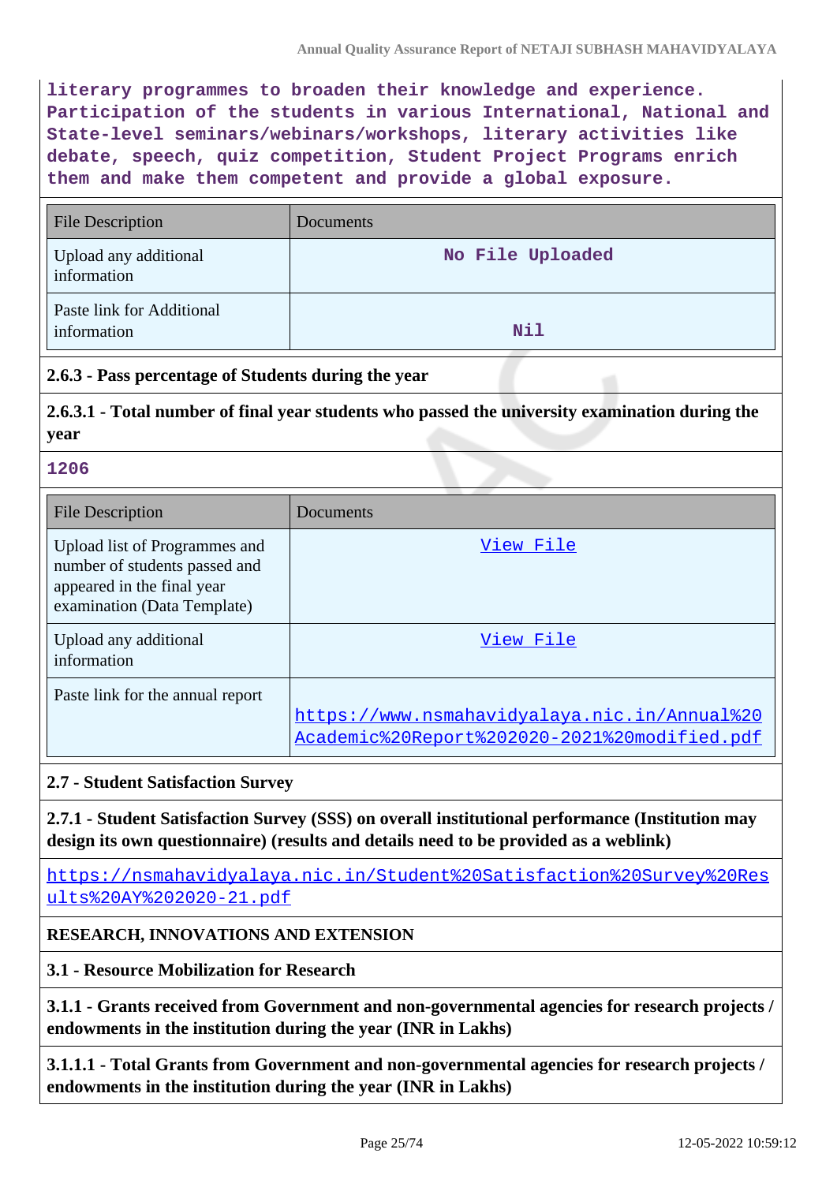literary programmes to broaden their knowledge and experience. Participation of the students in various International, National and State-level seminars/webinars/workshops, literary activities like debate, speech, quiz competition, Student Project Programs enrich them and make them competent and provide a global exposure.

| File Description | Documents |
|---|---|
| Upload any additional information | No File Uploaded |
| Paste link for Additional information | Nil |

**2.6.3 - Pass percentage of Students during the year**

**2.6.3.1 - Total number of final year students who passed the university examination during the year**

1206

| File Description | Documents |
|---|---|
| Upload list of Programmes and number of students passed and appeared in the final year examination (Data Template) | View File |
| Upload any additional information | View File |
| Paste link for the annual report | https://www.nsmahavidyalaya.nic.in/Annual%20Academic%20Report%202020-2021%20modified.pdf |

**2.7 - Student Satisfaction Survey**

**2.7.1 - Student Satisfaction Survey (SSS) on overall institutional performance (Institution may design its own questionnaire) (results and details need to be provided as a weblink)**

https://nsmahavidyalaya.nic.in/Student%20Satisfaction%20Survey%20Results%20AY%202020-21.pdf

**RESEARCH, INNOVATIONS AND EXTENSION**

**3.1 - Resource Mobilization for Research**

**3.1.1 - Grants received from Government and non-governmental agencies for research projects / endowments in the institution during the year (INR in Lakhs)**

**3.1.1.1 - Total Grants from Government and non-governmental agencies for research projects / endowments in the institution during the year (INR in Lakhs)**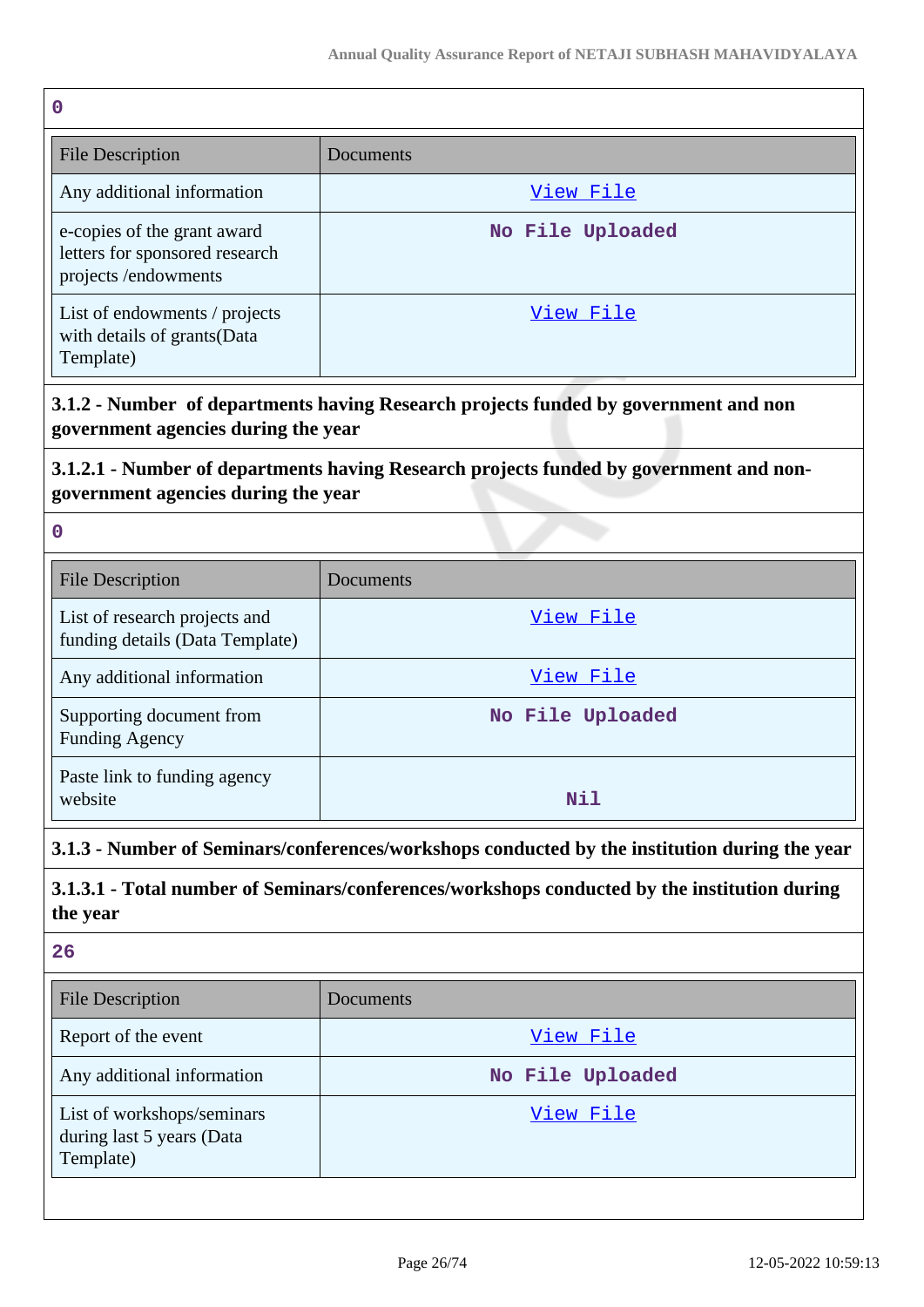0

| File Description | Documents |
|---|---|
| Any additional information | View File |
| e-copies of the grant award letters for sponsored research projects /endowments | No File Uploaded |
| List of endowments / projects with details of grants(Data Template) | View File |

**3.1.2 - Number of departments having Research projects funded by government and non government agencies during the year**

**3.1.2.1 - Number of departments having Research projects funded by government and non-government agencies during the year**

0

| File Description | Documents |
|---|---|
| List of research projects and funding details (Data Template) | View File |
| Any additional information | View File |
| Supporting document from Funding Agency | No File Uploaded |
| Paste link to funding agency website | Nil |

**3.1.3 - Number of Seminars/conferences/workshops conducted by the institution during the year**

**3.1.3.1 - Total number of Seminars/conferences/workshops conducted by the institution during the year**

26

| File Description | Documents |
|---|---|
| Report of the event | View File |
| Any additional information | No File Uploaded |
| List of workshops/seminars during last 5 years (Data Template) | View File |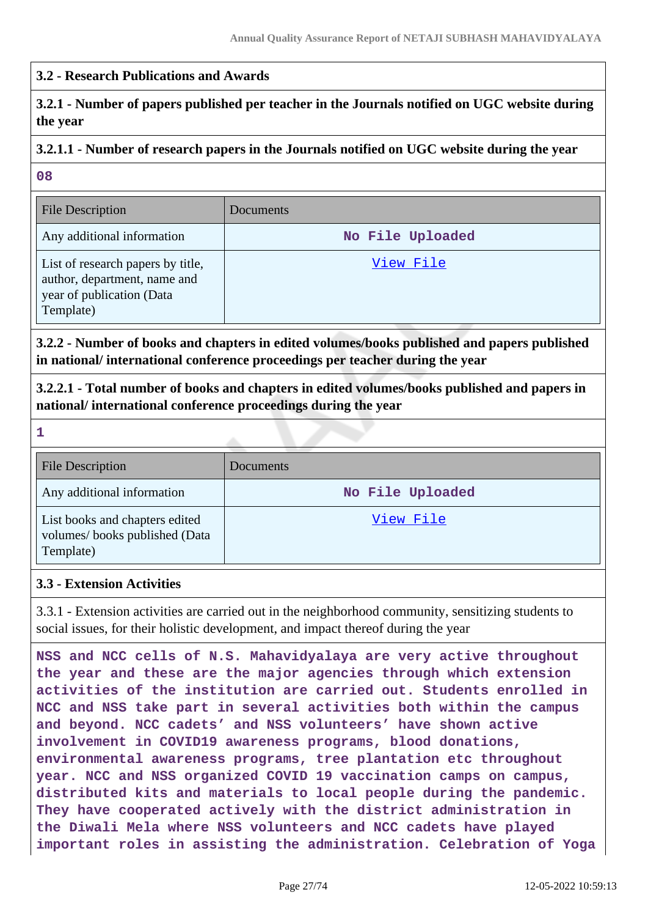### 3.2 - Research Publications and Awards

#### 3.2.1 - Number of papers published per teacher in the Journals notified on UGC website during the year

#### 3.2.1.1 - Number of research papers in the Journals notified on UGC website during the year

08

| File Description | Documents |
|---|---|
| Any additional information | No File Uploaded |
| List of research papers by title, author, department, name and year of publication (Data Template) | View File |

#### 3.2.2 - Number of books and chapters in edited volumes/books published and papers published in national/ international conference proceedings per teacher during the year

#### 3.2.2.1 - Total number of books and chapters in edited volumes/books published and papers in national/ international conference proceedings during the year

1

| File Description | Documents |
|---|---|
| Any additional information | No File Uploaded |
| List books and chapters edited volumes/ books published (Data Template) | View File |

### 3.3 - Extension Activities

3.3.1 - Extension activities are carried out in the neighborhood community, sensitizing students to social issues, for their holistic development, and impact thereof during the year

NSS and NCC cells of N.S. Mahavidyalaya are very active throughout the year and these are the major agencies through which extension activities of the institution are carried out. Students enrolled in NCC and NSS take part in several activities both within the campus and beyond. NCC cadets' and NSS volunteers' have shown active involvement in COVID19 awareness programs, blood donations, environmental awareness programs, tree plantation etc throughout year. NCC and NSS organized COVID 19 vaccination camps on campus, distributed kits and materials to local people during the pandemic. They have cooperated actively with the district administration in the Diwali Mela where NSS volunteers and NCC cadets have played important roles in assisting the administration. Celebration of Yoga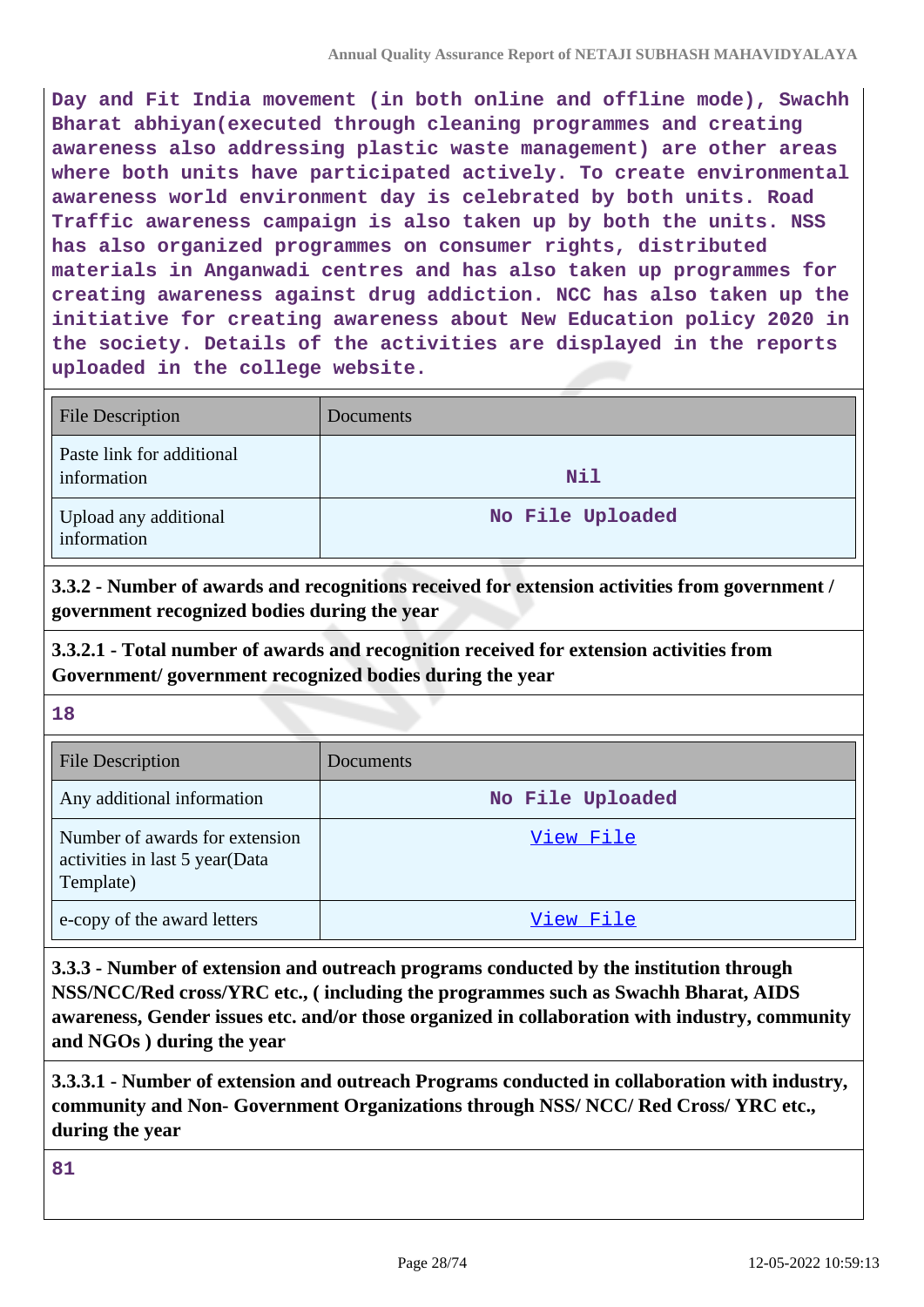**Day and Fit India movement (in both online and offline mode), Swachh Bharat abhiyan(executed through cleaning programmes and creating awareness also addressing plastic waste management) are other areas where both units have participated actively. To create environmental awareness world environment day is celebrated by both units. Road Traffic awareness campaign is also taken up by both the units. NSS has also organized programmes on consumer rights, distributed materials in Anganwadi centres and has also taken up programmes for creating awareness against drug addiction. NCC has also taken up the initiative for creating awareness about New Education policy 2020 in the society. Details of the activities are displayed in the reports uploaded in the college website.**

| File Description | Documents |
|---|---|
| Paste link for additional information | Nil |
| Upload any additional information | No File Uploaded |

**3.3.2 - Number of awards and recognitions received for extension activities from government / government recognized bodies during the year**

**3.3.2.1 - Total number of awards and recognition received for extension activities from Government/ government recognized bodies during the year**

**18**

| File Description | Documents |
|---|---|
| Any additional information | No File Uploaded |
| Number of awards for extension activities in last 5 year(Data Template) | View File |
| e-copy of the award letters | View File |

**3.3.3 - Number of extension and outreach programs conducted by the institution through NSS/NCC/Red cross/YRC etc., ( including the programmes such as Swachh Bharat, AIDS awareness, Gender issues etc. and/or those organized in collaboration with industry, community and NGOs ) during the year**

**3.3.3.1 - Number of extension and outreach Programs conducted in collaboration with industry, community and Non- Government Organizations through NSS/ NCC/ Red Cross/ YRC etc., during the year**

**81**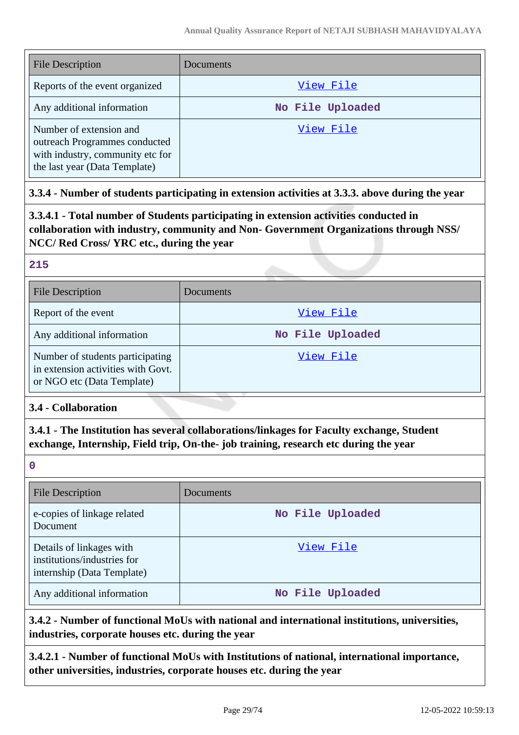| File Description | Documents |
|---|---|
| Reports of the event organized | View File |
| Any additional information | No File Uploaded |
| Number of extension and outreach Programmes conducted with industry, community etc for the last year (Data Template) | View File |

**3.3.4 - Number of students participating in extension activities at 3.3.3. above during the year**

**3.3.4.1 - Total number of Students participating in extension activities conducted in collaboration with industry, community and Non- Government Organizations through NSS/ NCC/ Red Cross/ YRC etc., during the year**

215

| File Description | Documents |
|---|---|
| Report of the event | View File |
| Any additional information | No File Uploaded |
| Number of students participating in extension activities with Govt. or NGO etc (Data Template) | View File |

**3.4 - Collaboration**

**3.4.1 - The Institution has several collaborations/linkages for Faculty exchange, Student exchange, Internship, Field trip, On-the- job training, research etc during the year**

0

| File Description | Documents |
|---|---|
| e-copies of linkage related Document | No File Uploaded |
| Details of linkages with institutions/industries for internship (Data Template) | View File |
| Any additional information | No File Uploaded |

**3.4.2 - Number of functional MoUs with national and international institutions, universities, industries, corporate houses etc. during the year**

**3.4.2.1 - Number of functional MoUs with Institutions of national, international importance, other universities, industries, corporate houses etc. during the year**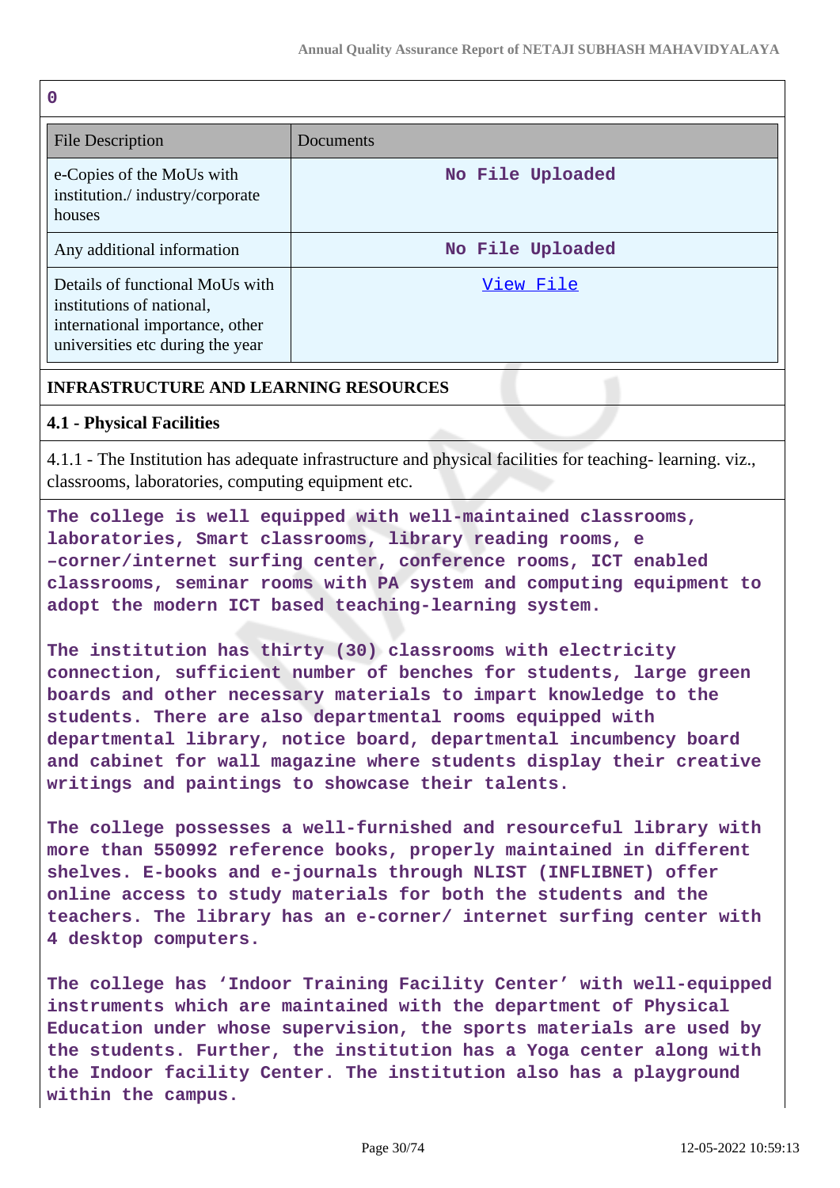0

| File Description | Documents |
| --- | --- |
| e-Copies of the MoUs with institution./ industry/corporate houses | No File Uploaded |
| Any additional information | No File Uploaded |
| Details of functional MoUs with institutions of national, international importance, other universities etc during the year | View File |

## INFRASTRUCTURE AND LEARNING RESOURCES

### 4.1 - Physical Facilities

4.1.1 - The Institution has adequate infrastructure and physical facilities for teaching- learning. viz., classrooms, laboratories, computing equipment etc.

**The college is well equipped with well-maintained classrooms, laboratories, Smart classrooms, library reading rooms, e –corner/internet surfing center, conference rooms, ICT enabled classrooms, seminar rooms with PA system and computing equipment to adopt the modern ICT based teaching-learning system.**

**The institution has thirty (30) classrooms with electricity connection, sufficient number of benches for students, large green boards and other necessary materials to impart knowledge to the students. There are also departmental rooms equipped with departmental library, notice board, departmental incumbency board and cabinet for wall magazine where students display their creative writings and paintings to showcase their talents.**

**The college possesses a well-furnished and resourceful library with more than 550992 reference books, properly maintained in different shelves. E-books and e-journals through NLIST (INFLIBNET) offer online access to study materials for both the students and the teachers. The library has an e-corner/ internet surfing center with 4 desktop computers.**

**The college has 'Indoor Training Facility Center' with well-equipped instruments which are maintained with the department of Physical Education under whose supervision, the sports materials are used by the students. Further, the institution has a Yoga center along with the Indoor facility Center. The institution also has a playground within the campus.**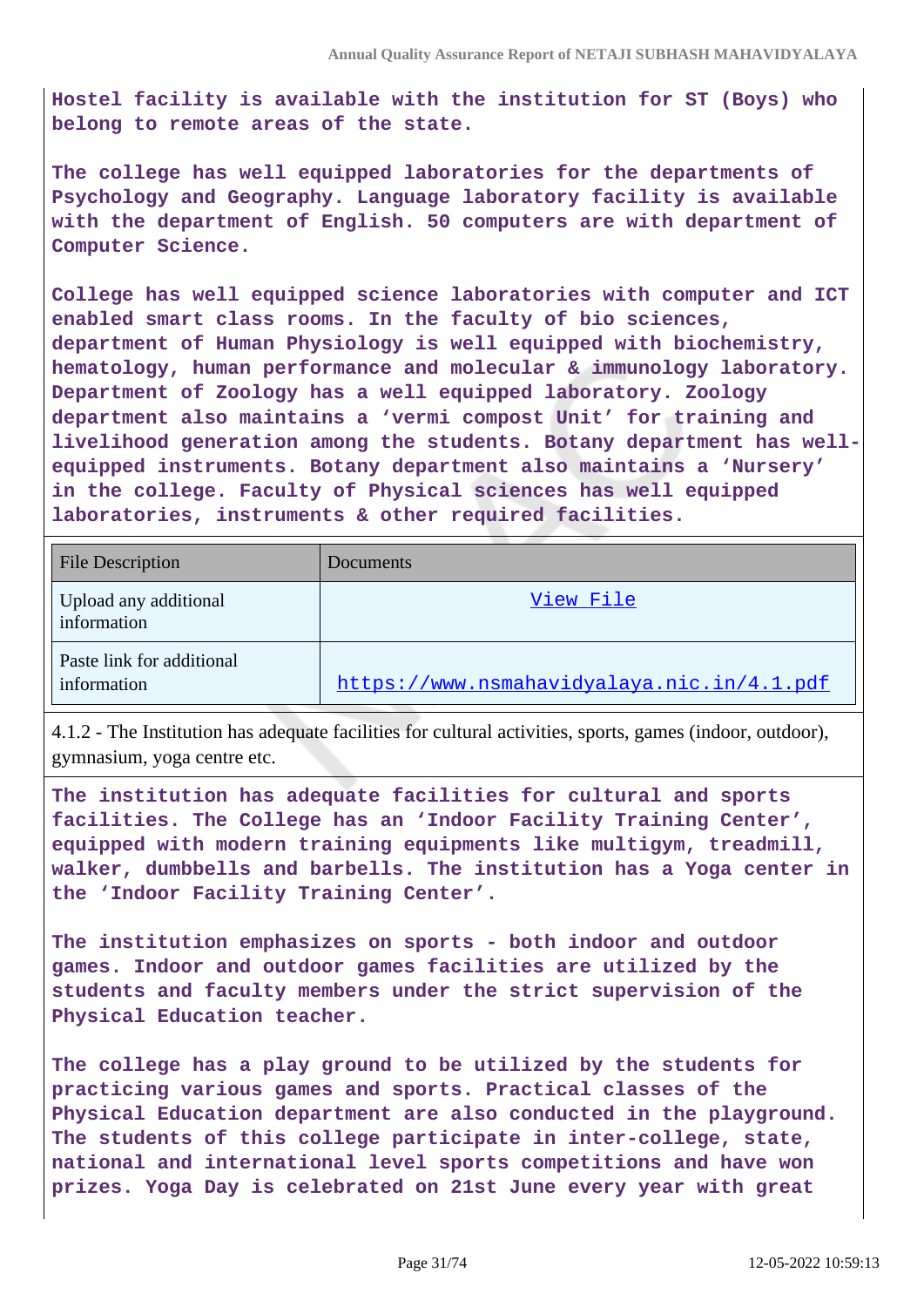**Hostel facility is available with the institution for ST (Boys) who belong to remote areas of the state.**

**The college has well equipped laboratories for the departments of Psychology and Geography. Language laboratory facility is available with the department of English. 50 computers are with department of Computer Science.**

**College has well equipped science laboratories with computer and ICT enabled smart class rooms. In the faculty of bio sciences, department of Human Physiology is well equipped with biochemistry, hematology, human performance and molecular & immunology laboratory. Department of Zoology has a well equipped laboratory. Zoology department also maintains a 'vermi compost Unit' for training and livelihood generation among the students. Botany department has well-equipped instruments. Botany department also maintains a 'Nursery' in the college. Faculty of Physical sciences has well equipped laboratories, instruments & other required facilities.**

| File Description | Documents |
| --- | --- |
| Upload any additional information | View File |
| Paste link for additional information | https://www.nsmahavidyalaya.nic.in/4.1.pdf |

4.1.2 - The Institution has adequate facilities for cultural activities, sports, games (indoor, outdoor), gymnasium, yoga centre etc.

**The institution has adequate facilities for cultural and sports facilities. The College has an 'Indoor Facility Training Center', equipped with modern training equipments like multigym, treadmill, walker, dumbbells and barbells. The institution has a Yoga center in the 'Indoor Facility Training Center'.**

**The institution emphasizes on sports - both indoor and outdoor games. Indoor and outdoor games facilities are utilized by the students and faculty members under the strict supervision of the Physical Education teacher.**

**The college has a play ground to be utilized by the students for practicing various games and sports. Practical classes of the Physical Education department are also conducted in the playground. The students of this college participate in inter-college, state, national and international level sports competitions and have won prizes. Yoga Day is celebrated on 21st June every year with great**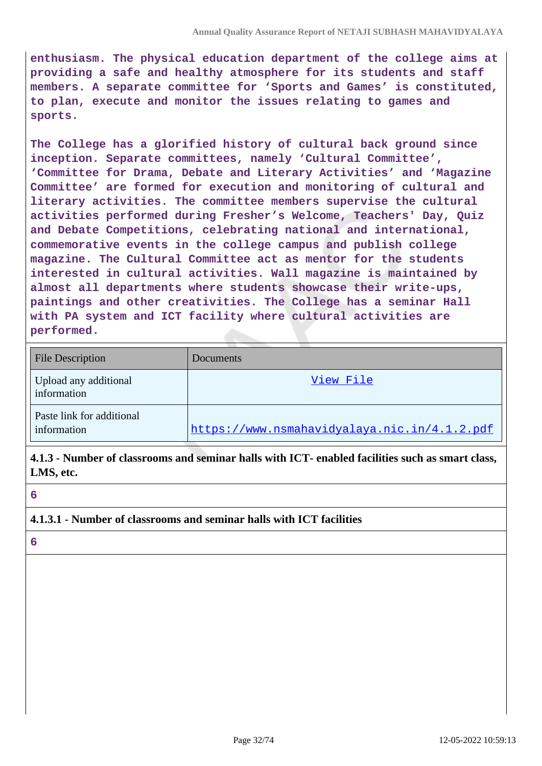enthusiasm. The physical education department of the college aims at providing a safe and healthy atmosphere for its students and staff members. A separate committee for 'Sports and Games' is constituted, to plan, execute and monitor the issues relating to games and sports.

The College has a glorified history of cultural back ground since inception. Separate committees, namely 'Cultural Committee', 'Committee for Drama, Debate and Literary Activities' and 'Magazine Committee' are formed for execution and monitoring of cultural and literary activities. The committee members supervise the cultural activities performed during Fresher's Welcome, Teachers' Day, Quiz and Debate Competitions, celebrating national and international, commemorative events in the college campus and publish college magazine. The Cultural Committee act as mentor for the students interested in cultural activities. Wall magazine is maintained by almost all departments where students showcase their write-ups, paintings and other creativities. The College has a seminar Hall with PA system and ICT facility where cultural activities are performed.

| File Description | Documents |
|---|---|
| Upload any additional information | View File |
| Paste link for additional information | https://www.nsmahavidyalaya.nic.in/4.1.2.pdf |

**4.1.3 - Number of classrooms and seminar halls with ICT- enabled facilities such as smart class, LMS, etc.**

6

**4.1.3.1 - Number of classrooms and seminar halls with ICT facilities**

6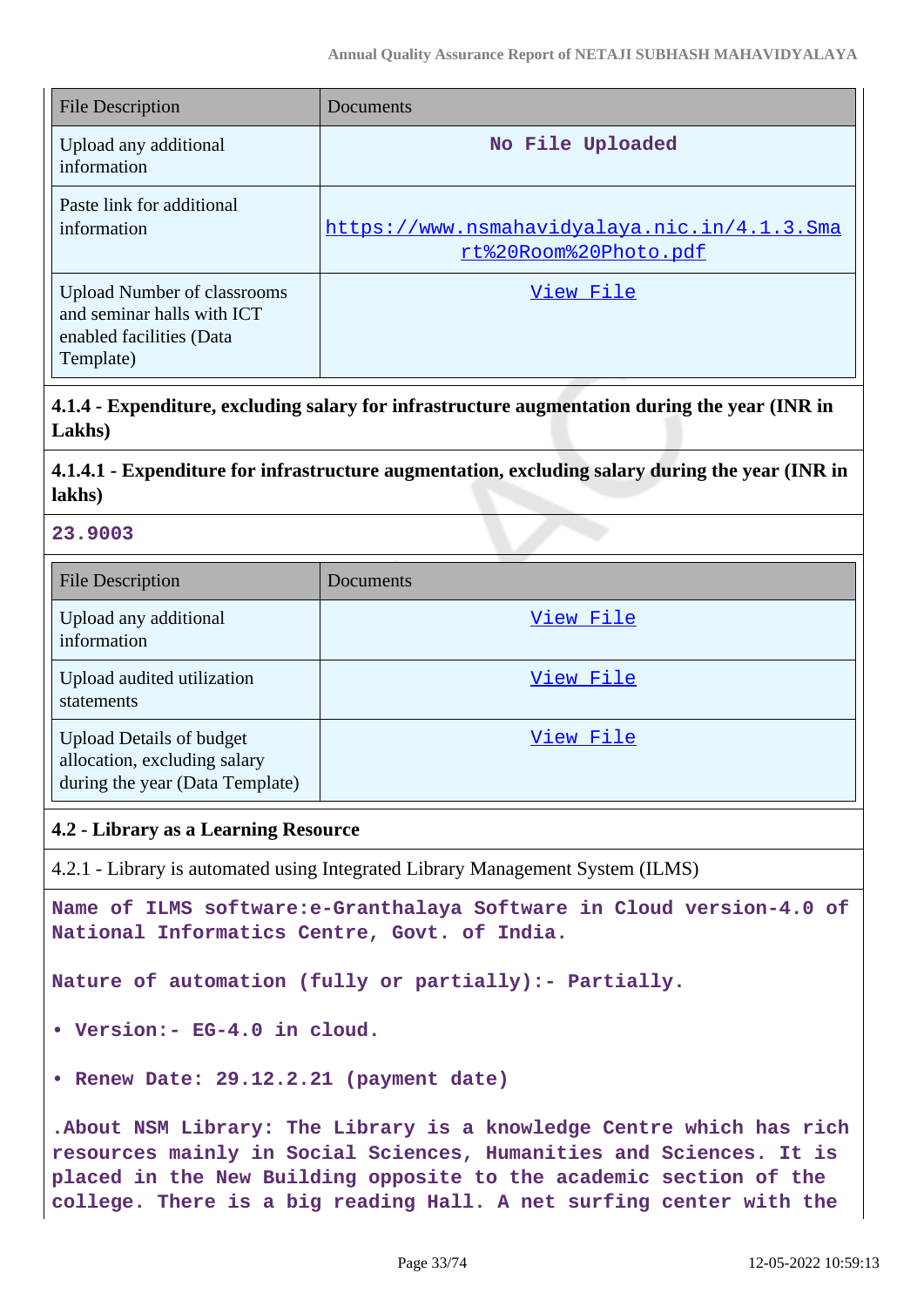| File Description | Documents |
|---|---|
| Upload any additional information | No File Uploaded |
| Paste link for additional information | https://www.nsmahavidyalaya.nic.in/4.1.3.Smart%20Room%20Photo.pdf |
| Upload Number of classrooms and seminar halls with ICT enabled facilities (Data Template) | View File |

**4.1.4 - Expenditure, excluding salary for infrastructure augmentation during the year (INR in Lakhs)**

**4.1.4.1 - Expenditure for infrastructure augmentation, excluding salary during the year (INR in lakhs)**

**23.9003**

| File Description | Documents |
|---|---|
| Upload any additional information | View File |
| Upload audited utilization statements | View File |
| Upload Details of budget allocation, excluding salary during the year (Data Template) | View File |

**4.2 - Library as a Learning Resource**

4.2.1 - Library is automated using Integrated Library Management System (ILMS)

**Name of ILMS software:e-Granthalaya Software in Cloud version-4.0 of National Informatics Centre, Govt. of India.**

**Nature of automation (fully or partially):- Partially.**

- **Version:- EG-4.0 in cloud.**
- **Renew Date: 29.12.2.21 (payment date)**

**.About NSM Library: The Library is a knowledge Centre which has rich resources mainly in Social Sciences, Humanities and Sciences. It is placed in the New Building opposite to the academic section of the college. There is a big reading Hall. A net surfing center with the**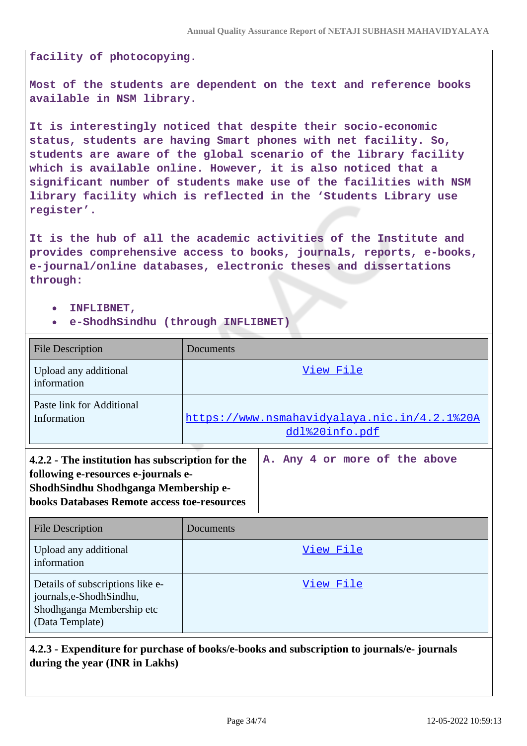**facility of photocopying.**

**Most of the students are dependent on the text and reference books available in NSM library.**

**It is interestingly noticed that despite their socio-economic status, students are having Smart phones with net facility. So, students are aware of the global scenario of the library facility which is available online. However, it is also noticed that a significant number of students make use of the facilities with NSM library facility which is reflected in the 'Students Library use register'.**

**It is the hub of all the academic activities of the Institute and provides comprehensive access to books, journals, reports, e-books, e-journal/online databases, electronic theses and dissertations through:**

- **INFLIBNET,**
- **e-ShodhSindhu (through INFLIBNET)**

| File Description | Documents |
|---|---|
| Upload any additional information | View File |
| Paste link for Additional Information | https://www.nsmahavidyalaya.nic.in/4.2.1%20Addl%20info.pdf |

| **4.2.2 - The institution has subscription for the following e-resources e-journals e-ShodhSindhu Shodhganga Membership e-books Databases Remote access toe-resources** | **A. Any 4 or more of the above** |
|---|---|

| File Description | Documents |
|---|---|
| Upload any additional information | View File |
| Details of subscriptions like e-journals,e-ShodhSindhu, Shodhganga Membership etc (Data Template) | View File |

**4.2.3 - Expenditure for purchase of books/e-books and subscription to journals/e- journals during the year (INR in Lakhs)**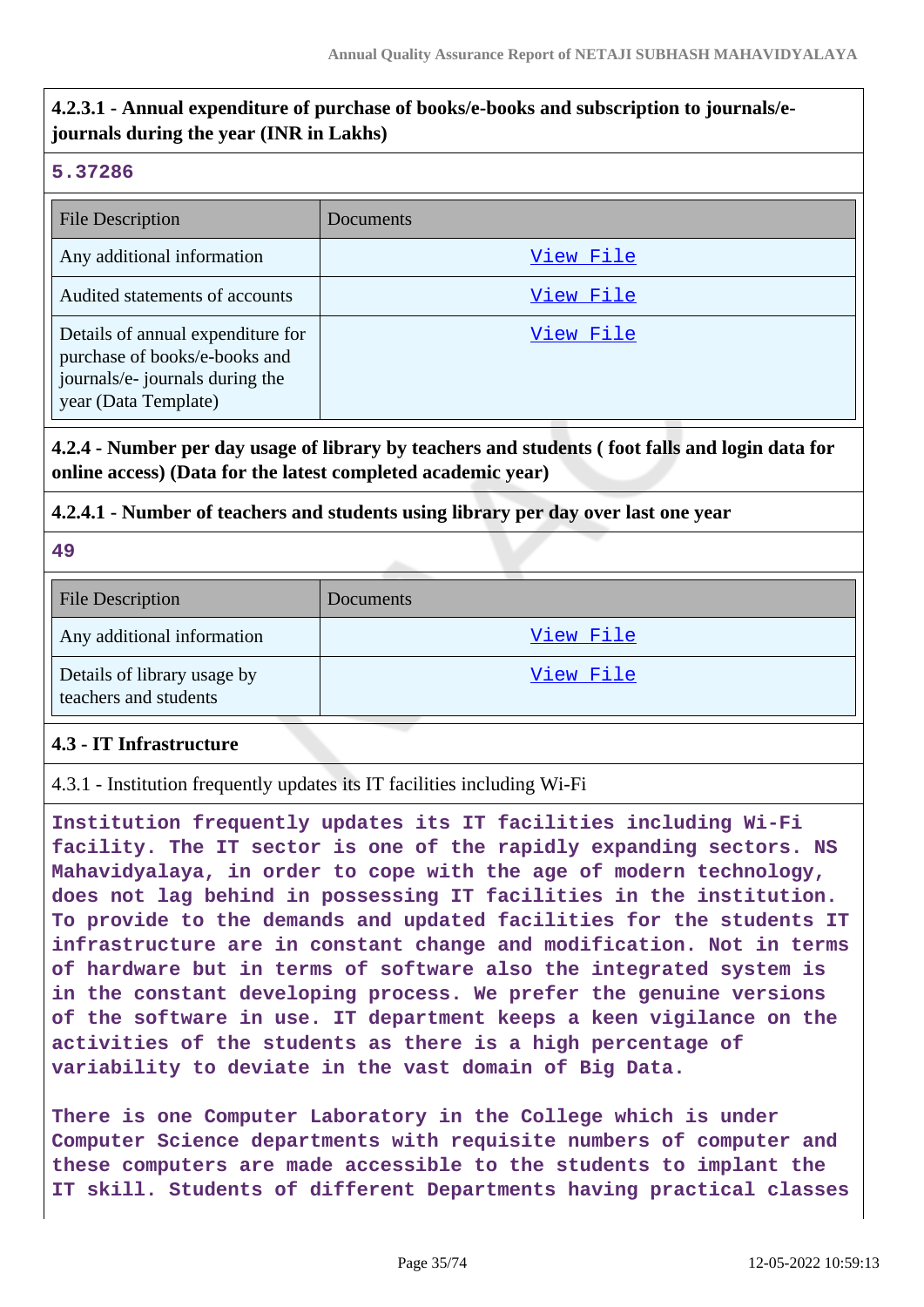**4.2.3.1 - Annual expenditure of purchase of books/e-books and subscription to journals/e-journals during the year (INR in Lakhs)**

5.37286

| File Description | Documents |
|---|---|
| Any additional information | View File |
| Audited statements of accounts | View File |
| Details of annual expenditure for purchase of books/e-books and journals/e- journals during the year (Data Template) | View File |

**4.2.4 - Number per day usage of library by teachers and students ( foot falls and login data for online access) (Data for the latest completed academic year)**

**4.2.4.1 - Number of teachers and students using library per day over last one year**

49

| File Description | Documents |
|---|---|
| Any additional information | View File |
| Details of library usage by teachers and students | View File |

**4.3 - IT Infrastructure**

4.3.1 - Institution frequently updates its IT facilities including Wi-Fi

Institution frequently updates its IT facilities including Wi-Fi facility. The IT sector is one of the rapidly expanding sectors. NS Mahavidyalaya, in order to cope with the age of modern technology, does not lag behind in possessing IT facilities in the institution. To provide to the demands and updated facilities for the students IT infrastructure are in constant change and modification. Not in terms of hardware but in terms of software also the integrated system is in the constant developing process. We prefer the genuine versions of the software in use. IT department keeps a keen vigilance on the activities of the students as there is a high percentage of variability to deviate in the vast domain of Big Data.

There is one Computer Laboratory in the College which is under Computer Science departments with requisite numbers of computer and these computers are made accessible to the students to implant the IT skill. Students of different Departments having practical classes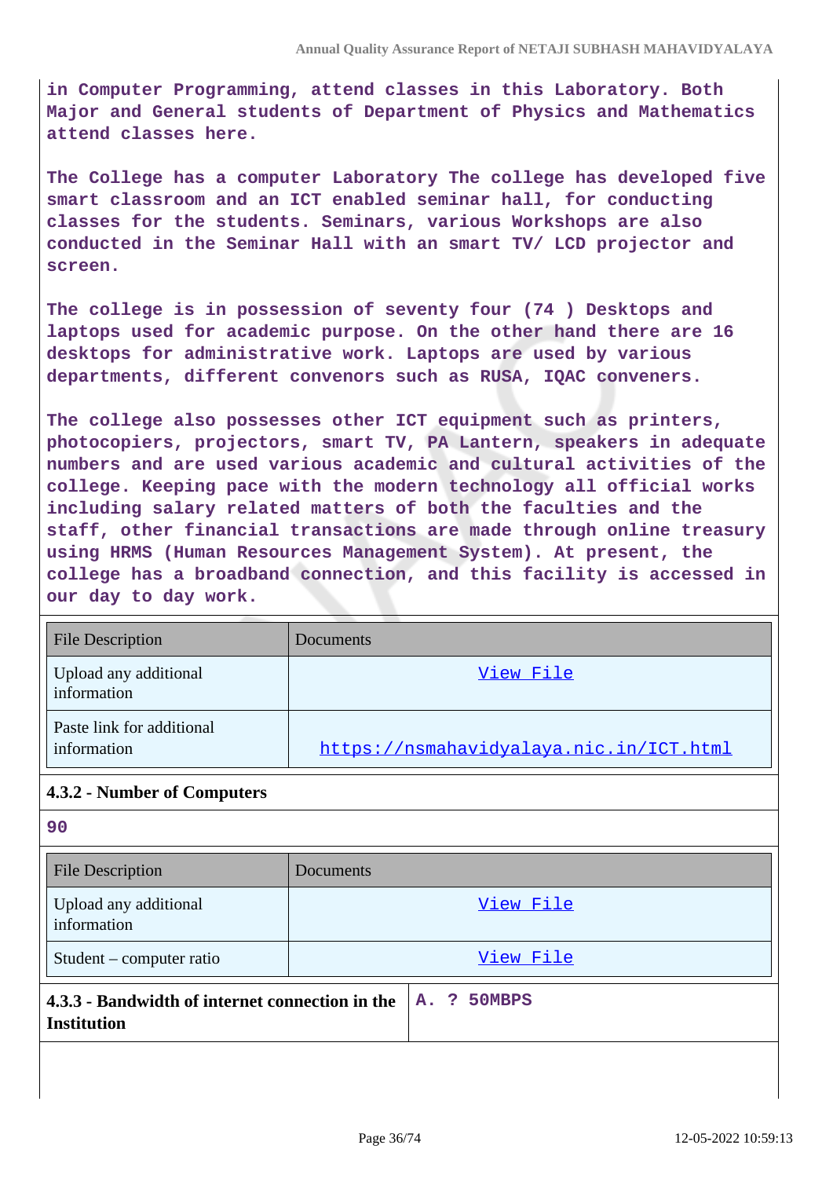in Computer Programming, attend classes in this Laboratory. Both Major and General students of Department of Physics and Mathematics attend classes here.

The College has a computer Laboratory The college has developed five smart classroom and an ICT enabled seminar hall, for conducting classes for the students. Seminars, various Workshops are also conducted in the Seminar Hall with an smart TV/ LCD projector and screen.

The college is in possession of seventy four (74 ) Desktops and laptops used for academic purpose. On the other hand there are 16 desktops for administrative work. Laptops are used by various departments, different convenors such as RUSA, IQAC conveners.

The college also possesses other ICT equipment such as printers, photocopiers, projectors, smart TV, PA Lantern, speakers in adequate numbers and are used various academic and cultural activities of the college. Keeping pace with the modern technology all official works including salary related matters of both the faculties and the staff, other financial transactions are made through online treasury using HRMS (Human Resources Management System). At present, the college has a broadband connection, and this facility is accessed in our day to day work.

| File Description | Documents |
| --- | --- |
| Upload any additional information | View File |
| Paste link for additional information | https://nsmahavidyalaya.nic.in/ICT.html |

**4.3.2 - Number of Computers**

90

| File Description | Documents |
| --- | --- |
| Upload any additional information | View File |
| Student – computer ratio | View File |

| **4.3.3 - Bandwidth of internet connection in the Institution** | A. ? 50MBPS |
| --- | --- |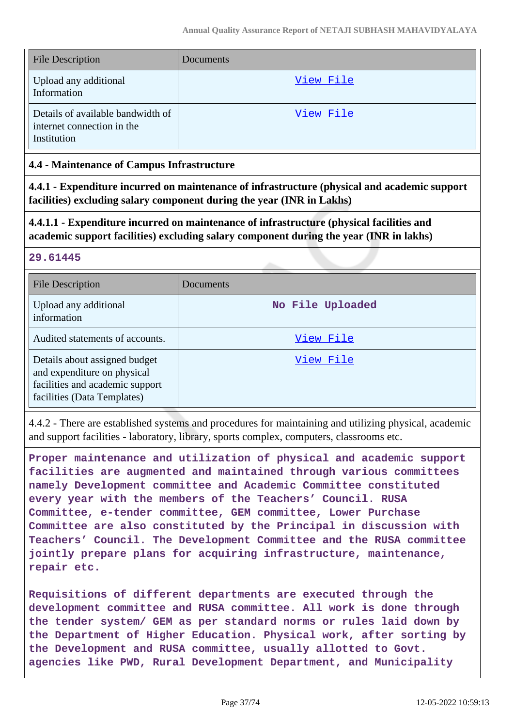| File Description | Documents |
| --- | --- |
| Upload any additional Information | View File |
| Details of available bandwidth of internet connection in the Institution | View File |

### 4.4 - Maintenance of Campus Infrastructure

**4.4.1 - Expenditure incurred on maintenance of infrastructure (physical and academic support facilities) excluding salary component during the year (INR in Lakhs)**

**4.4.1.1 - Expenditure incurred on maintenance of infrastructure (physical facilities and academic support facilities) excluding salary component during the year (INR in lakhs)**

**29.61445**

| File Description | Documents |
| --- | --- |
| Upload any additional information | No File Uploaded |
| Audited statements of accounts. | View File |
| Details about assigned budget and expenditure on physical facilities and academic support facilities (Data Templates) | View File |

4.4.2 - There are established systems and procedures for maintaining and utilizing physical, academic and support facilities - laboratory, library, sports complex, computers, classrooms etc.

Proper maintenance and utilization of physical and academic support facilities are augmented and maintained through various committees namely Development committee and Academic Committee constituted every year with the members of the Teachers' Council. RUSA Committee, e-tender committee, GEM committee, Lower Purchase Committee are also constituted by the Principal in discussion with Teachers' Council. The Development Committee and the RUSA committee jointly prepare plans for acquiring infrastructure, maintenance, repair etc.

Requisitions of different departments are executed through the development committee and RUSA committee. All work is done through the tender system/ GEM as per standard norms or rules laid down by the Department of Higher Education. Physical work, after sorting by the Development and RUSA committee, usually allotted to Govt. agencies like PWD, Rural Development Department, and Municipality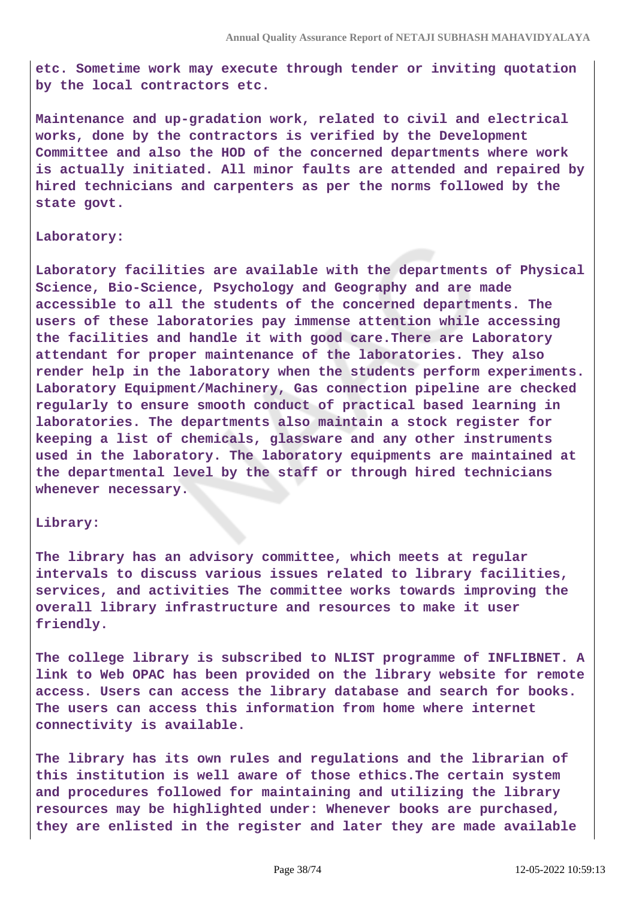etc. Sometime work may execute through tender or inviting quotation by the local contractors etc.

Maintenance and up-gradation work, related to civil and electrical works, done by the contractors is verified by the Development Committee and also the HOD of the concerned departments where work is actually initiated. All minor faults are attended and repaired by hired technicians and carpenters as per the norms followed by the state govt.

Laboratory:

Laboratory facilities are available with the departments of Physical Science, Bio-Science, Psychology and Geography and are made accessible to all the students of the concerned departments. The users of these laboratories pay immense attention while accessing the facilities and handle it with good care.There are Laboratory attendant for proper maintenance of the laboratories. They also render help in the laboratory when the students perform experiments. Laboratory Equipment/Machinery, Gas connection pipeline are checked regularly to ensure smooth conduct of practical based learning in laboratories. The departments also maintain a stock register for keeping a list of chemicals, glassware and any other instruments used in the laboratory. The laboratory equipments are maintained at the departmental level by the staff or through hired technicians whenever necessary.

Library:

The library has an advisory committee, which meets at regular intervals to discuss various issues related to library facilities, services, and activities The committee works towards improving the overall library infrastructure and resources to make it user friendly.

The college library is subscribed to NLIST programme of INFLIBNET. A link to Web OPAC has been provided on the library website for remote access. Users can access the library database and search for books. The users can access this information from home where internet connectivity is available.

The library has its own rules and regulations and the librarian of this institution is well aware of those ethics.The certain system and procedures followed for maintaining and utilizing the library resources may be highlighted under: Whenever books are purchased, they are enlisted in the register and later they are made available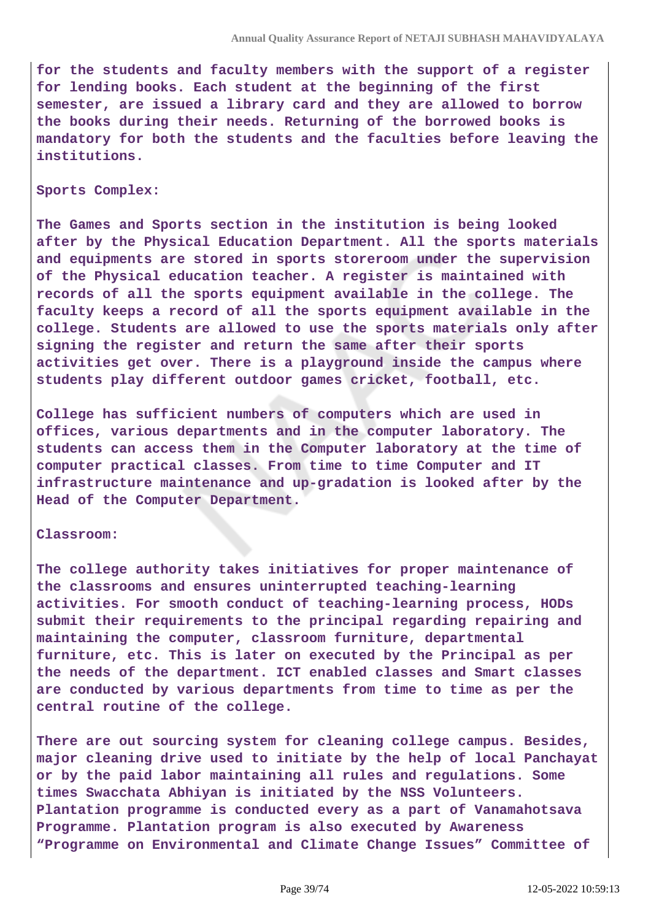**for the students and faculty members with the support of a register for lending books. Each student at the beginning of the first semester, are issued a library card and they are allowed to borrow the books during their needs. Returning of the borrowed books is mandatory for both the students and the faculties before leaving the institutions.**

**Sports Complex:**

**The Games and Sports section in the institution is being looked after by the Physical Education Department. All the sports materials and equipments are stored in sports storeroom under the supervision of the Physical education teacher. A register is maintained with records of all the sports equipment available in the college. The faculty keeps a record of all the sports equipment available in the college. Students are allowed to use the sports materials only after signing the register and return the same after their sports activities get over. There is a playground inside the campus where students play different outdoor games cricket, football, etc.**

**College has sufficient numbers of computers which are used in offices, various departments and in the computer laboratory. The students can access them in the Computer laboratory at the time of computer practical classes. From time to time Computer and IT infrastructure maintenance and up-gradation is looked after by the Head of the Computer Department.**

**Classroom:**

**The college authority takes initiatives for proper maintenance of the classrooms and ensures uninterrupted teaching-learning activities. For smooth conduct of teaching-learning process, HODs submit their requirements to the principal regarding repairing and maintaining the computer, classroom furniture, departmental furniture, etc. This is later on executed by the Principal as per the needs of the department. ICT enabled classes and Smart classes are conducted by various departments from time to time as per the central routine of the college.**

**There are out sourcing system for cleaning college campus. Besides, major cleaning drive used to initiate by the help of local Panchayat or by the paid labor maintaining all rules and regulations. Some times Swacchata Abhiyan is initiated by the NSS Volunteers. Plantation programme is conducted every as a part of Vanamahotsava Programme. Plantation program is also executed by Awareness "Programme on Environmental and Climate Change Issues" Committee of**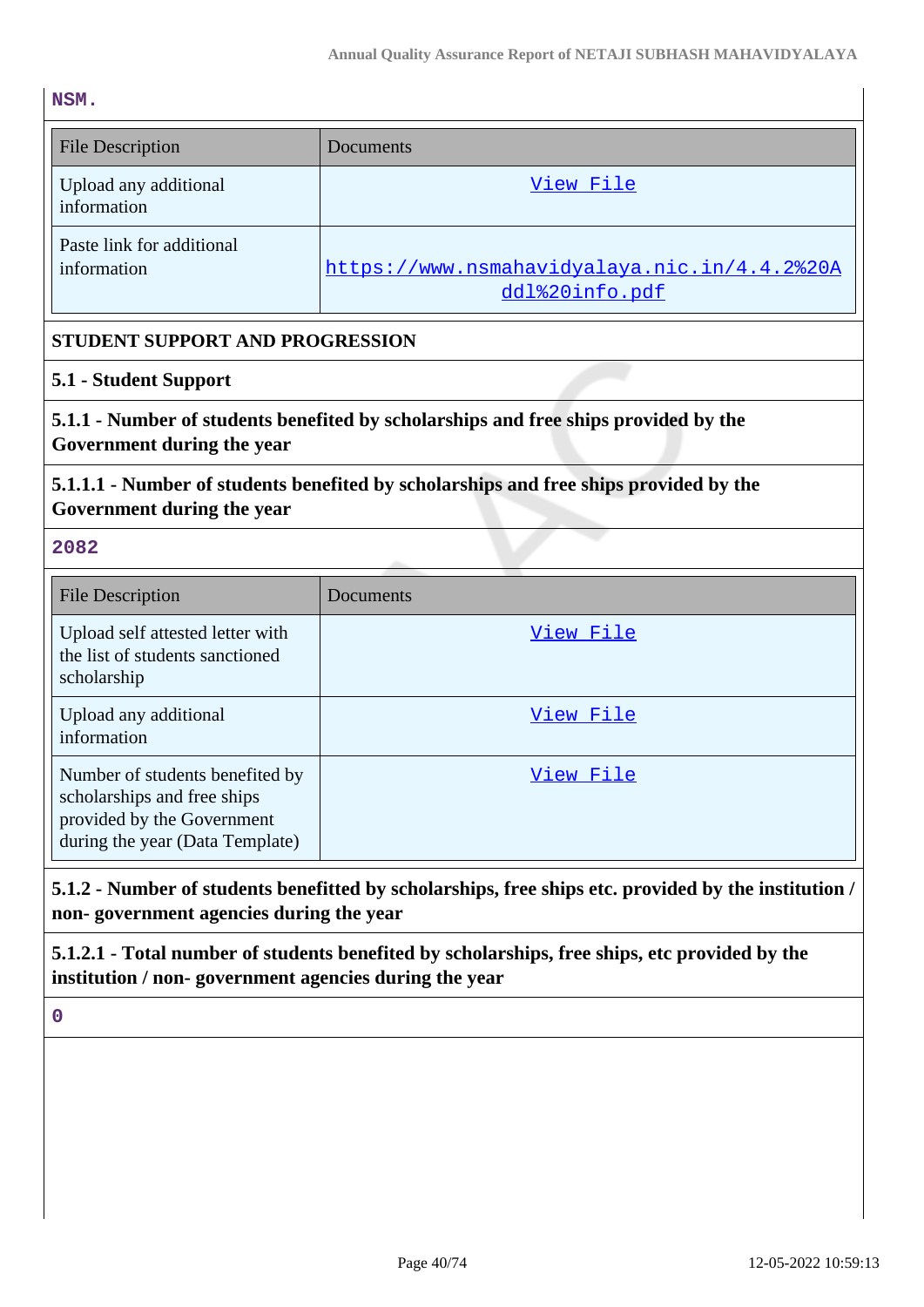NSM.

| File Description | Documents |
|---|---|
| Upload any additional information | View File |
| Paste link for additional information | https://www.nsmahavidyalaya.nic.in/4.4.2%20Addl%20info.pdf |

**STUDENT SUPPORT AND PROGRESSION**

**5.1 - Student Support**

**5.1.1 - Number of students benefited by scholarships and free ships provided by the Government during the year**

**5.1.1.1 - Number of students benefited by scholarships and free ships provided by the Government during the year**

2082

| File Description | Documents |
|---|---|
| Upload self attested letter with the list of students sanctioned scholarship | View File |
| Upload any additional information | View File |
| Number of students benefited by scholarships and free ships provided by the Government during the year (Data Template) | View File |

**5.1.2 - Number of students benefitted by scholarships, free ships etc. provided by the institution / non- government agencies during the year**

**5.1.2.1 - Total number of students benefited by scholarships, free ships, etc provided by the institution / non- government agencies during the year**

0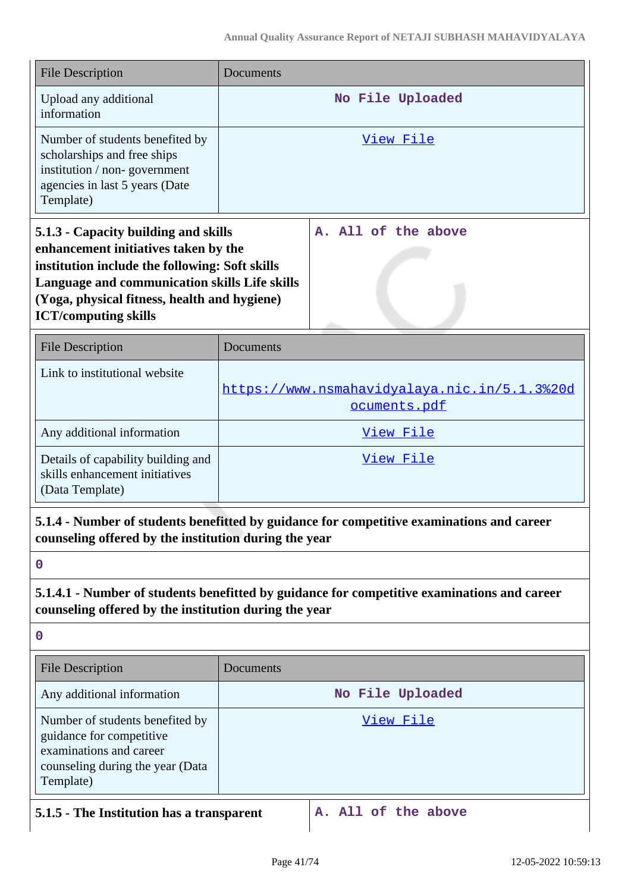| File Description | Documents |
| --- | --- |
| Upload any additional information | No File Uploaded |
| Number of students benefited by scholarships and free ships institution / non- government agencies in last 5 years (Date Template) | View File |

| 5.1.3 - Capacity building and skills enhancement initiatives taken by the institution include the following: Soft skills Language and communication skills Life skills (Yoga, physical fitness, health and hygiene) ICT/computing skills | A. All of the above |
| --- | --- |

| File Description | Documents |
| --- | --- |
| Link to institutional website | https://www.nsmahavidyalaya.nic.in/5.1.3%20documents.pdf |
| Any additional information | View File |
| Details of capability building and skills enhancement initiatives (Data Template) | View File |

**5.1.4 - Number of students benefitted by guidance for competitive examinations and career counseling offered by the institution during the year**

0

**5.1.4.1 - Number of students benefitted by guidance for competitive examinations and career counseling offered by the institution during the year**

0

| File Description | Documents |
| --- | --- |
| Any additional information | No File Uploaded |
| Number of students benefited by guidance for competitive examinations and career counseling during the year (Data Template) | View File |

| 5.1.5 - The Institution has a transparent | A. All of the above |
| --- | --- |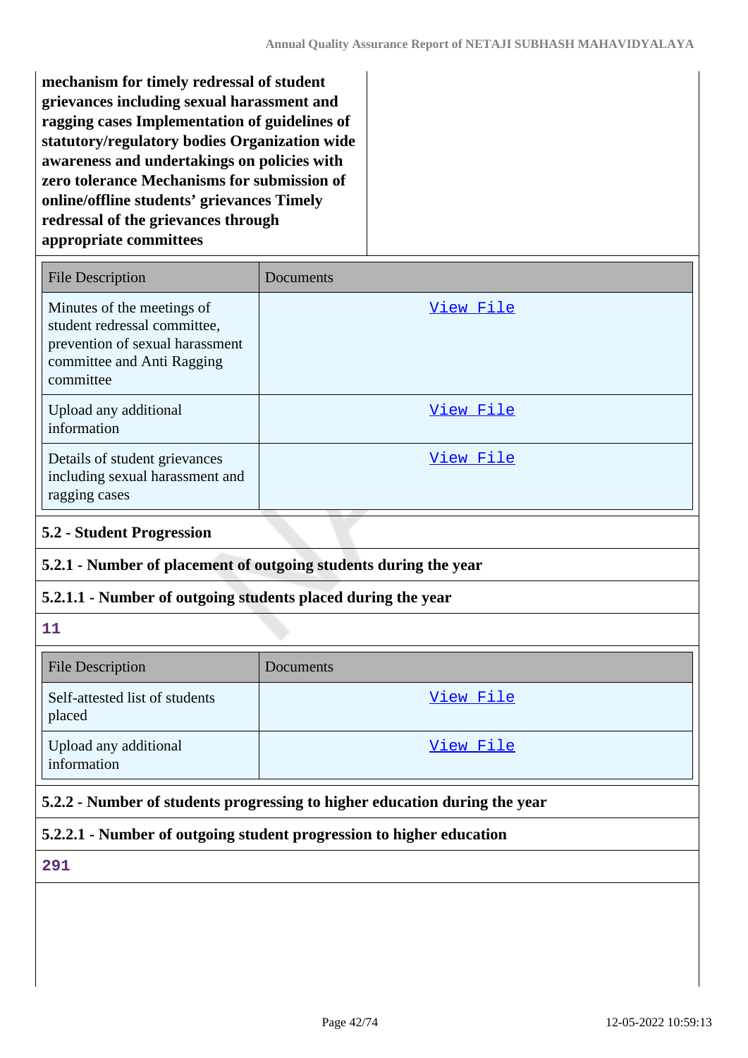**mechanism for timely redressal of student grievances including sexual harassment and ragging cases Implementation of guidelines of statutory/regulatory bodies Organization wide awareness and undertakings on policies with zero tolerance Mechanisms for submission of online/offline students' grievances Timely redressal of the grievances through appropriate committees**

| File Description | Documents |
|---|---|
| Minutes of the meetings of student redressal committee, prevention of sexual harassment committee and Anti Ragging committee | View File |
| Upload any additional information | View File |
| Details of student grievances including sexual harassment and ragging cases | View File |

**5.2 - Student Progression**

**5.2.1 - Number of placement of outgoing students during the year**

**5.2.1.1 - Number of outgoing students placed during the year**

11

| File Description | Documents |
|---|---|
| Self-attested list of students placed | View File |
| Upload any additional information | View File |

**5.2.2 - Number of students progressing to higher education during the year**

**5.2.2.1 - Number of outgoing student progression to higher education**

291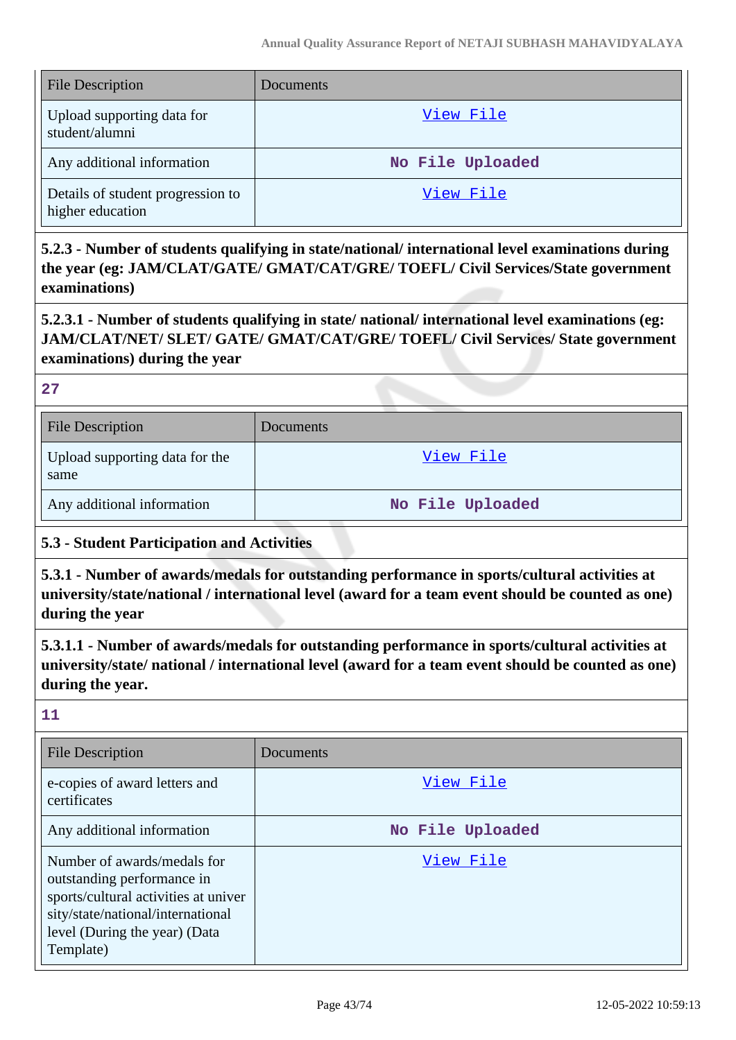| File Description | Documents |
|---|---|
| Upload supporting data for student/alumni | View File |
| Any additional information | No File Uploaded |
| Details of student progression to higher education | View File |

**5.2.3 - Number of students qualifying in state/national/ international level examinations during the year (eg: JAM/CLAT/GATE/ GMAT/CAT/GRE/ TOEFL/ Civil Services/State government examinations)**

**5.2.3.1 - Number of students qualifying in state/ national/ international level examinations (eg: JAM/CLAT/NET/ SLET/ GATE/ GMAT/CAT/GRE/ TOEFL/ Civil Services/ State government examinations) during the year**

**27**

| File Description | Documents |
|---|---|
| Upload supporting data for the same | View File |
| Any additional information | No File Uploaded |

**5.3 - Student Participation and Activities**

**5.3.1 - Number of awards/medals for outstanding performance in sports/cultural activities at university/state/national / international level (award for a team event should be counted as one) during the year**

**5.3.1.1 - Number of awards/medals for outstanding performance in sports/cultural activities at university/state/ national / international level (award for a team event should be counted as one) during the year.**

**11**

| File Description | Documents |
|---|---|
| e-copies of award letters and certificates | View File |
| Any additional information | No File Uploaded |
| Number of awards/medals for outstanding performance in sports/cultural activities at university/state/national/international level (During the year) (Data Template) | View File |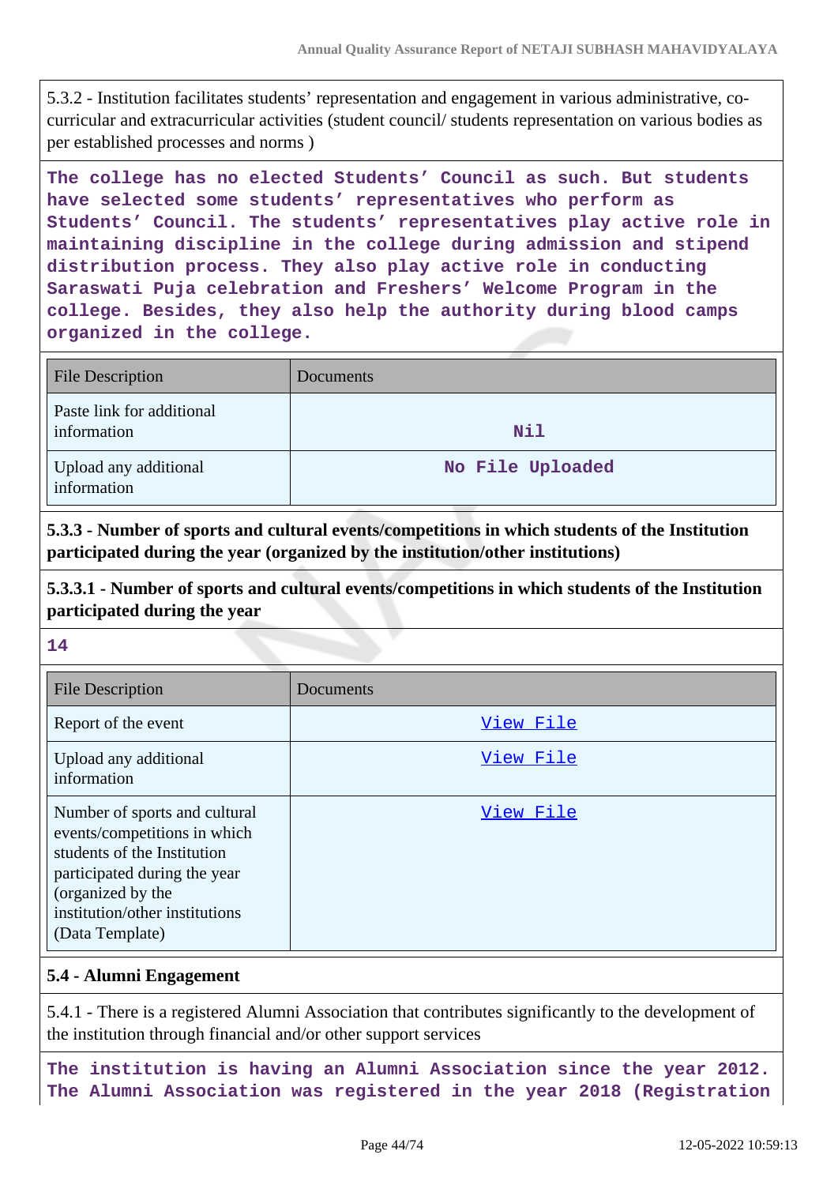5.3.2 - Institution facilitates students' representation and engagement in various administrative, co-curricular and extracurricular activities (student council/ students representation on various bodies as per established processes and norms )

**The college has no elected Students' Council as such. But students have selected some students' representatives who perform as Students' Council. The students' representatives play active role in maintaining discipline in the college during admission and stipend distribution process. They also play active role in conducting Saraswati Puja celebration and Freshers' Welcome Program in the college. Besides, they also help the authority during blood camps organized in the college.**

| File Description | Documents |
|---|---|
| Paste link for additional information | Nil |
| Upload any additional information | No File Uploaded |

**5.3.3 - Number of sports and cultural events/competitions in which students of the Institution participated during the year (organized by the institution/other institutions)**

**5.3.3.1 - Number of sports and cultural events/competitions in which students of the Institution participated during the year**

**14**

| File Description | Documents |
|---|---|
| Report of the event | View File |
| Upload any additional information | View File |
| Number of sports and cultural events/competitions in which students of the Institution participated during the year (organized by the institution/other institutions) (Data Template) | View File |

**5.4 - Alumni Engagement**

5.4.1 - There is a registered Alumni Association that contributes significantly to the development of the institution through financial and/or other support services

**The institution is having an Alumni Association since the year 2012. The Alumni Association was registered in the year 2018 (Registration**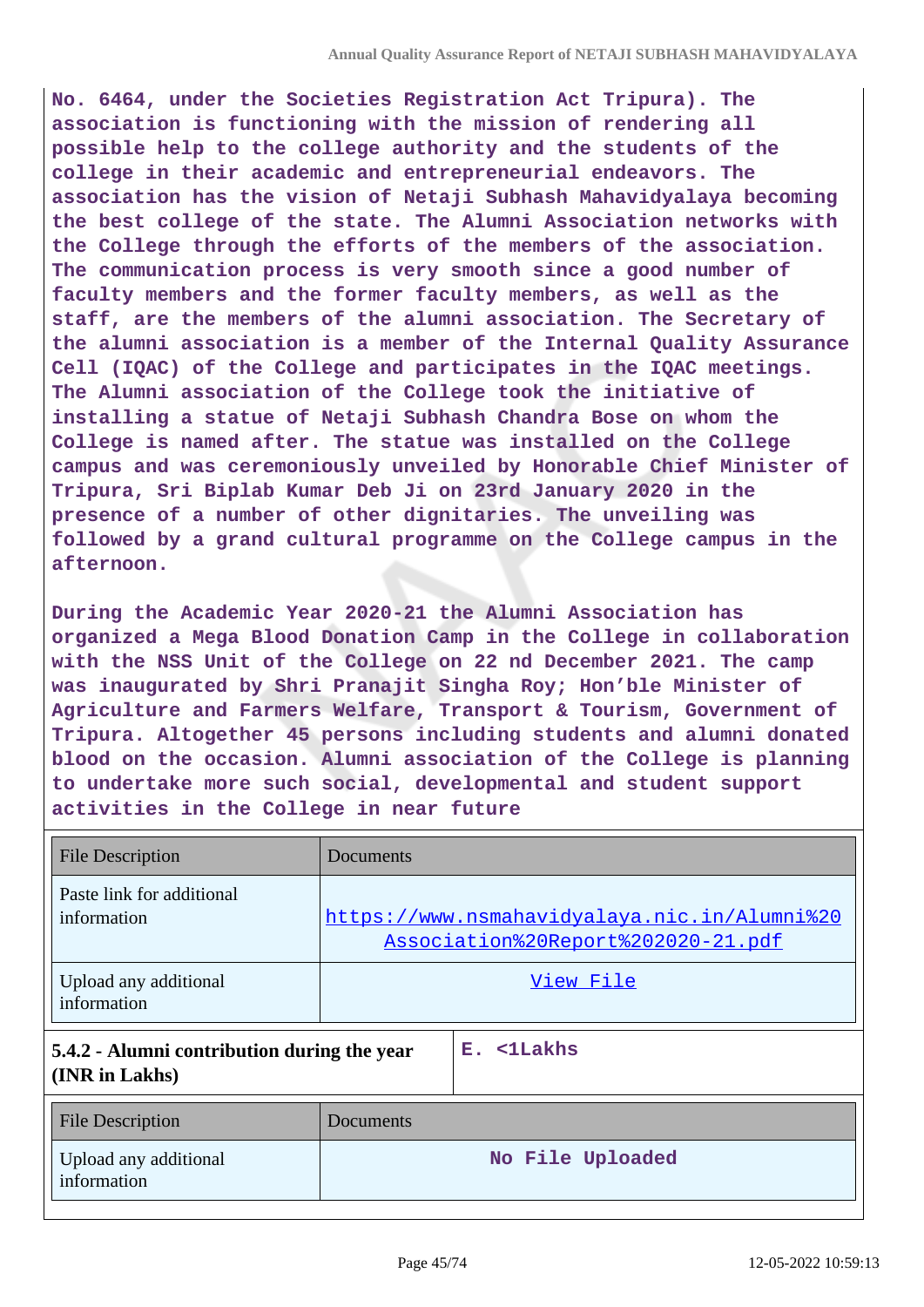No. 6464, under the Societies Registration Act Tripura). The association is functioning with the mission of rendering all possible help to the college authority and the students of the college in their academic and entrepreneurial endeavors. The association has the vision of Netaji Subhash Mahavidyalaya becoming the best college of the state. The Alumni Association networks with the College through the efforts of the members of the association. The communication process is very smooth since a good number of faculty members and the former faculty members, as well as the staff, are the members of the alumni association. The Secretary of the alumni association is a member of the Internal Quality Assurance Cell (IQAC) of the College and participates in the IQAC meetings. The Alumni association of the College took the initiative of installing a statue of Netaji Subhash Chandra Bose on whom the College is named after. The statue was installed on the College campus and was ceremoniously unveiled by Honorable Chief Minister of Tripura, Sri Biplab Kumar Deb Ji on 23rd January 2020 in the presence of a number of other dignitaries. The unveiling was followed by a grand cultural programme on the College campus in the afternoon.

During the Academic Year 2020-21 the Alumni Association has organized a Mega Blood Donation Camp in the College in collaboration with the NSS Unit of the College on 22 nd December 2021. The camp was inaugurated by Shri Pranajit Singha Roy; Hon'ble Minister of Agriculture and Farmers Welfare, Transport & Tourism, Government of Tripura. Altogether 45 persons including students and alumni donated blood on the occasion. Alumni association of the College is planning to undertake more such social, developmental and student support activities in the College in near future

| File Description | Documents |
|---|---|
| Paste link for additional information | https://www.nsmahavidyalaya.nic.in/Alumni%20Association%20Report%202020-21.pdf |
| Upload any additional information | View File |

| 5.4.2 - Alumni contribution during the year (INR in Lakhs) | E. <1Lakhs |
|---|---|

| File Description | Documents |
|---|---|
| Upload any additional information | No File Uploaded |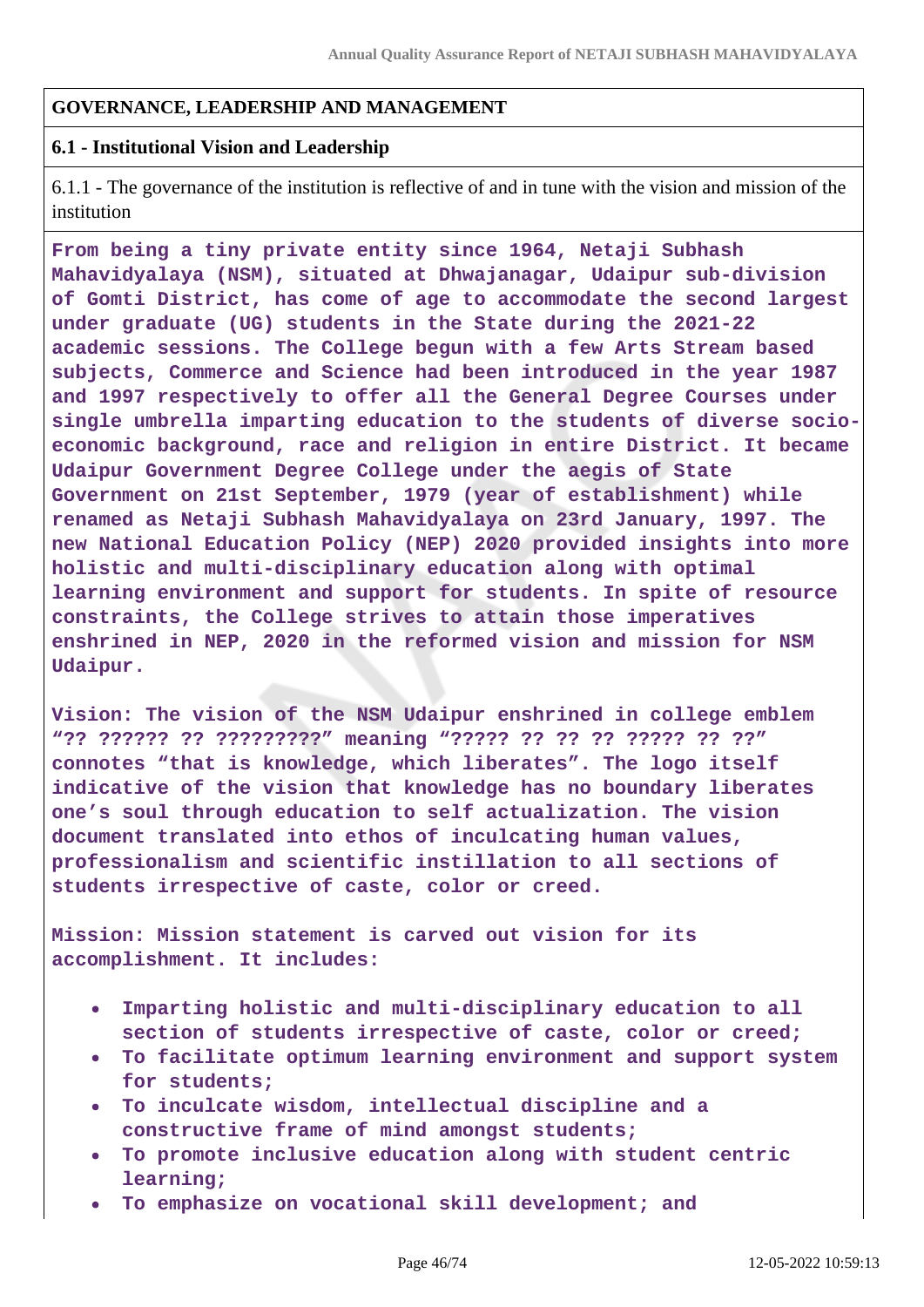## GOVERNANCE, LEADERSHIP AND MANAGEMENT

### 6.1 - Institutional Vision and Leadership

6.1.1 - The governance of the institution is reflective of and in tune with the vision and mission of the institution

**From being a tiny private entity since 1964, Netaji Subhash Mahavidyalaya (NSM), situated at Dhwajanagar, Udaipur sub-division of Gomti District, has come of age to accommodate the second largest under graduate (UG) students in the State during the 2021-22 academic sessions. The College begun with a few Arts Stream based subjects, Commerce and Science had been introduced in the year 1987 and 1997 respectively to offer all the General Degree Courses under single umbrella imparting education to the students of diverse socio-economic background, race and religion in entire District. It became Udaipur Government Degree College under the aegis of State Government on 21st September, 1979 (year of establishment) while renamed as Netaji Subhash Mahavidyalaya on 23rd January, 1997. The new National Education Policy (NEP) 2020 provided insights into more holistic and multi-disciplinary education along with optimal learning environment and support for students. In spite of resource constraints, the College strives to attain those imperatives enshrined in NEP, 2020 in the reformed vision and mission for NSM Udaipur.**

**Vision: The vision of the NSM Udaipur enshrined in college emblem "?? ?????? ?? ?????????" meaning "????? ?? ?? ?? ????? ?? ??" connotes "that is knowledge, which liberates". The logo itself indicative of the vision that knowledge has no boundary liberates one's soul through education to self actualization. The vision document translated into ethos of inculcating human values, professionalism and scientific instillation to all sections of students irrespective of caste, color or creed.**

**Mission: Mission statement is carved out vision for its accomplishment. It includes:**

- **Imparting holistic and multi-disciplinary education to all section of students irrespective of caste, color or creed;**
- **To facilitate optimum learning environment and support system for students;**
- **To inculcate wisdom, intellectual discipline and a constructive frame of mind amongst students;**
- **To promote inclusive education along with student centric learning;**
- **To emphasize on vocational skill development; and**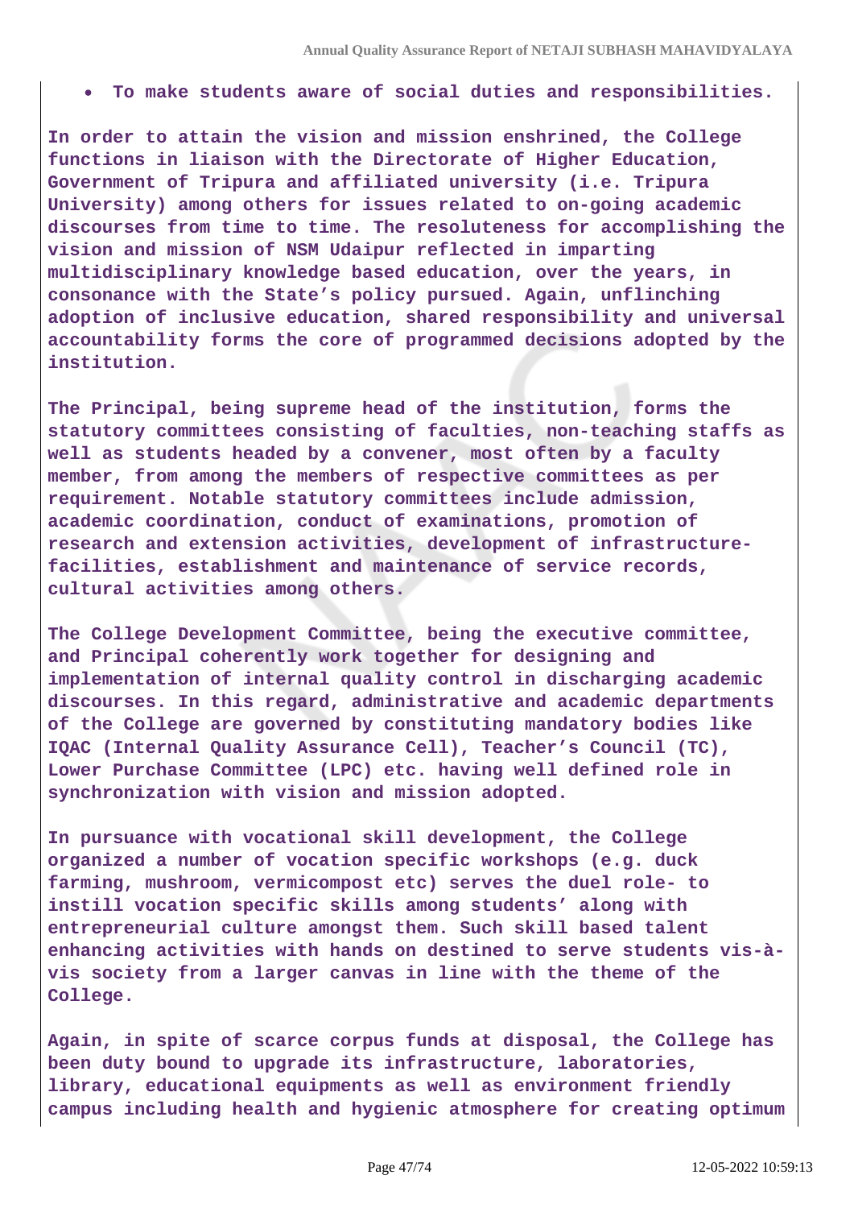- **To make students aware of social duties and responsibilities.**

**In order to attain the vision and mission enshrined, the College functions in liaison with the Directorate of Higher Education, Government of Tripura and affiliated university (i.e. Tripura University) among others for issues related to on-going academic discourses from time to time. The resoluteness for accomplishing the vision and mission of NSM Udaipur reflected in imparting multidisciplinary knowledge based education, over the years, in consonance with the State's policy pursued. Again, unflinching adoption of inclusive education, shared responsibility and universal accountability forms the core of programmed decisions adopted by the institution.**

**The Principal, being supreme head of the institution, forms the statutory committees consisting of faculties, non-teaching staffs as well as students headed by a convener, most often by a faculty member, from among the members of respective committees as per requirement. Notable statutory committees include admission, academic coordination, conduct of examinations, promotion of research and extension activities, development of infrastructure-facilities, establishment and maintenance of service records, cultural activities among others.**

**The College Development Committee, being the executive committee, and Principal coherently work together for designing and implementation of internal quality control in discharging academic discourses. In this regard, administrative and academic departments of the College are governed by constituting mandatory bodies like IQAC (Internal Quality Assurance Cell), Teacher's Council (TC), Lower Purchase Committee (LPC) etc. having well defined role in synchronization with vision and mission adopted.**

**In pursuance with vocational skill development, the College organized a number of vocation specific workshops (e.g. duck farming, mushroom, vermicompost etc) serves the duel role- to instill vocation specific skills among students' along with entrepreneurial culture amongst them. Such skill based talent enhancing activities with hands on destined to serve students vis-à-vis society from a larger canvas in line with the theme of the College.**

**Again, in spite of scarce corpus funds at disposal, the College has been duty bound to upgrade its infrastructure, laboratories, library, educational equipments as well as environment friendly campus including health and hygienic atmosphere for creating optimum**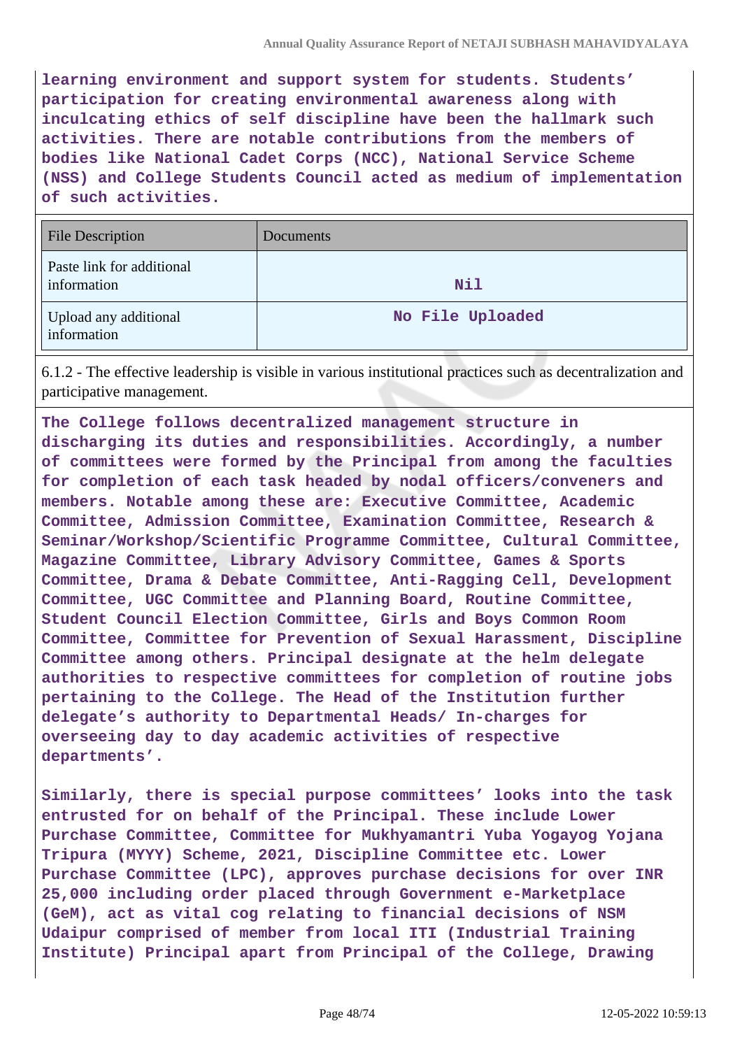**learning environment and support system for students. Students' participation for creating environmental awareness along with inculcating ethics of self discipline have been the hallmark such activities. There are notable contributions from the members of bodies like National Cadet Corps (NCC), National Service Scheme (NSS) and College Students Council acted as medium of implementation of such activities.**

| File Description | Documents |
| --- | --- |
| Paste link for additional information | Nil |
| Upload any additional information | No File Uploaded |

6.1.2 - The effective leadership is visible in various institutional practices such as decentralization and participative management.

**The College follows decentralized management structure in discharging its duties and responsibilities. Accordingly, a number of committees were formed by the Principal from among the faculties for completion of each task headed by nodal officers/conveners and members. Notable among these are: Executive Committee, Academic Committee, Admission Committee, Examination Committee, Research & Seminar/Workshop/Scientific Programme Committee, Cultural Committee, Magazine Committee, Library Advisory Committee, Games & Sports Committee, Drama & Debate Committee, Anti-Ragging Cell, Development Committee, UGC Committee and Planning Board, Routine Committee, Student Council Election Committee, Girls and Boys Common Room Committee, Committee for Prevention of Sexual Harassment, Discipline Committee among others. Principal designate at the helm delegate authorities to respective committees for completion of routine jobs pertaining to the College. The Head of the Institution further delegate's authority to Departmental Heads/ In-charges for overseeing day to day academic activities of respective departments'.**

**Similarly, there is special purpose committees' looks into the task entrusted for on behalf of the Principal. These include Lower Purchase Committee, Committee for Mukhyamantri Yuba Yogayog Yojana Tripura (MYYY) Scheme, 2021, Discipline Committee etc. Lower Purchase Committee (LPC), approves purchase decisions for over INR 25,000 including order placed through Government e-Marketplace (GeM), act as vital cog relating to financial decisions of NSM Udaipur comprised of member from local ITI (Industrial Training Institute) Principal apart from Principal of the College, Drawing**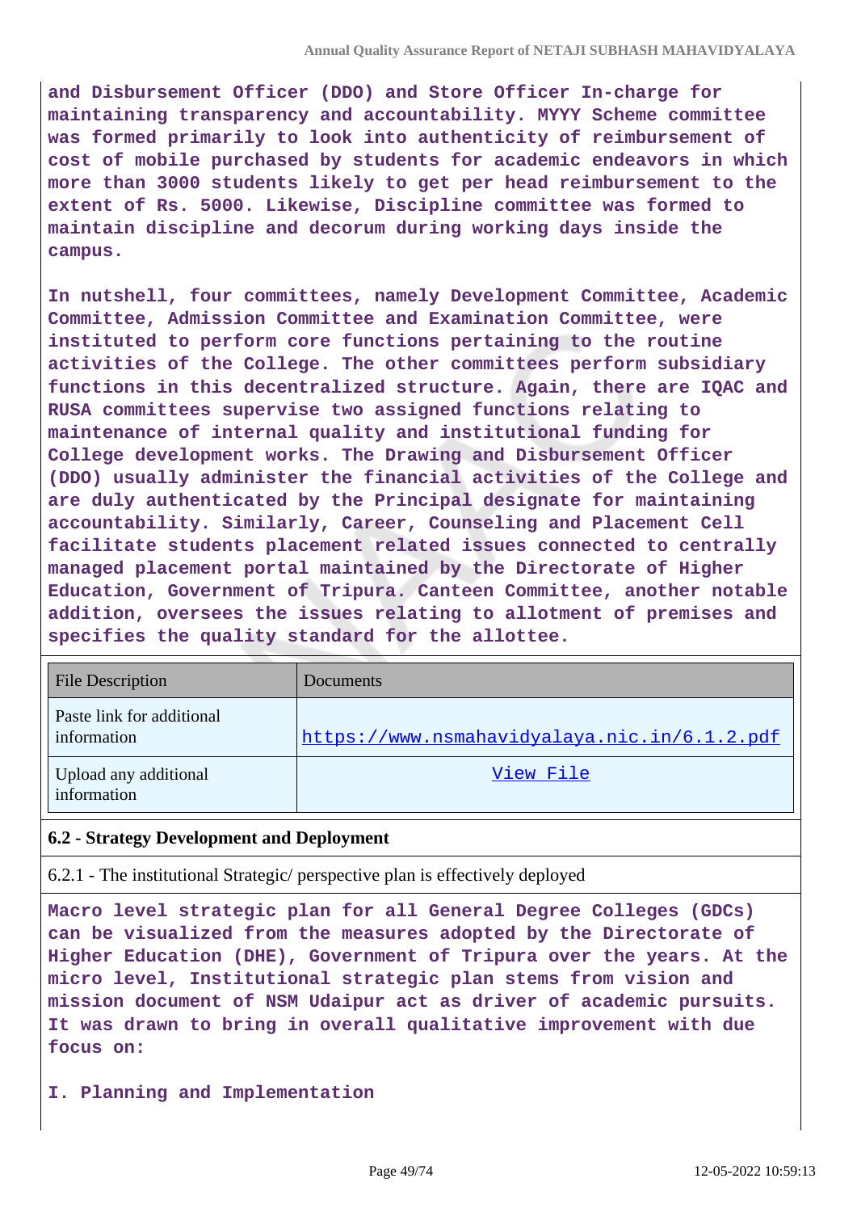**and Disbursement Officer (DDO) and Store Officer In-charge for maintaining transparency and accountability. MYYY Scheme committee was formed primarily to look into authenticity of reimbursement of cost of mobile purchased by students for academic endeavors in which more than 3000 students likely to get per head reimbursement to the extent of Rs. 5000. Likewise, Discipline committee was formed to maintain discipline and decorum during working days inside the campus.**

**In nutshell, four committees, namely Development Committee, Academic Committee, Admission Committee and Examination Committee, were instituted to perform core functions pertaining to the routine activities of the College. The other committees perform subsidiary functions in this decentralized structure. Again, there are IQAC and RUSA committees supervise two assigned functions relating to maintenance of internal quality and institutional funding for College development works. The Drawing and Disbursement Officer (DDO) usually administer the financial activities of the College and are duly authenticated by the Principal designate for maintaining accountability. Similarly, Career, Counseling and Placement Cell facilitate students placement related issues connected to centrally managed placement portal maintained by the Directorate of Higher Education, Government of Tripura. Canteen Committee, another notable addition, oversees the issues relating to allotment of premises and specifies the quality standard for the allottee.**

| File Description | Documents |
|---|---|
| Paste link for additional information | https://www.nsmahavidyalaya.nic.in/6.1.2.pdf |
| Upload any additional information | View File |

**6.2 - Strategy Development and Deployment**

6.2.1 - The institutional Strategic/ perspective plan is effectively deployed

**Macro level strategic plan for all General Degree Colleges (GDCs) can be visualized from the measures adopted by the Directorate of Higher Education (DHE), Government of Tripura over the years. At the micro level, Institutional strategic plan stems from vision and mission document of NSM Udaipur act as driver of academic pursuits. It was drawn to bring in overall qualitative improvement with due focus on:**

**I. Planning and Implementation**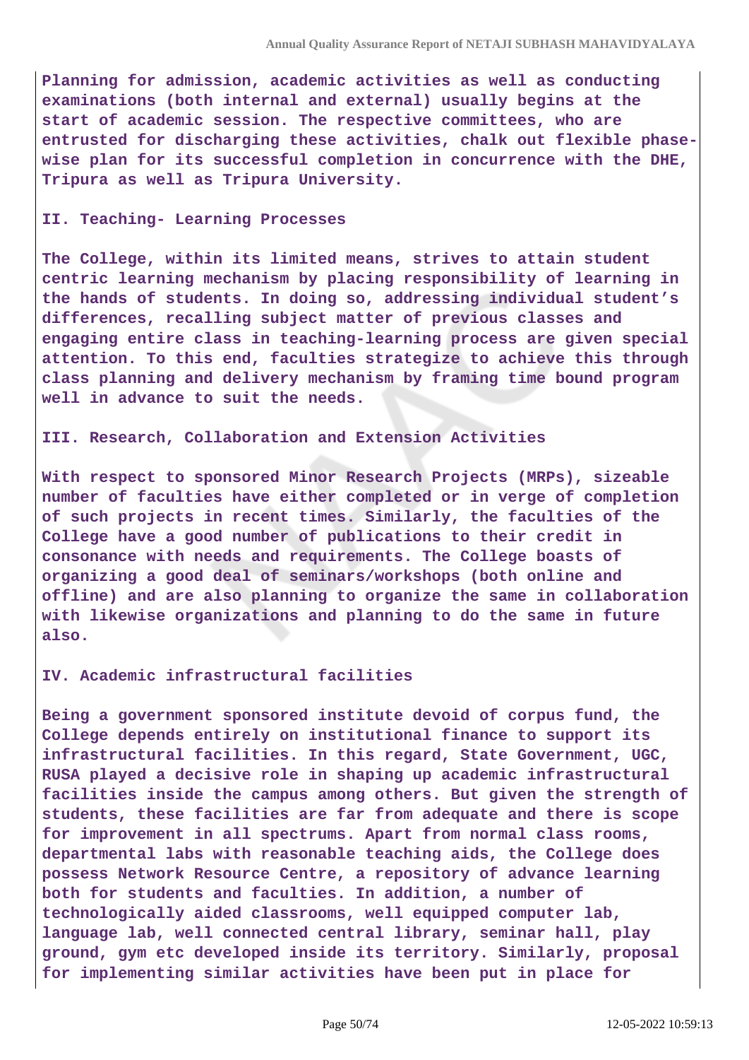**Planning for admission, academic activities as well as conducting examinations (both internal and external) usually begins at the start of academic session. The respective committees, who are entrusted for discharging these activities, chalk out flexible phase-wise plan for its successful completion in concurrence with the DHE, Tripura as well as Tripura University.**

**II. Teaching- Learning Processes**

**The College, within its limited means, strives to attain student centric learning mechanism by placing responsibility of learning in the hands of students. In doing so, addressing individual student's differences, recalling subject matter of previous classes and engaging entire class in teaching-learning process are given special attention. To this end, faculties strategize to achieve this through class planning and delivery mechanism by framing time bound program well in advance to suit the needs.**

**III. Research, Collaboration and Extension Activities**

**With respect to sponsored Minor Research Projects (MRPs), sizeable number of faculties have either completed or in verge of completion of such projects in recent times. Similarly, the faculties of the College have a good number of publications to their credit in consonance with needs and requirements. The College boasts of organizing a good deal of seminars/workshops (both online and offline) and are also planning to organize the same in collaboration with likewise organizations and planning to do the same in future also.**

**IV. Academic infrastructural facilities**

**Being a government sponsored institute devoid of corpus fund, the College depends entirely on institutional finance to support its infrastructural facilities. In this regard, State Government, UGC, RUSA played a decisive role in shaping up academic infrastructural facilities inside the campus among others. But given the strength of students, these facilities are far from adequate and there is scope for improvement in all spectrums. Apart from normal class rooms, departmental labs with reasonable teaching aids, the College does possess Network Resource Centre, a repository of advance learning both for students and faculties. In addition, a number of technologically aided classrooms, well equipped computer lab, language lab, well connected central library, seminar hall, play ground, gym etc developed inside its territory. Similarly, proposal for implementing similar activities have been put in place for**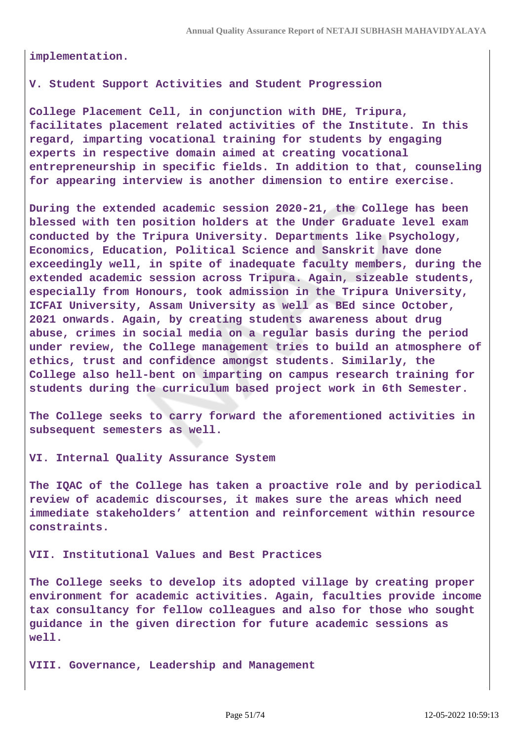**implementation.**

**V. Student Support Activities and Student Progression**

**College Placement Cell, in conjunction with DHE, Tripura, facilitates placement related activities of the Institute. In this regard, imparting vocational training for students by engaging experts in respective domain aimed at creating vocational entrepreneurship in specific fields. In addition to that, counseling for appearing interview is another dimension to entire exercise.**

**During the extended academic session 2020-21, the College has been blessed with ten position holders at the Under Graduate level exam conducted by the Tripura University. Departments like Psychology, Economics, Education, Political Science and Sanskrit have done exceedingly well, in spite of inadequate faculty members, during the extended academic session across Tripura. Again, sizeable students, especially from Honours, took admission in the Tripura University, ICFAI University, Assam University as well as BEd since October, 2021 onwards. Again, by creating students awareness about drug abuse, crimes in social media on a regular basis during the period under review, the College management tries to build an atmosphere of ethics, trust and confidence amongst students. Similarly, the College also hell-bent on imparting on campus research training for students during the curriculum based project work in 6th Semester.**

**The College seeks to carry forward the aforementioned activities in subsequent semesters as well.**

**VI. Internal Quality Assurance System**

**The IQAC of the College has taken a proactive role and by periodical review of academic discourses, it makes sure the areas which need immediate stakeholders' attention and reinforcement within resource constraints.**

**VII. Institutional Values and Best Practices**

**The College seeks to develop its adopted village by creating proper environment for academic activities. Again, faculties provide income tax consultancy for fellow colleagues and also for those who sought guidance in the given direction for future academic sessions as well.**

**VIII. Governance, Leadership and Management**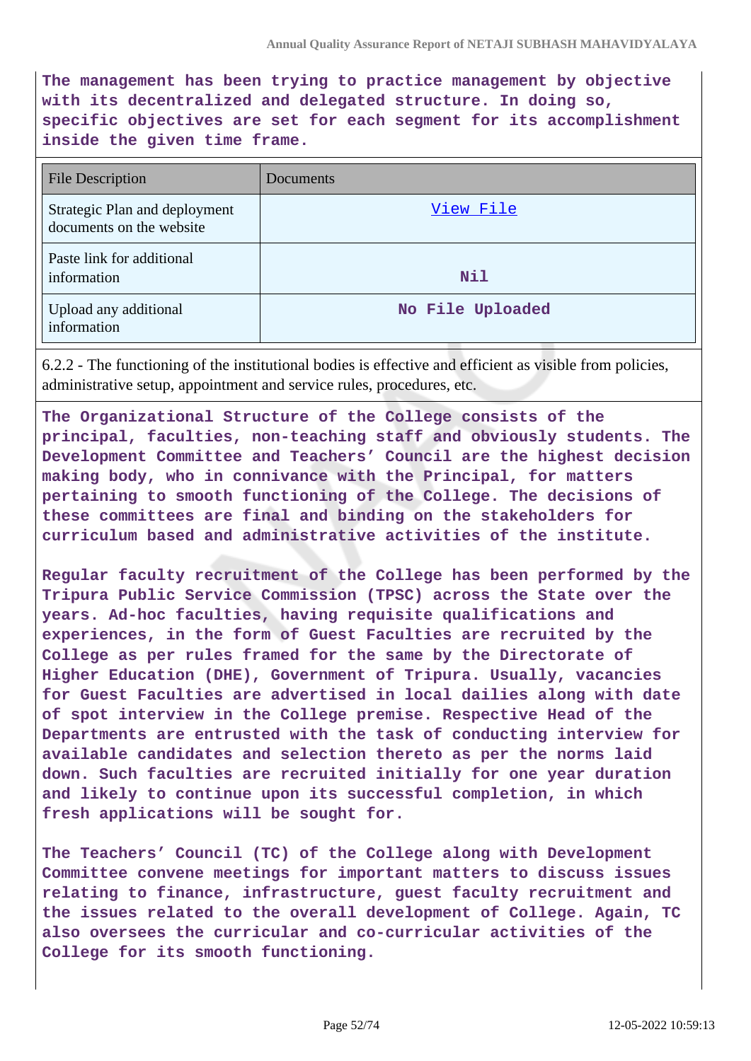**The management has been trying to practice management by objective with its decentralized and delegated structure. In doing so, specific objectives are set for each segment for its accomplishment inside the given time frame.**

| File Description | Documents |
| --- | --- |
| Strategic Plan and deployment documents on the website | View File |
| Paste link for additional information | Nil |
| Upload any additional information | No File Uploaded |

6.2.2 - The functioning of the institutional bodies is effective and efficient as visible from policies, administrative setup, appointment and service rules, procedures, etc.

**The Organizational Structure of the College consists of the principal, faculties, non-teaching staff and obviously students. The Development Committee and Teachers' Council are the highest decision making body, who in connivance with the Principal, for matters pertaining to smooth functioning of the College. The decisions of these committees are final and binding on the stakeholders for curriculum based and administrative activities of the institute.**

**Regular faculty recruitment of the College has been performed by the Tripura Public Service Commission (TPSC) across the State over the years. Ad-hoc faculties, having requisite qualifications and experiences, in the form of Guest Faculties are recruited by the College as per rules framed for the same by the Directorate of Higher Education (DHE), Government of Tripura. Usually, vacancies for Guest Faculties are advertised in local dailies along with date of spot interview in the College premise. Respective Head of the Departments are entrusted with the task of conducting interview for available candidates and selection thereto as per the norms laid down. Such faculties are recruited initially for one year duration and likely to continue upon its successful completion, in which fresh applications will be sought for.**

**The Teachers' Council (TC) of the College along with Development Committee convene meetings for important matters to discuss issues relating to finance, infrastructure, guest faculty recruitment and the issues related to the overall development of College. Again, TC also oversees the curricular and co-curricular activities of the College for its smooth functioning.**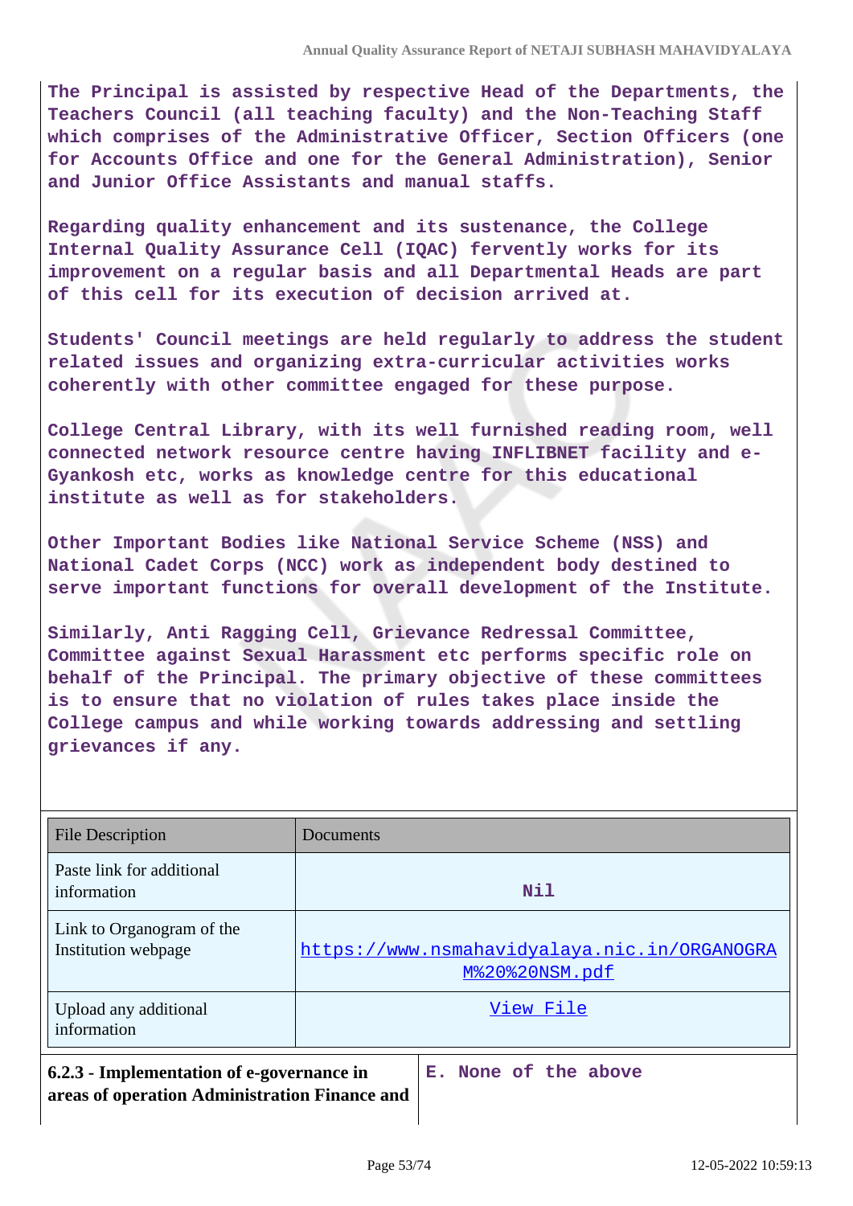The Principal is assisted by respective Head of the Departments, the Teachers Council (all teaching faculty) and the Non-Teaching Staff which comprises of the Administrative Officer, Section Officers (one for Accounts Office and one for the General Administration), Senior and Junior Office Assistants and manual staffs.

Regarding quality enhancement and its sustenance, the College Internal Quality Assurance Cell (IQAC) fervently works for its improvement on a regular basis and all Departmental Heads are part of this cell for its execution of decision arrived at.

Students' Council meetings are held regularly to address the student related issues and organizing extra-curricular activities works coherently with other committee engaged for these purpose.

College Central Library, with its well furnished reading room, well connected network resource centre having INFLIBNET facility and e-Gyankosh etc, works as knowledge centre for this educational institute as well as for stakeholders.

Other Important Bodies like National Service Scheme (NSS) and National Cadet Corps (NCC) work as independent body destined to serve important functions for overall development of the Institute.

Similarly, Anti Ragging Cell, Grievance Redressal Committee, Committee against Sexual Harassment etc performs specific role on behalf of the Principal. The primary objective of these committees is to ensure that no violation of rules takes place inside the College campus and while working towards addressing and settling grievances if any.

| File Description | Documents |
|---|---|
| Paste link for additional information | Nil |
| Link to Organogram of the Institution webpage | https://www.nsmahavidyalaya.nic.in/ORGANOGRAM%20%20NSM.pdf |
| Upload any additional information | View File |

| 6.2.3 - Implementation of e-governance in areas of operation Administration Finance and | E. None of the above |
|---|---|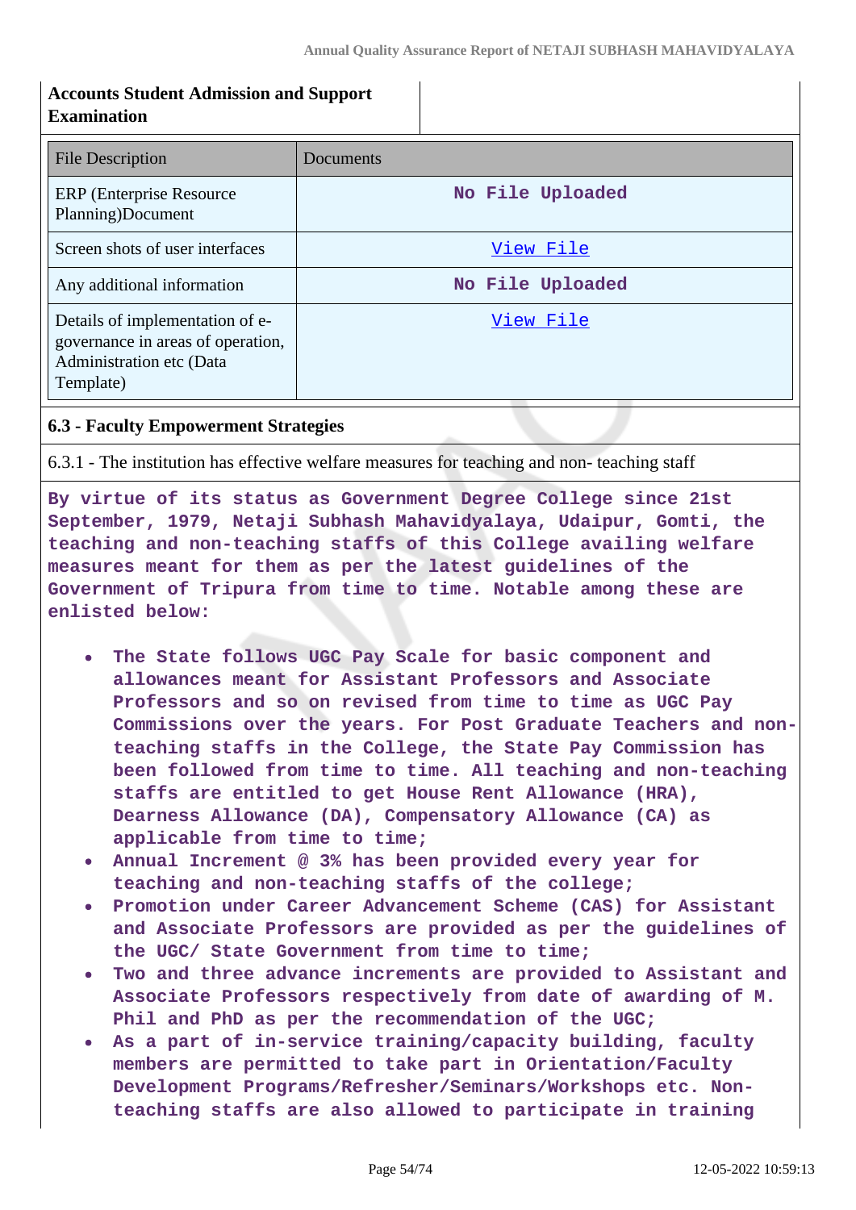| Accounts Student Admission and Support Examination | |
|---|---|

| File Description | Documents |
|---|---|
| ERP (Enterprise Resource Planning)Document | No File Uploaded |
| Screen shots of user interfaces | View File |
| Any additional information | No File Uploaded |
| Details of implementation of e-governance in areas of operation, Administration etc (Data Template) | View File |

**6.3 - Faculty Empowerment Strategies**

6.3.1 - The institution has effective welfare measures for teaching and non- teaching staff

**By virtue of its status as Government Degree College since 21st September, 1979, Netaji Subhash Mahavidyalaya, Udaipur, Gomti, the teaching and non-teaching staffs of this College availing welfare measures meant for them as per the latest guidelines of the Government of Tripura from time to time. Notable among these are enlisted below:**

- **The State follows UGC Pay Scale for basic component and allowances meant for Assistant Professors and Associate Professors and so on revised from time to time as UGC Pay Commissions over the years. For Post Graduate Teachers and non-teaching staffs in the College, the State Pay Commission has been followed from time to time. All teaching and non-teaching staffs are entitled to get House Rent Allowance (HRA), Dearness Allowance (DA), Compensatory Allowance (CA) as applicable from time to time;**
- **Annual Increment @ 3% has been provided every year for teaching and non-teaching staffs of the college;**
- **Promotion under Career Advancement Scheme (CAS) for Assistant and Associate Professors are provided as per the guidelines of the UGC/ State Government from time to time;**
- **Two and three advance increments are provided to Assistant and Associate Professors respectively from date of awarding of M. Phil and PhD as per the recommendation of the UGC;**
- **As a part of in-service training/capacity building, faculty members are permitted to take part in Orientation/Faculty Development Programs/Refresher/Seminars/Workshops etc. Non-teaching staffs are also allowed to participate in training**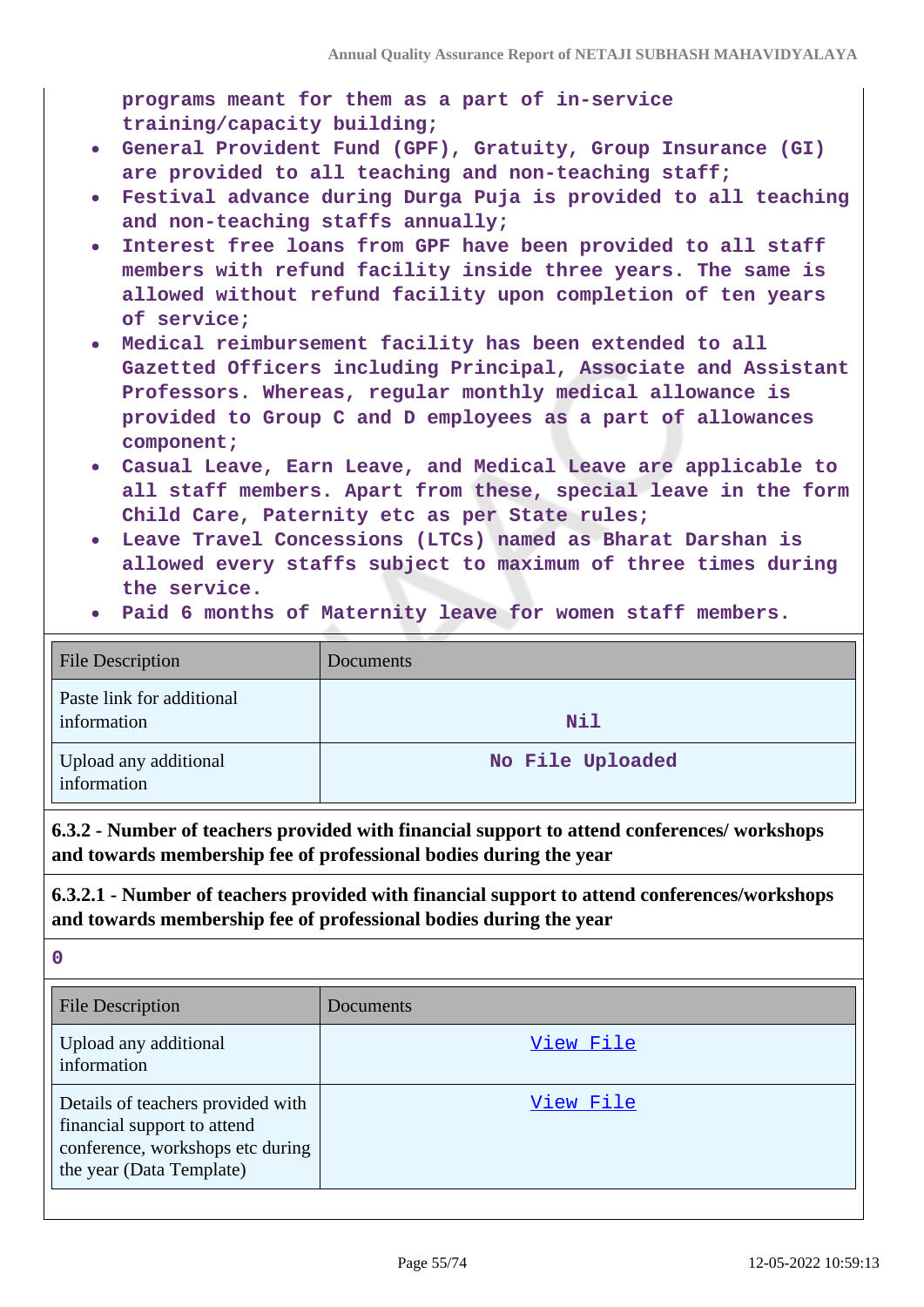programs meant for them as a part of in-service training/capacity building;

- General Provident Fund (GPF), Gratuity, Group Insurance (GI) are provided to all teaching and non-teaching staff;
- Festival advance during Durga Puja is provided to all teaching and non-teaching staffs annually;
- Interest free loans from GPF have been provided to all staff members with refund facility inside three years. The same is allowed without refund facility upon completion of ten years of service;
- Medical reimbursement facility has been extended to all Gazetted Officers including Principal, Associate and Assistant Professors. Whereas, regular monthly medical allowance is provided to Group C and D employees as a part of allowances component;
- Casual Leave, Earn Leave, and Medical Leave are applicable to all staff members. Apart from these, special leave in the form Child Care, Paternity etc as per State rules;
- Leave Travel Concessions (LTCs) named as Bharat Darshan is allowed every staffs subject to maximum of three times during the service.
- Paid 6 months of Maternity leave for women staff members.

| File Description | Documents |
|---|---|
| Paste link for additional information | Nil |
| Upload any additional information | No File Uploaded |

**6.3.2 - Number of teachers provided with financial support to attend conferences/ workshops and towards membership fee of professional bodies during the year**

**6.3.2.1 - Number of teachers provided with financial support to attend conferences/workshops and towards membership fee of professional bodies during the year**

0

| File Description | Documents |
|---|---|
| Upload any additional information | View File |
| Details of teachers provided with financial support to attend conference, workshops etc during the year (Data Template) | View File |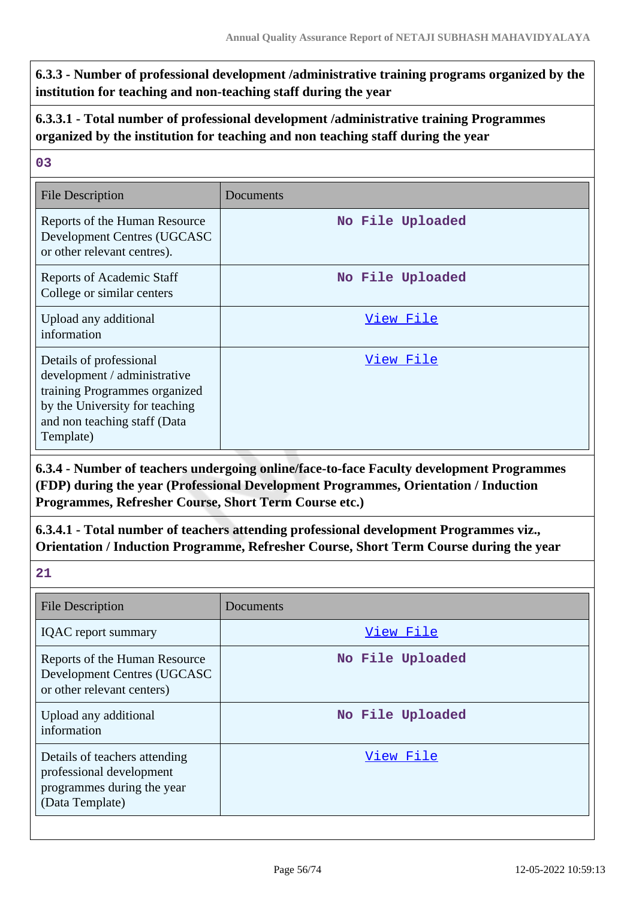**6.3.3 - Number of professional development /administrative training programs organized by the institution for teaching and non-teaching staff during the year**

**6.3.3.1 - Total number of professional development /administrative training Programmes organized by the institution for teaching and non teaching staff during the year**

03

| File Description | Documents |
|---|---|
| Reports of the Human Resource Development Centres (UGCASC or other relevant centres). | No File Uploaded |
| Reports of Academic Staff College or similar centers | No File Uploaded |
| Upload any additional information | View File |
| Details of professional development / administrative training Programmes organized by the University for teaching and non teaching staff (Data Template) | View File |

**6.3.4 - Number of teachers undergoing online/face-to-face Faculty development Programmes (FDP) during the year (Professional Development Programmes, Orientation / Induction Programmes, Refresher Course, Short Term Course etc.)**

**6.3.4.1 - Total number of teachers attending professional development Programmes viz., Orientation / Induction Programme, Refresher Course, Short Term Course during the year**

21

| File Description | Documents |
|---|---|
| IQAC report summary | View File |
| Reports of the Human Resource Development Centres (UGCASC or other relevant centers) | No File Uploaded |
| Upload any additional information | No File Uploaded |
| Details of teachers attending professional development programmes during the year (Data Template) | View File |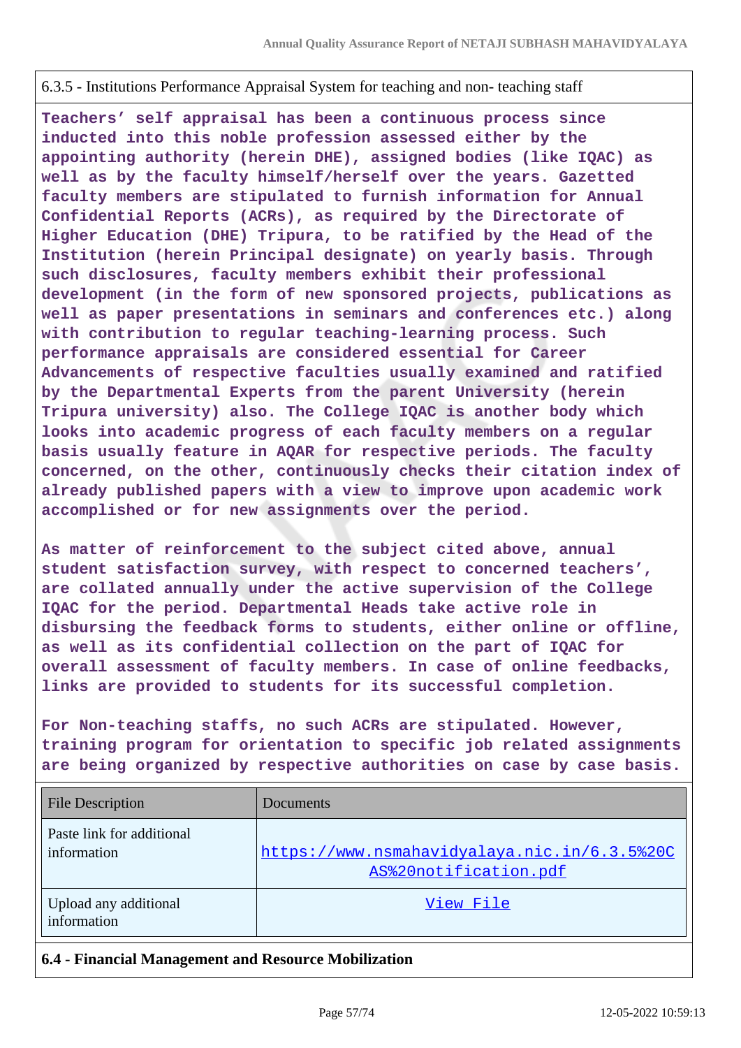6.3.5 - Institutions Performance Appraisal System for teaching and non- teaching staff

**Teachers' self appraisal has been a continuous process since inducted into this noble profession assessed either by the appointing authority (herein DHE), assigned bodies (like IQAC) as well as by the faculty himself/herself over the years. Gazetted faculty members are stipulated to furnish information for Annual Confidential Reports (ACRs), as required by the Directorate of Higher Education (DHE) Tripura, to be ratified by the Head of the Institution (herein Principal designate) on yearly basis. Through such disclosures, faculty members exhibit their professional development (in the form of new sponsored projects, publications as well as paper presentations in seminars and conferences etc.) along with contribution to regular teaching-learning process. Such performance appraisals are considered essential for Career Advancements of respective faculties usually examined and ratified by the Departmental Experts from the parent University (herein Tripura university) also. The College IQAC is another body which looks into academic progress of each faculty members on a regular basis usually feature in AQAR for respective periods. The faculty concerned, on the other, continuously checks their citation index of already published papers with a view to improve upon academic work accomplished or for new assignments over the period.**

**As matter of reinforcement to the subject cited above, annual student satisfaction survey, with respect to concerned teachers', are collated annually under the active supervision of the College IQAC for the period. Departmental Heads take active role in disbursing the feedback forms to students, either online or offline, as well as its confidential collection on the part of IQAC for overall assessment of faculty members. In case of online feedbacks, links are provided to students for its successful completion.**

**For Non-teaching staffs, no such ACRs are stipulated. However, training program for orientation to specific job related assignments are being organized by respective authorities on case by case basis.**

| File Description | Documents |
| --- | --- |
| Paste link for additional information | https://www.nsmahavidyalaya.nic.in/6.3.5%20CAS%20notification.pdf |
| Upload any additional information | View File |

**6.4 - Financial Management and Resource Mobilization**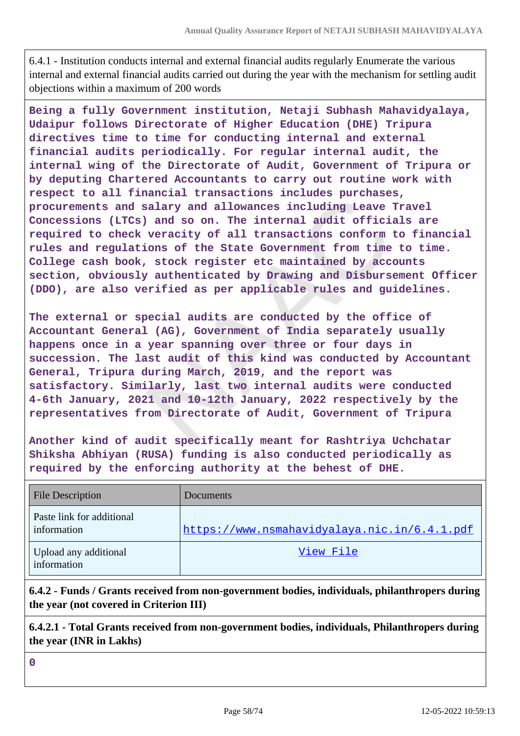6.4.1 - Institution conducts internal and external financial audits regularly Enumerate the various internal and external financial audits carried out during the year with the mechanism for settling audit objections within a maximum of 200 words

**Being a fully Government institution, Netaji Subhash Mahavidyalaya, Udaipur follows Directorate of Higher Education (DHE) Tripura directives time to time for conducting internal and external financial audits periodically. For regular internal audit, the internal wing of the Directorate of Audit, Government of Tripura or by deputing Chartered Accountants to carry out routine work with respect to all financial transactions includes purchases, procurements and salary and allowances including Leave Travel Concessions (LTCs) and so on. The internal audit officials are required to check veracity of all transactions conform to financial rules and regulations of the State Government from time to time. College cash book, stock register etc maintained by accounts section, obviously authenticated by Drawing and Disbursement Officer (DDO), are also verified as per applicable rules and guidelines.**

**The external or special audits are conducted by the office of Accountant General (AG), Government of India separately usually happens once in a year spanning over three or four days in succession. The last audit of this kind was conducted by Accountant General, Tripura during March, 2019, and the report was satisfactory. Similarly, last two internal audits were conducted 4-6th January, 2021 and 10-12th January, 2022 respectively by the representatives from Directorate of Audit, Government of Tripura**

**Another kind of audit specifically meant for Rashtriya Uchchatar Shiksha Abhiyan (RUSA) funding is also conducted periodically as required by the enforcing authority at the behest of DHE.**

| File Description | Documents |
|---|---|
| Paste link for additional information | https://www.nsmahavidyalaya.nic.in/6.4.1.pdf |
| Upload any additional information | View File |

**6.4.2 - Funds / Grants received from non-government bodies, individuals, philanthropers during the year (not covered in Criterion III)**

**6.4.2.1 - Total Grants received from non-government bodies, individuals, Philanthropers during the year (INR in Lakhs)**

**0**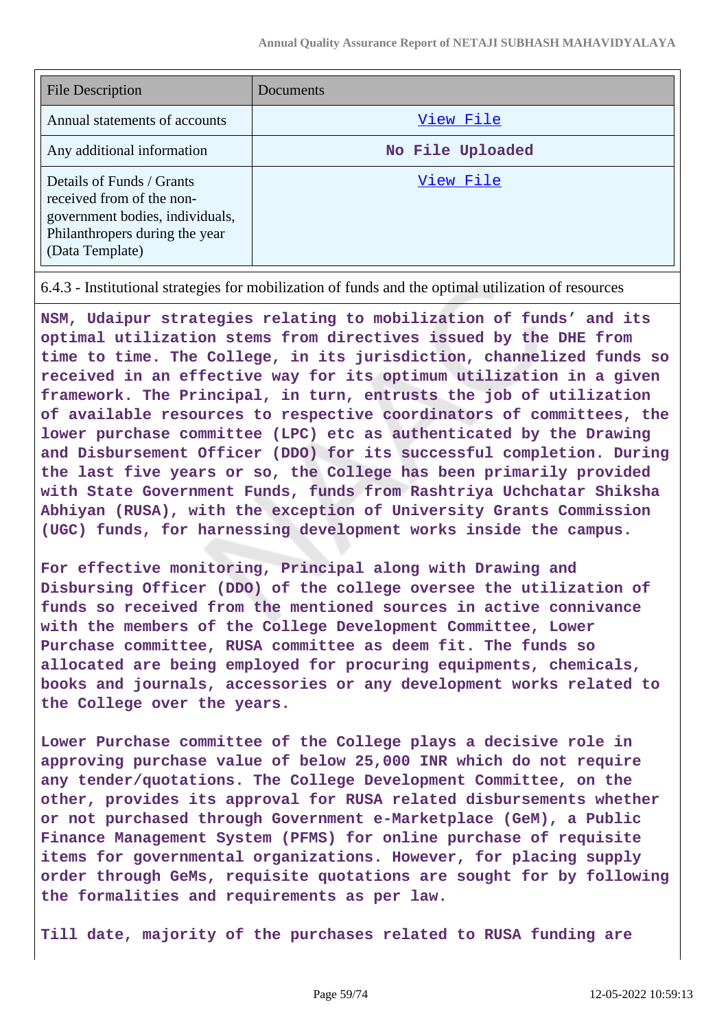| File Description | Documents |
|---|---|
| Annual statements of accounts | View File |
| Any additional information | No File Uploaded |
| Details of Funds / Grants received from of the non-government bodies, individuals, Philanthropers during the year (Data Template) | View File |

6.4.3 - Institutional strategies for mobilization of funds and the optimal utilization of resources

**NSM, Udaipur strategies relating to mobilization of funds' and its optimal utilization stems from directives issued by the DHE from time to time. The College, in its jurisdiction, channelized funds so received in an effective way for its optimum utilization in a given framework. The Principal, in turn, entrusts the job of utilization of available resources to respective coordinators of committees, the lower purchase committee (LPC) etc as authenticated by the Drawing and Disbursement Officer (DDO) for its successful completion. During the last five years or so, the College has been primarily provided with State Government Funds, funds from Rashtriya Uchchatar Shiksha Abhiyan (RUSA), with the exception of University Grants Commission (UGC) funds, for harnessing development works inside the campus.**

**For effective monitoring, Principal along with Drawing and Disbursing Officer (DDO) of the college oversee the utilization of funds so received from the mentioned sources in active connivance with the members of the College Development Committee, Lower Purchase committee, RUSA committee as deem fit. The funds so allocated are being employed for procuring equipments, chemicals, books and journals, accessories or any development works related to the College over the years.**

**Lower Purchase committee of the College plays a decisive role in approving purchase value of below 25,000 INR which do not require any tender/quotations. The College Development Committee, on the other, provides its approval for RUSA related disbursements whether or not purchased through Government e-Marketplace (GeM), a Public Finance Management System (PFMS) for online purchase of requisite items for governmental organizations. However, for placing supply order through GeMs, requisite quotations are sought for by following the formalities and requirements as per law.**

**Till date, majority of the purchases related to RUSA funding are**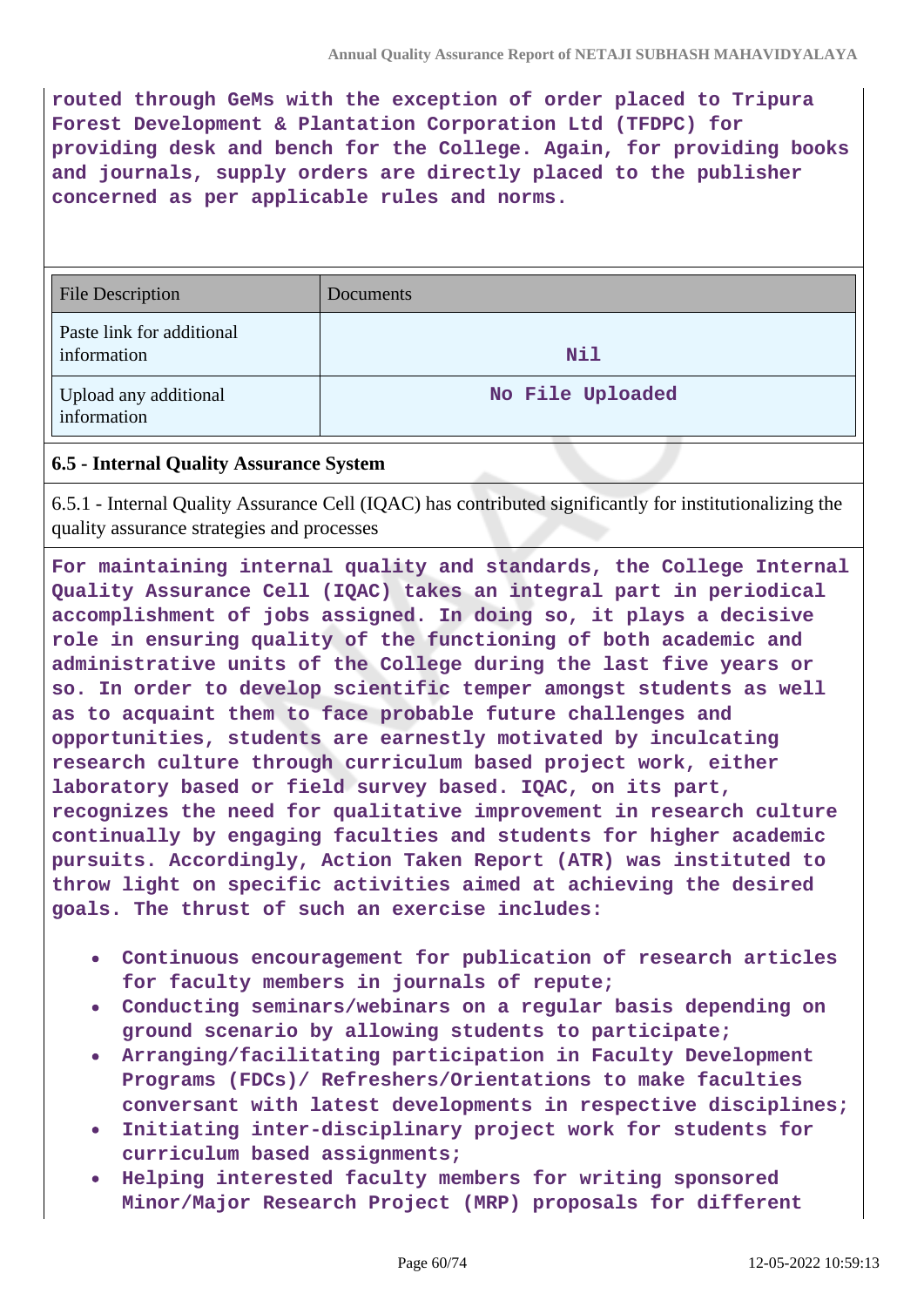**routed through GeMs with the exception of order placed to Tripura Forest Development & Plantation Corporation Ltd (TFDPC) for providing desk and bench for the College. Again, for providing books and journals, supply orders are directly placed to the publisher concerned as per applicable rules and norms.**

| File Description | Documents |
| --- | --- |
| Paste link for additional information | Nil |
| Upload any additional information | No File Uploaded |

**6.5 - Internal Quality Assurance System**

6.5.1 - Internal Quality Assurance Cell (IQAC) has contributed significantly for institutionalizing the quality assurance strategies and processes

**For maintaining internal quality and standards, the College Internal Quality Assurance Cell (IQAC) takes an integral part in periodical accomplishment of jobs assigned. In doing so, it plays a decisive role in ensuring quality of the functioning of both academic and administrative units of the College during the last five years or so. In order to develop scientific temper amongst students as well as to acquaint them to face probable future challenges and opportunities, students are earnestly motivated by inculcating research culture through curriculum based project work, either laboratory based or field survey based. IQAC, on its part, recognizes the need for qualitative improvement in research culture continually by engaging faculties and students for higher academic pursuits. Accordingly, Action Taken Report (ATR) was instituted to throw light on specific activities aimed at achieving the desired goals. The thrust of such an exercise includes:**

- **Continuous encouragement for publication of research articles for faculty members in journals of repute;**
- **Conducting seminars/webinars on a regular basis depending on ground scenario by allowing students to participate;**
- **Arranging/facilitating participation in Faculty Development Programs (FDCs)/ Refreshers/Orientations to make faculties conversant with latest developments in respective disciplines;**
- **Initiating inter-disciplinary project work for students for curriculum based assignments;**
- **Helping interested faculty members for writing sponsored Minor/Major Research Project (MRP) proposals for different**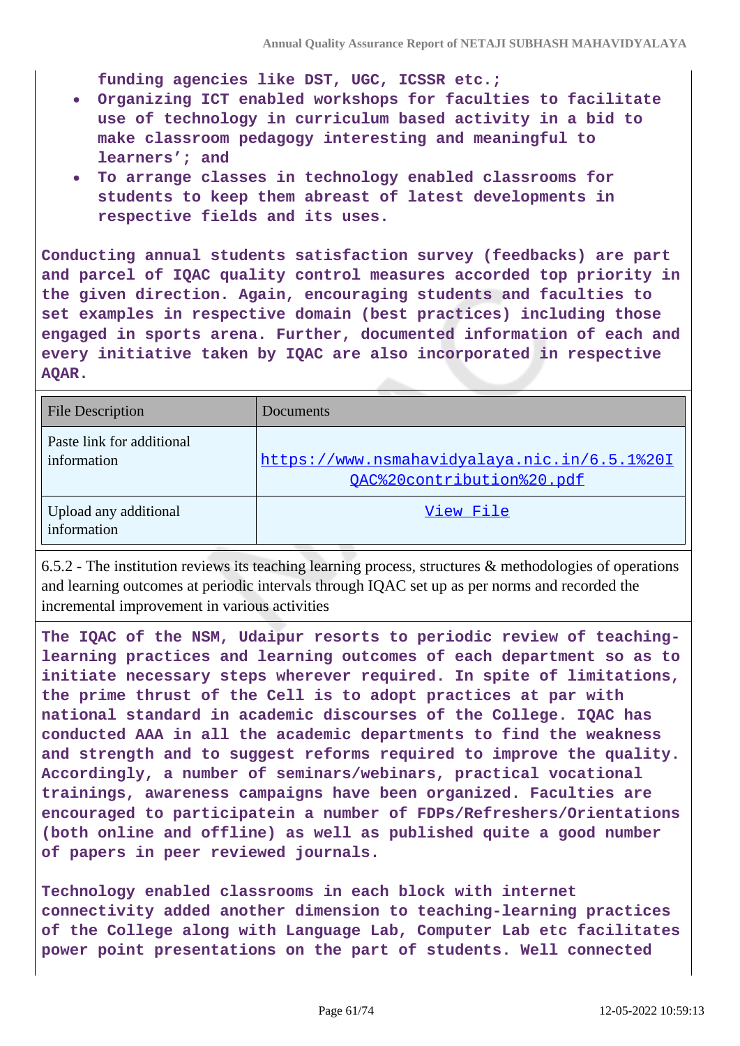funding agencies like DST, UGC, ICSSR etc.;

- Organizing ICT enabled workshops for faculties to facilitate use of technology in curriculum based activity in a bid to make classroom pedagogy interesting and meaningful to learners'; and
- To arrange classes in technology enabled classrooms for students to keep them abreast of latest developments in respective fields and its uses.

Conducting annual students satisfaction survey (feedbacks) are part and parcel of IQAC quality control measures accorded top priority in the given direction. Again, encouraging students and faculties to set examples in respective domain (best practices) including those engaged in sports arena. Further, documented information of each and every initiative taken by IQAC are also incorporated in respective AQAR.

| File Description | Documents |
| --- | --- |
| Paste link for additional information | https://www.nsmahavidyalaya.nic.in/6.5.1%20IQAC%20contribution%20.pdf |
| Upload any additional information | View File |

6.5.2 - The institution reviews its teaching learning process, structures & methodologies of operations and learning outcomes at periodic intervals through IQAC set up as per norms and recorded the incremental improvement in various activities

The IQAC of the NSM, Udaipur resorts to periodic review of teaching-learning practices and learning outcomes of each department so as to initiate necessary steps wherever required. In spite of limitations, the prime thrust of the Cell is to adopt practices at par with national standard in academic discourses of the College. IQAC has conducted AAA in all the academic departments to find the weakness and strength and to suggest reforms required to improve the quality. Accordingly, a number of seminars/webinars, practical vocational trainings, awareness campaigns have been organized. Faculties are encouraged to participatein a number of FDPs/Refreshers/Orientations (both online and offline) as well as published quite a good number of papers in peer reviewed journals.

Technology enabled classrooms in each block with internet connectivity added another dimension to teaching-learning practices of the College along with Language Lab, Computer Lab etc facilitates power point presentations on the part of students. Well connected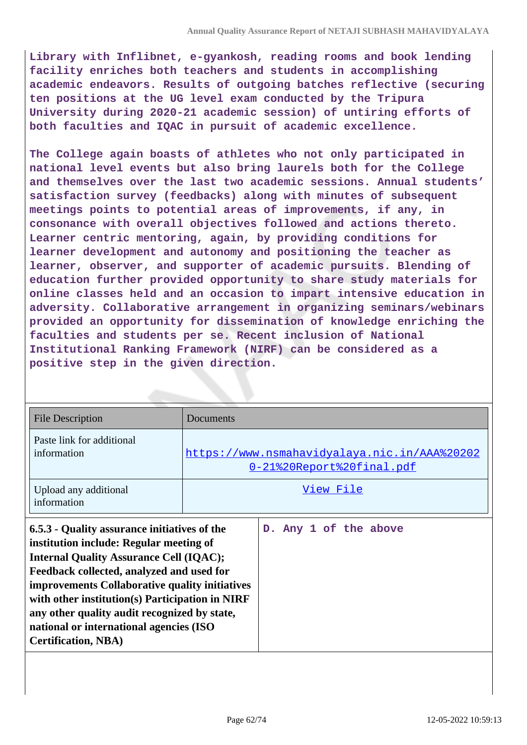**Library with Inflibnet, e-gyankosh, reading rooms and book lending facility enriches both teachers and students in accomplishing academic endeavors. Results of outgoing batches reflective (securing ten positions at the UG level exam conducted by the Tripura University during 2020-21 academic session) of untiring efforts of both faculties and IQAC in pursuit of academic excellence.**

**The College again boasts of athletes who not only participated in national level events but also bring laurels both for the College and themselves over the last two academic sessions. Annual students' satisfaction survey (feedbacks) along with minutes of subsequent meetings points to potential areas of improvements, if any, in consonance with overall objectives followed and actions thereto. Learner centric mentoring, again, by providing conditions for learner development and autonomy and positioning the teacher as learner, observer, and supporter of academic pursuits. Blending of education further provided opportunity to share study materials for online classes held and an occasion to impart intensive education in adversity. Collaborative arrangement in organizing seminars/webinars provided an opportunity for dissemination of knowledge enriching the faculties and students per se. Recent inclusion of National Institutional Ranking Framework (NIRF) can be considered as a positive step in the given direction.**

| File Description | Documents |
| --- | --- |
| Paste link for additional information | https://www.nsmahavidyalaya.nic.in/AAA%202020-21%20Report%20final.pdf |
| Upload any additional information | View File |

| **6.5.3 - Quality assurance initiatives of the institution include: Regular meeting of Internal Quality Assurance Cell (IQAC); Feedback collected, analyzed and used for improvements Collaborative quality initiatives with other institution(s) Participation in NIRF any other quality audit recognized by state, national or international agencies (ISO Certification, NBA)** | **D. Any 1 of the above** |
| --- | --- |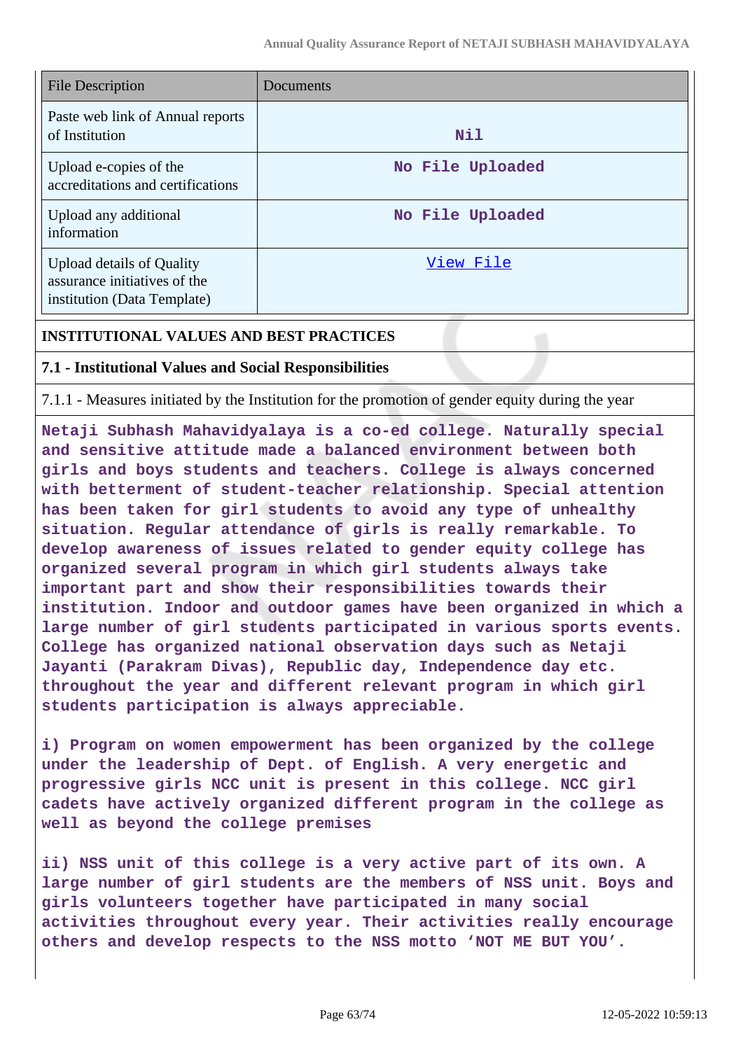| File Description | Documents |
|---|---|
| Paste web link of Annual reports of Institution | Nil |
| Upload e-copies of the accreditations and certifications | No File Uploaded |
| Upload any additional information | No File Uploaded |
| Upload details of Quality assurance initiatives of the institution (Data Template) | View File |

**INSTITUTIONAL VALUES AND BEST PRACTICES**

**7.1 - Institutional Values and Social Responsibilities**

7.1.1 - Measures initiated by the Institution for the promotion of gender equity during the year

Netaji Subhash Mahavidyalaya is a co-ed college. Naturally special and sensitive attitude made a balanced environment between both girls and boys students and teachers. College is always concerned with betterment of student-teacher relationship. Special attention has been taken for girl students to avoid any type of unhealthy situation. Regular attendance of girls is really remarkable. To develop awareness of issues related to gender equity college has organized several program in which girl students always take important part and show their responsibilities towards their institution. Indoor and outdoor games have been organized in which a large number of girl students participated in various sports events. College has organized national observation days such as Netaji Jayanti (Parakram Divas), Republic day, Independence day etc. throughout the year and different relevant program in which girl students participation is always appreciable.

i) Program on women empowerment has been organized by the college under the leadership of Dept. of English. A very energetic and progressive girls NCC unit is present in this college. NCC girl cadets have actively organized different program in the college as well as beyond the college premises

ii) NSS unit of this college is a very active part of its own. A large number of girl students are the members of NSS unit. Boys and girls volunteers together have participated in many social activities throughout every year. Their activities really encourage others and develop respects to the NSS motto ‘NOT ME BUT YOU’.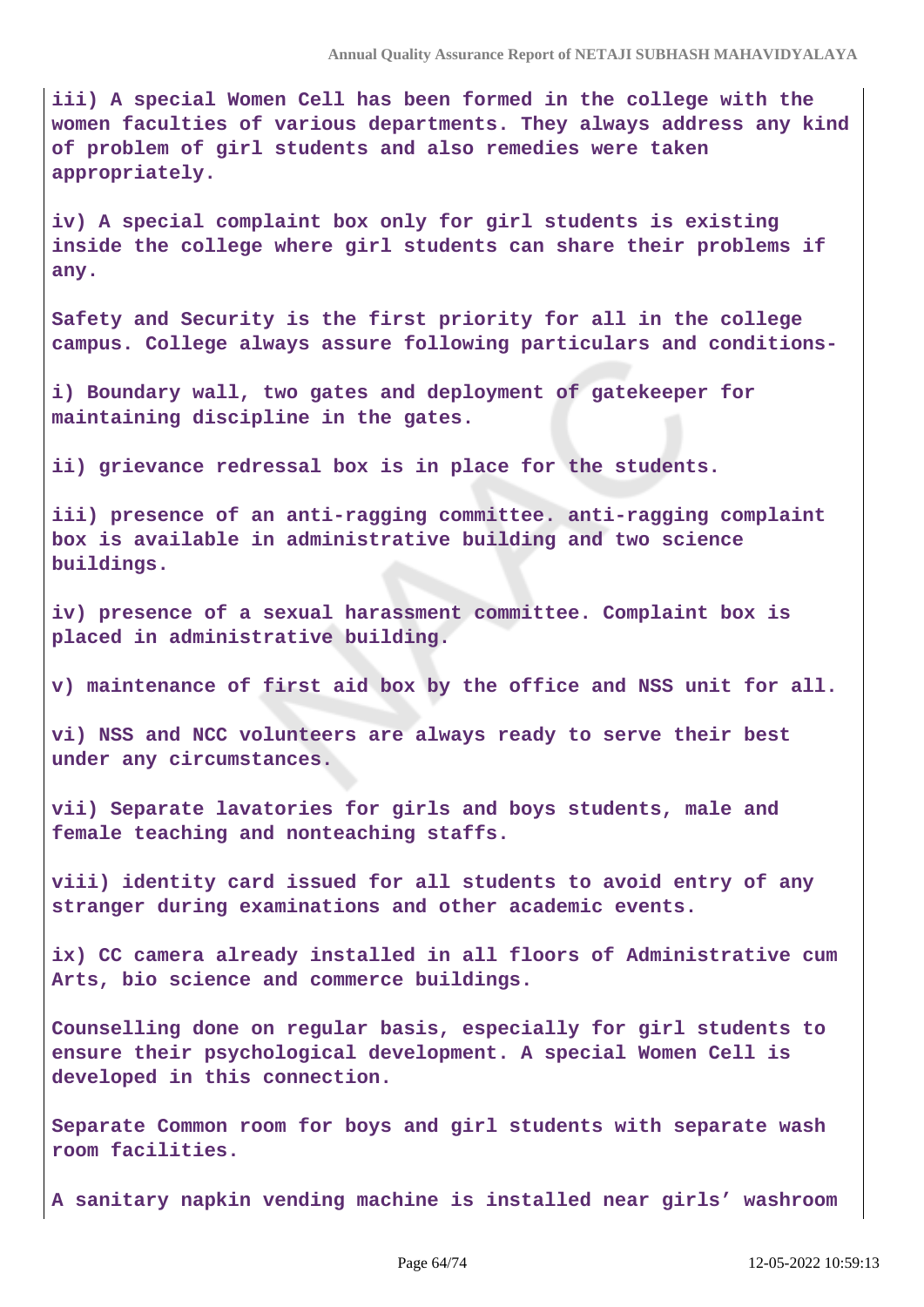**iii) A special Women Cell has been formed in the college with the women faculties of various departments. They always address any kind of problem of girl students and also remedies were taken appropriately.**

**iv) A special complaint box only for girl students is existing inside the college where girl students can share their problems if any.**

**Safety and Security is the first priority for all in the college campus. College always assure following particulars and conditions-**

**i) Boundary wall, two gates and deployment of gatekeeper for maintaining discipline in the gates.**

**ii) grievance redressal box is in place for the students.**

**iii) presence of an anti-ragging committee. anti-ragging complaint box is available in administrative building and two science buildings.**

**iv) presence of a sexual harassment committee. Complaint box is placed in administrative building.**

**v) maintenance of first aid box by the office and NSS unit for all.**

**vi) NSS and NCC volunteers are always ready to serve their best under any circumstances.**

**vii) Separate lavatories for girls and boys students, male and female teaching and nonteaching staffs.**

**viii) identity card issued for all students to avoid entry of any stranger during examinations and other academic events.**

**ix) CC camera already installed in all floors of Administrative cum Arts, bio science and commerce buildings.**

**Counselling done on regular basis, especially for girl students to ensure their psychological development. A special Women Cell is developed in this connection.**

**Separate Common room for boys and girl students with separate wash room facilities.**

**A sanitary napkin vending machine is installed near girls' washroom**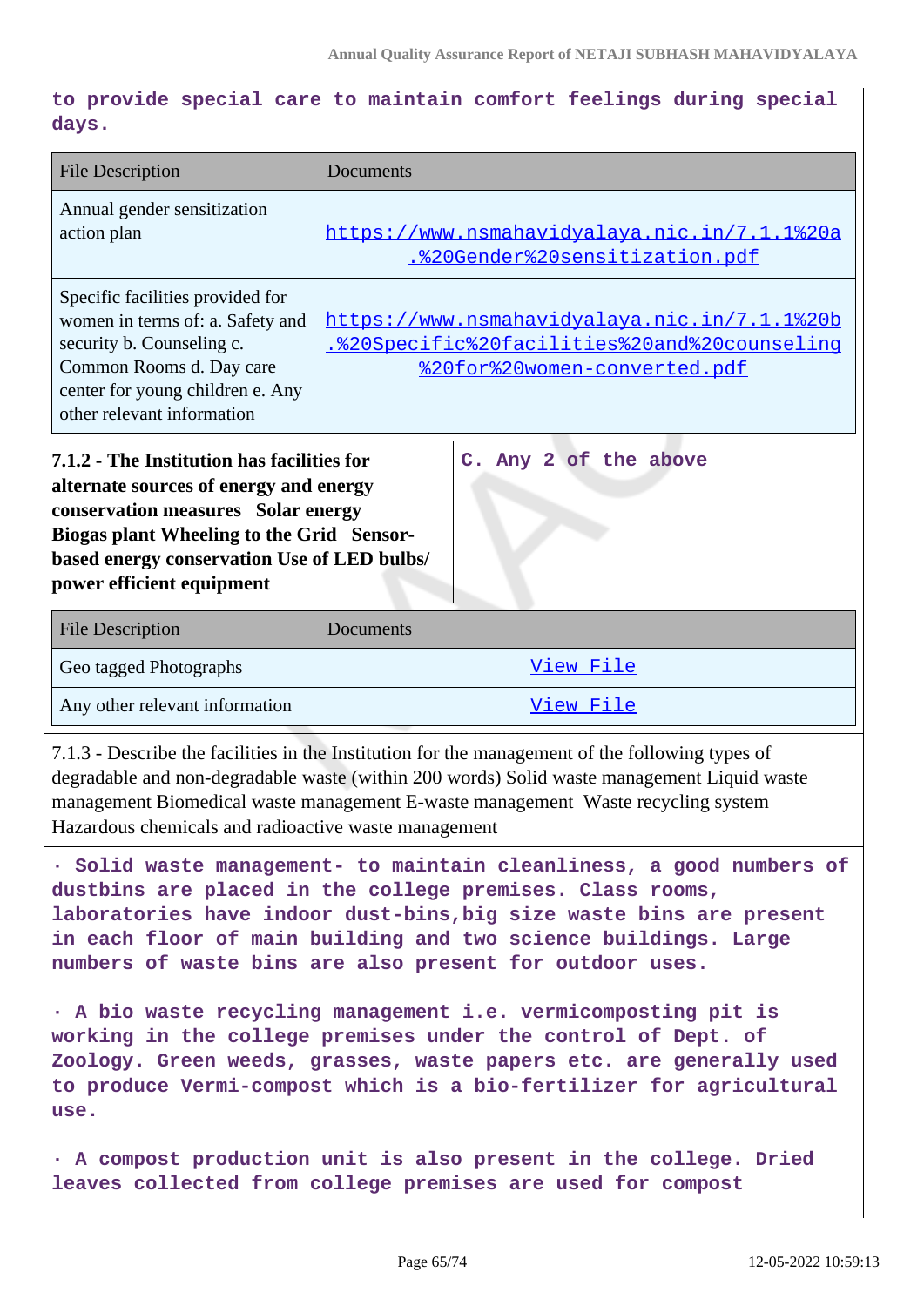to provide special care to maintain comfort feelings during special days.

| File Description | Documents |
|---|---|
| Annual gender sensitization action plan | https://www.nsmahavidyalaya.nic.in/7.1.1%20a.%20Gender%20sensitization.pdf |
| Specific facilities provided for women in terms of: a. Safety and security b. Counseling c. Common Rooms d. Day care center for young children e. Any other relevant information | https://www.nsmahavidyalaya.nic.in/7.1.1%20b.%20Specific%20facilities%20and%20counseling%20for%20women-converted.pdf |

| **7.1.2 - The Institution has facilities for alternate sources of energy and energy conservation measures Solar energy Biogas plant Wheeling to the Grid Sensor-based energy conservation Use of LED bulbs/ power efficient equipment** | C. Any 2 of the above |
|---|---|

| File Description | Documents |
|---|---|
| Geo tagged Photographs | View File |
| Any other relevant information | View File |

7.1.3 - Describe the facilities in the Institution for the management of the following types of degradable and non-degradable waste (within 200 words) Solid waste management Liquid waste management Biomedical waste management E-waste management Waste recycling system Hazardous chemicals and radioactive waste management

· Solid waste management- to maintain cleanliness, a good numbers of dustbins are placed in the college premises. Class rooms, laboratories have indoor dust-bins,big size waste bins are present in each floor of main building and two science buildings. Large numbers of waste bins are also present for outdoor uses.

· A bio waste recycling management i.e. vermicomposting pit is working in the college premises under the control of Dept. of Zoology. Green weeds, grasses, waste papers etc. are generally used to produce Vermi-compost which is a bio-fertilizer for agricultural use.

· A compost production unit is also present in the college. Dried leaves collected from college premises are used for compost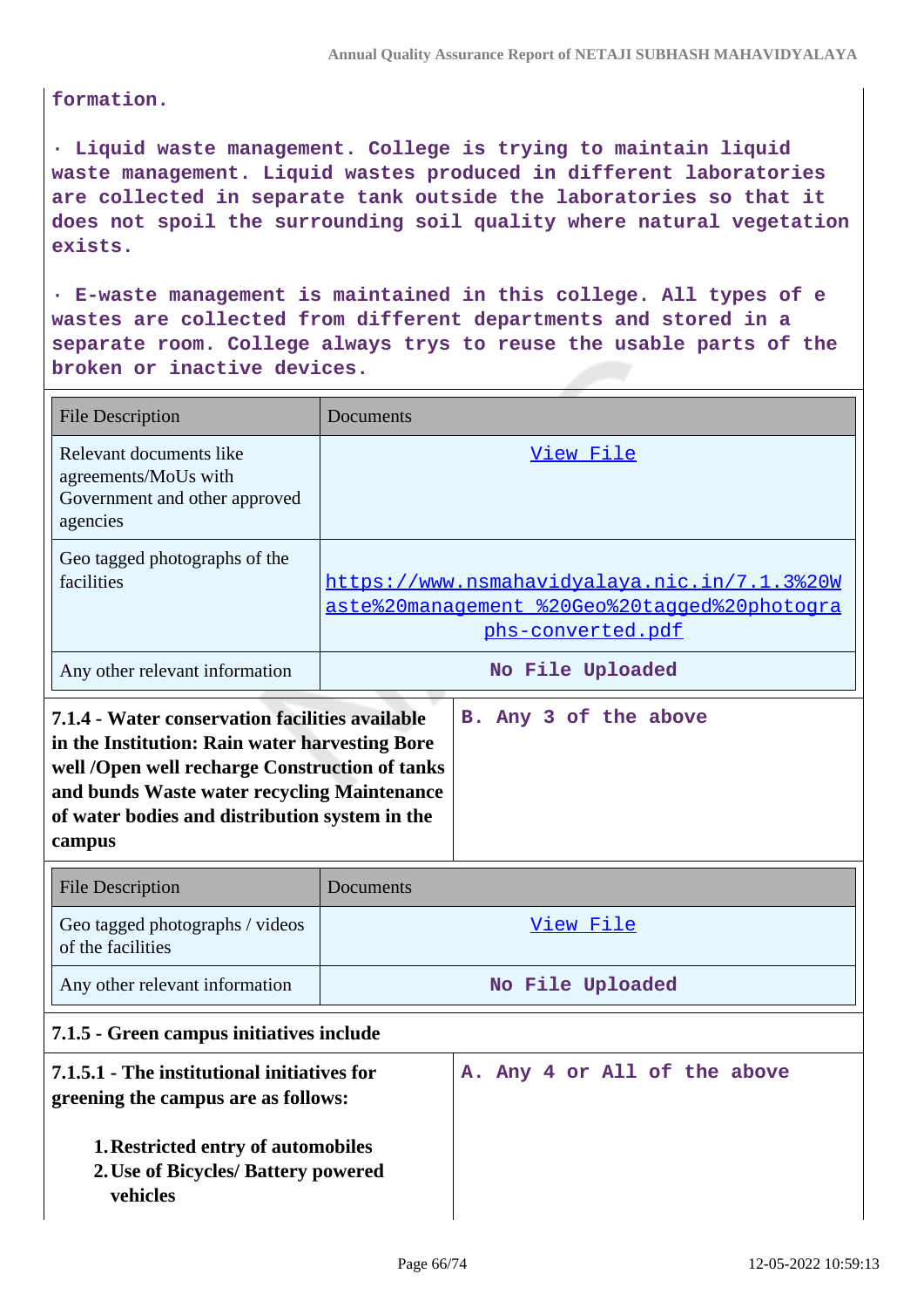formation.

· Liquid waste management. College is trying to maintain liquid waste management. Liquid wastes produced in different laboratories are collected in separate tank outside the laboratories so that it does not spoil the surrounding soil quality where natural vegetation exists.

· E-waste management is maintained in this college. All types of e wastes are collected from different departments and stored in a separate room. College always trys to reuse the usable parts of the broken or inactive devices.

| File Description | Documents |
|---|---|
| Relevant documents like agreements/MoUs with Government and other approved agencies | View File |
| Geo tagged photographs of the facilities | https://www.nsmahavidyalaya.nic.in/7.1.3%20Waste%20management %20Geo%20tagged%20photographs-converted.pdf |
| Any other relevant information | No File Uploaded |

| **7.1.4 - Water conservation facilities available in the Institution: Rain water harvesting Bore well /Open well recharge Construction of tanks and bunds Waste water recycling Maintenance of water bodies and distribution system in the campus** | B. Any 3 of the above |
|---|---|

| File Description | Documents |
|---|---|
| Geo tagged photographs / videos of the facilities | View File |
| Any other relevant information | No File Uploaded |

**7.1.5 - Green campus initiatives include**

| **7.1.5.1 - The institutional initiatives for greening the campus are as follows:**<br><br>1. **Restricted entry of automobiles**<br>2. **Use of Bicycles/ Battery powered vehicles** | A. Any 4 or All of the above |
|---|---|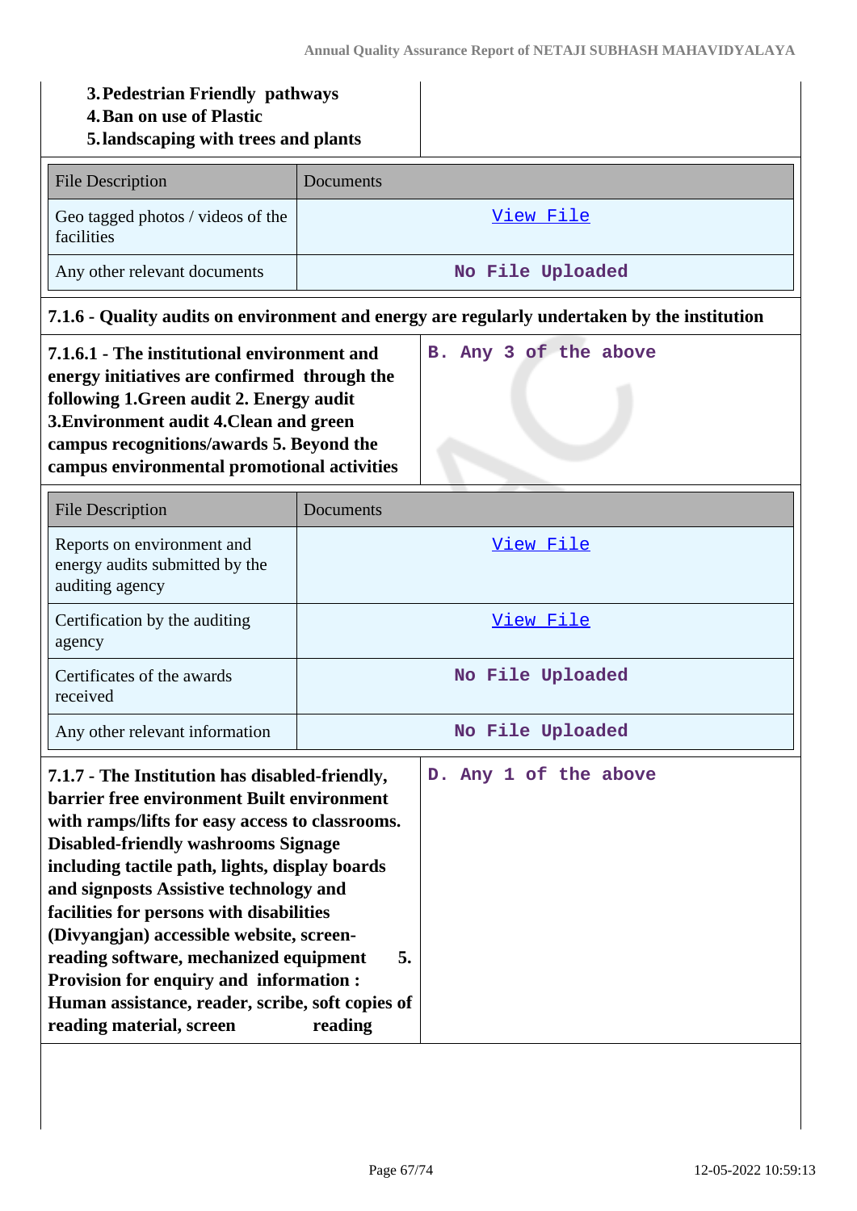3. **Pedestrian Friendly pathways**
4. **Ban on use of Plastic**
5. **landscaping with trees and plants**

| File Description | Documents |
|---|---|
| Geo tagged photos / videos of the facilities | View File |
| Any other relevant documents | No File Uploaded |

**7.1.6 - Quality audits on environment and energy are regularly undertaken by the institution**

| **7.1.6.1 - The institutional environment and energy initiatives are confirmed through the following 1.Green audit 2. Energy audit 3.Environment audit 4.Clean and green campus recognitions/awards 5. Beyond the campus environmental promotional activities** | B. Any 3 of the above |
|---|---|

| File Description | Documents |
|---|---|
| Reports on environment and energy audits submitted by the auditing agency | View File |
| Certification by the auditing agency | View File |
| Certificates of the awards received | No File Uploaded |
| Any other relevant information | No File Uploaded |

| **7.1.7 - The Institution has disabled-friendly, barrier free environment Built environment with ramps/lifts for easy access to classrooms. Disabled-friendly washrooms Signage including tactile path, lights, display boards and signposts Assistive technology and facilities for persons with disabilities (Divyangjan) accessible website, screen-reading software, mechanized equipment 5. Provision for enquiry and information : Human assistance, reader, scribe, soft copies of reading material, screen reading** | D. Any 1 of the above |
|---|---|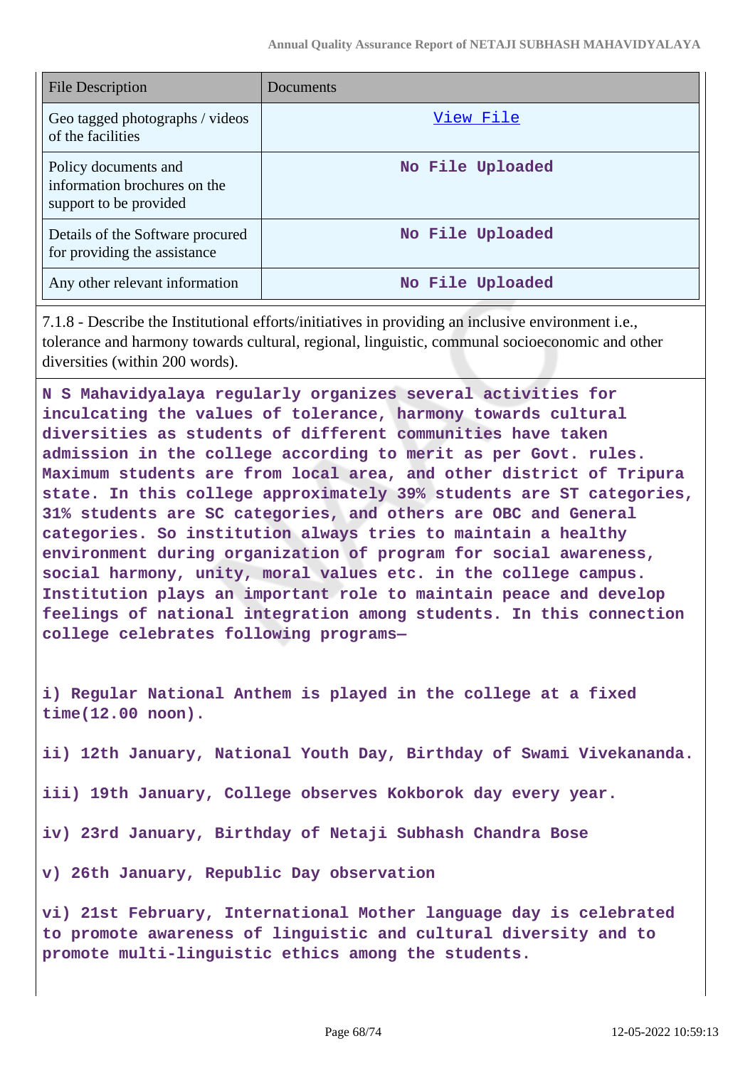| File Description | Documents |
|---|---|
| Geo tagged photographs / videos of the facilities | View File |
| Policy documents and information brochures on the support to be provided | No File Uploaded |
| Details of the Software procured for providing the assistance | No File Uploaded |
| Any other relevant information | No File Uploaded |

7.1.8 - Describe the Institutional efforts/initiatives in providing an inclusive environment i.e., tolerance and harmony towards cultural, regional, linguistic, communal socioeconomic and other diversities (within 200 words).

N S Mahavidyalaya regularly organizes several activities for inculcating the values of tolerance, harmony towards cultural diversities as students of different communities have taken admission in the college according to merit as per Govt. rules. Maximum students are from local area, and other district of Tripura state. In this college approximately 39% students are ST categories, 31% students are SC categories, and others are OBC and General categories. So institution always tries to maintain a healthy environment during organization of program for social awareness, social harmony, unity, moral values etc. in the college campus. Institution plays an important role to maintain peace and develop feelings of national integration among students. In this connection college celebrates following programs—

i) Regular National Anthem is played in the college at a fixed time(12.00 noon).

ii) 12th January, National Youth Day, Birthday of Swami Vivekananda.

iii) 19th January, College observes Kokborok day every year.

iv) 23rd January, Birthday of Netaji Subhash Chandra Bose

v) 26th January, Republic Day observation

vi) 21st February, International Mother language day is celebrated to promote awareness of linguistic and cultural diversity and to promote multi-linguistic ethics among the students.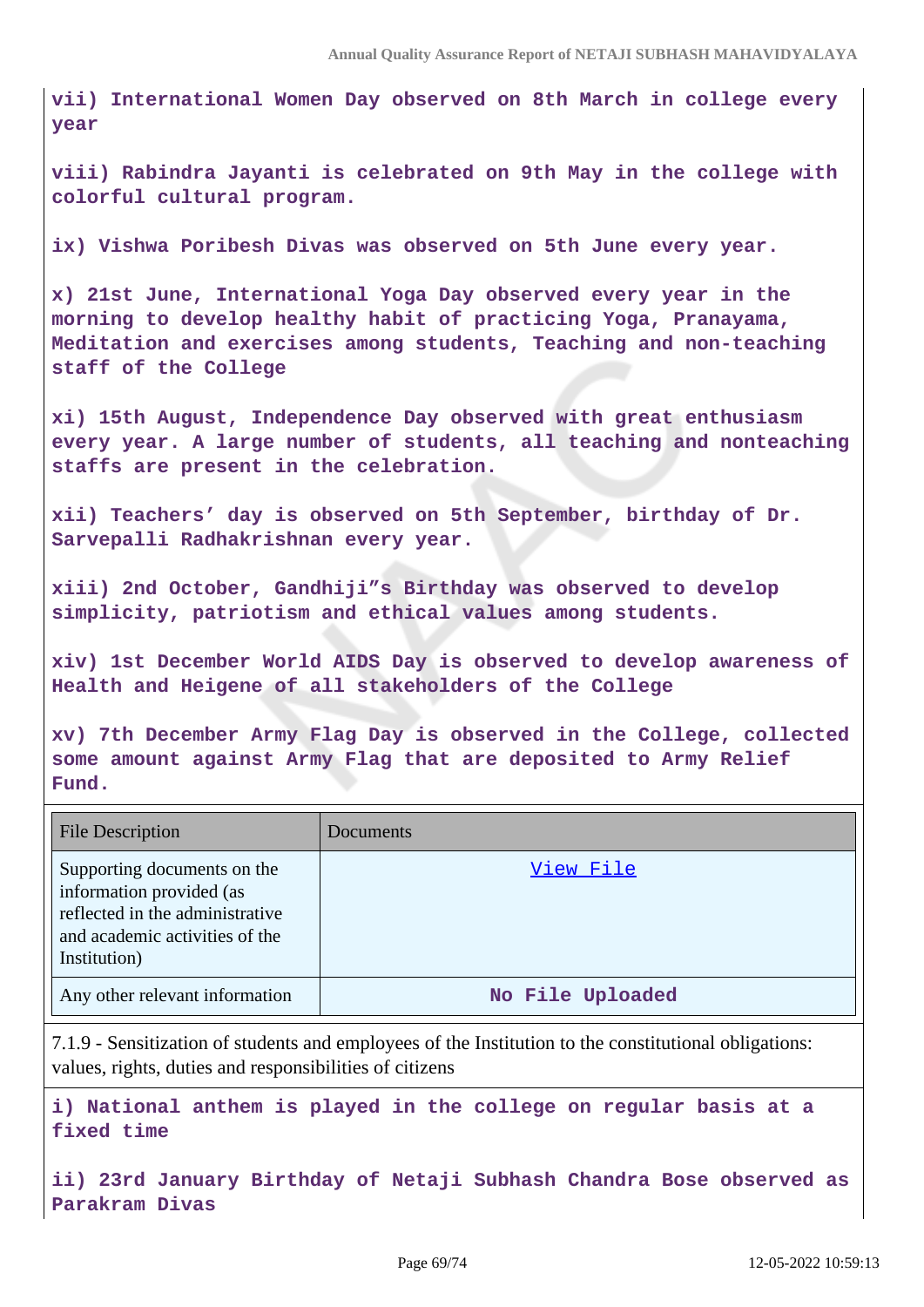**vii) International Women Day observed on 8th March in college every year**

**viii) Rabindra Jayanti is celebrated on 9th May in the college with colorful cultural program.**

**ix) Vishwa Poribesh Divas was observed on 5th June every year.**

**x) 21st June, International Yoga Day observed every year in the morning to develop healthy habit of practicing Yoga, Pranayama, Meditation and exercises among students, Teaching and non-teaching staff of the College**

**xi) 15th August, Independence Day observed with great enthusiasm every year. A large number of students, all teaching and nonteaching staffs are present in the celebration.**

**xii) Teachers' day is observed on 5th September, birthday of Dr. Sarvepalli Radhakrishnan every year.**

**xiii) 2nd October, Gandhiji"s Birthday was observed to develop simplicity, patriotism and ethical values among students.**

**xiv) 1st December World AIDS Day is observed to develop awareness of Health and Heigene of all stakeholders of the College**

**xv) 7th December Army Flag Day is observed in the College, collected some amount against Army Flag that are deposited to Army Relief Fund.**

| File Description | Documents |
|---|---|
| Supporting documents on the information provided (as reflected in the administrative and academic activities of the Institution) | View File |
| Any other relevant information | No File Uploaded |

7.1.9 - Sensitization of students and employees of the Institution to the constitutional obligations: values, rights, duties and responsibilities of citizens

**i) National anthem is played in the college on regular basis at a fixed time**

**ii) 23rd January Birthday of Netaji Subhash Chandra Bose observed as Parakram Divas**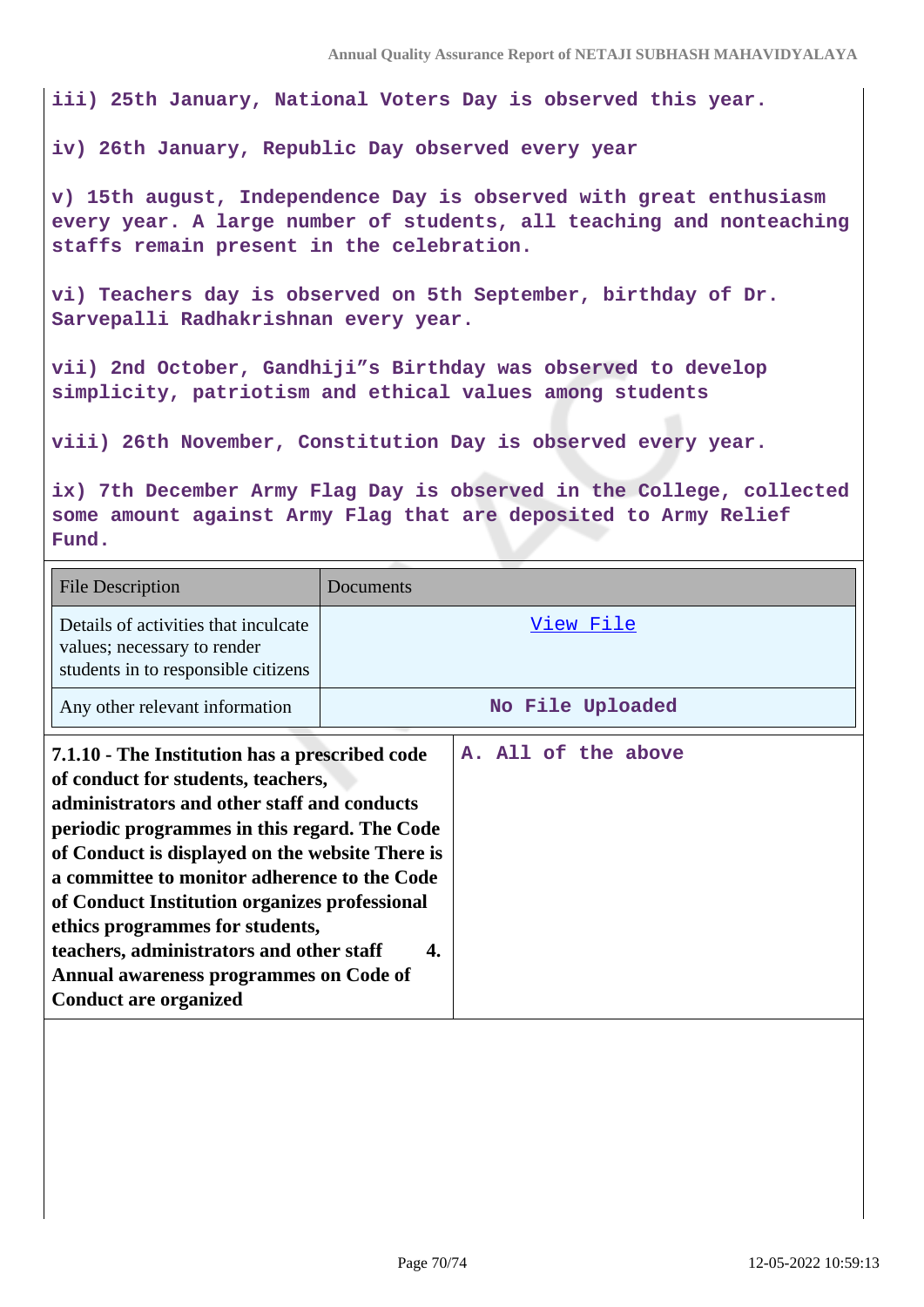iii) 25th January, National Voters Day is observed this year.

iv) 26th January, Republic Day observed every year

v) 15th august, Independence Day is observed with great enthusiasm every year. A large number of students, all teaching and nonteaching staffs remain present in the celebration.

vi) Teachers day is observed on 5th September, birthday of Dr. Sarvepalli Radhakrishnan every year.

vii) 2nd October, Gandhiji"s Birthday was observed to develop simplicity, patriotism and ethical values among students

viii) 26th November, Constitution Day is observed every year.

ix) 7th December Army Flag Day is observed in the College, collected some amount against Army Flag that are deposited to Army Relief Fund.

| File Description | Documents |
|---|---|
| Details of activities that inculcate values; necessary to render students in to responsible citizens | View File |
| Any other relevant information | No File Uploaded |

| **7.1.10 - The Institution has a prescribed code of conduct for students, teachers, administrators and other staff and conducts periodic programmes in this regard. The Code of Conduct is displayed on the website There is a committee to monitor adherence to the Code of Conduct Institution organizes professional ethics programmes for students, teachers, administrators and other staff 4. Annual awareness programmes on Code of Conduct are organized** | A. All of the above |
|---|---|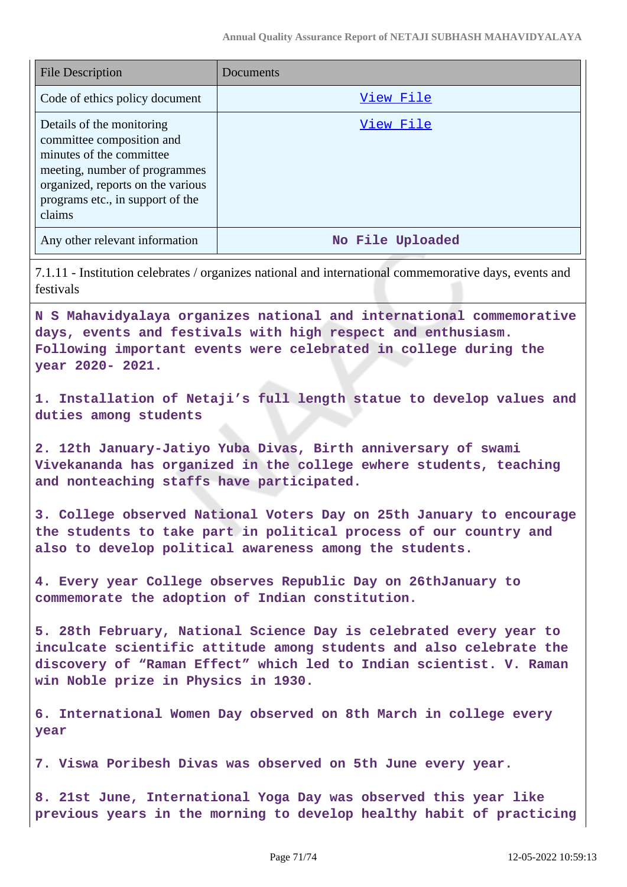| File Description | Documents |
|---|---|
| Code of ethics policy document | View File |
| Details of the monitoring committee composition and minutes of the committee meeting, number of programmes organized, reports on the various programs etc., in support of the claims | View File |
| Any other relevant information | No File Uploaded |

7.1.11 - Institution celebrates / organizes national and international commemorative days, events and festivals

**N S Mahavidyalaya organizes national and international commemorative days, events and festivals with high respect and enthusiasm. Following important events were celebrated in college during the year 2020- 2021.**

**1. Installation of Netaji's full length statue to develop values and duties among students**

**2. 12th January-Jatiyo Yuba Divas, Birth anniversary of swami Vivekananda has organized in the college ewhere students, teaching and nonteaching staffs have participated.**

**3. College observed National Voters Day on 25th January to encourage the students to take part in political process of our country and also to develop political awareness among the students.**

**4. Every year College observes Republic Day on 26thJanuary to commemorate the adoption of Indian constitution.**

**5. 28th February, National Science Day is celebrated every year to inculcate scientific attitude among students and also celebrate the discovery of "Raman Effect" which led to Indian scientist. V. Raman win Noble prize in Physics in 1930.**

**6. International Women Day observed on 8th March in college every year**

**7. Viswa Poribesh Divas was observed on 5th June every year.**

**8. 21st June, International Yoga Day was observed this year like previous years in the morning to develop healthy habit of practicing**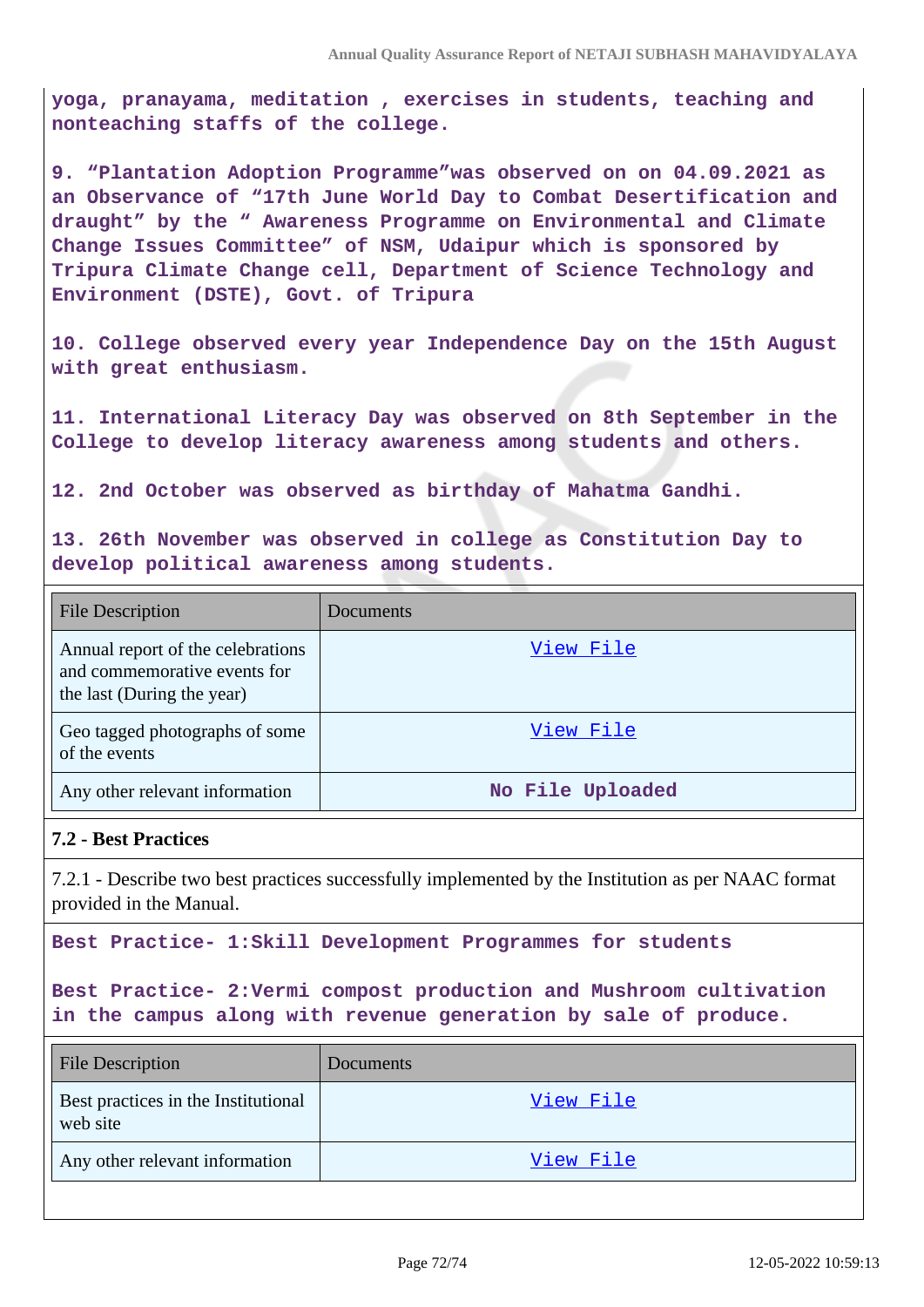yoga, pranayama, meditation , exercises in students, teaching and nonteaching staffs of the college.

9. “Plantation Adoption Programme”was observed on on 04.09.2021 as an Observance of “17th June World Day to Combat Desertification and draught” by the “ Awareness Programme on Environmental and Climate Change Issues Committee” of NSM, Udaipur which is sponsored by Tripura Climate Change cell, Department of Science Technology and Environment (DSTE), Govt. of Tripura

10. College observed every year Independence Day on the 15th August with great enthusiasm.

11. International Literacy Day was observed on 8th September in the College to develop literacy awareness among students and others.

12. 2nd October was observed as birthday of Mahatma Gandhi.

13. 26th November was observed in college as Constitution Day to develop political awareness among students.

| File Description | Documents |
|---|---|
| Annual report of the celebrations and commemorative events for the last (During the year) | View File |
| Geo tagged photographs of some of the events | View File |
| Any other relevant information | No File Uploaded |

### 7.2 - Best Practices

7.2.1 - Describe two best practices successfully implemented by the Institution as per NAAC format provided in the Manual.

Best Practice- 1:Skill Development Programmes for students

Best Practice- 2:Vermi compost production and Mushroom cultivation in the campus along with revenue generation by sale of produce.

| File Description | Documents |
|---|---|
| Best practices in the Institutional web site | View File |
| Any other relevant information | View File |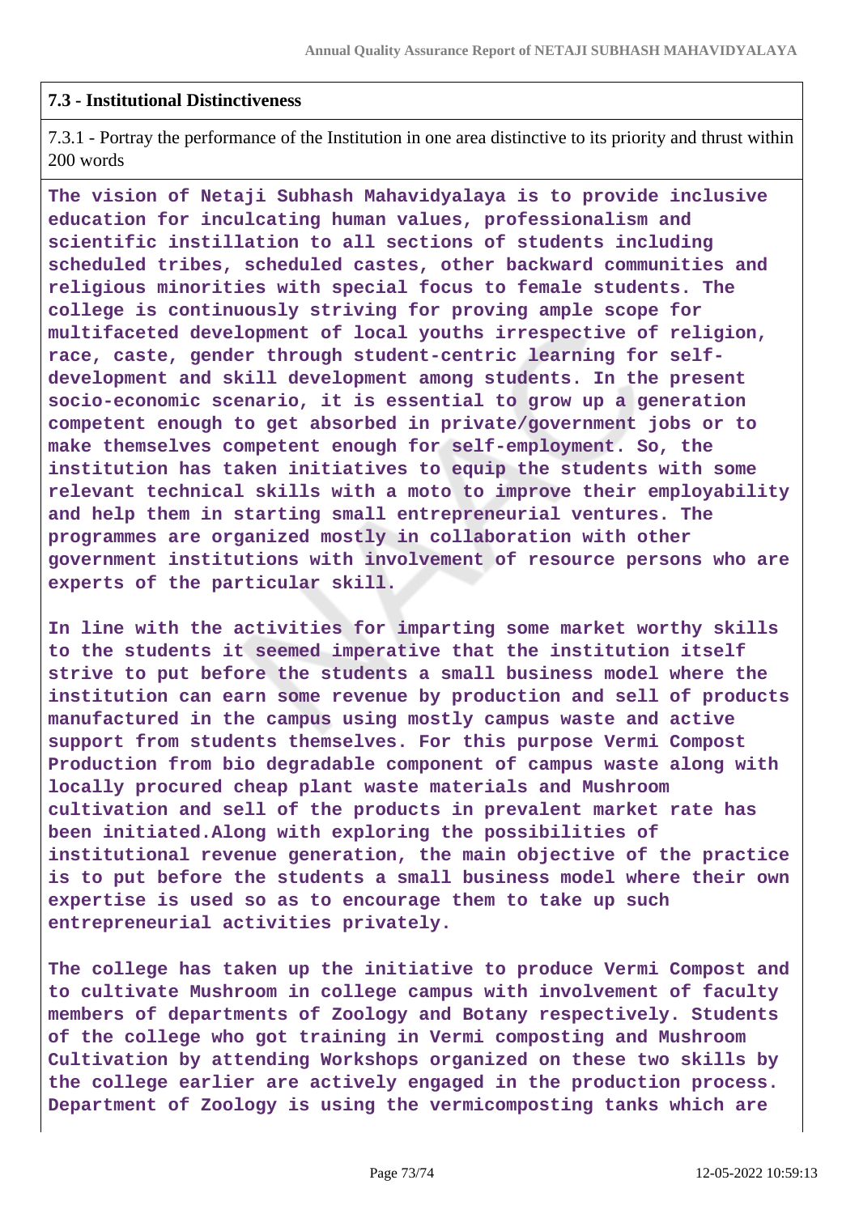**7.3 - Institutional Distinctiveness**

7.3.1 - Portray the performance of the Institution in one area distinctive to its priority and thrust within 200 words

**The vision of Netaji Subhash Mahavidyalaya is to provide inclusive education for inculcating human values, professionalism and scientific instillation to all sections of students including scheduled tribes, scheduled castes, other backward communities and religious minorities with special focus to female students. The college is continuously striving for proving ample scope for multifaceted development of local youths irrespective of religion, race, caste, gender through student-centric learning for self-development and skill development among students. In the present socio-economic scenario, it is essential to grow up a generation competent enough to get absorbed in private/government jobs or to make themselves competent enough for self-employment. So, the institution has taken initiatives to equip the students with some relevant technical skills with a moto to improve their employability and help them in starting small entrepreneurial ventures. The programmes are organized mostly in collaboration with other government institutions with involvement of resource persons who are experts of the particular skill.**

**In line with the activities for imparting some market worthy skills to the students it seemed imperative that the institution itself strive to put before the students a small business model where the institution can earn some revenue by production and sell of products manufactured in the campus using mostly campus waste and active support from students themselves. For this purpose Vermi Compost Production from bio degradable component of campus waste along with locally procured cheap plant waste materials and Mushroom cultivation and sell of the products in prevalent market rate has been initiated.Along with exploring the possibilities of institutional revenue generation, the main objective of the practice is to put before the students a small business model where their own expertise is used so as to encourage them to take up such entrepreneurial activities privately.**

**The college has taken up the initiative to produce Vermi Compost and to cultivate Mushroom in college campus with involvement of faculty members of departments of Zoology and Botany respectively. Students of the college who got training in Vermi composting and Mushroom Cultivation by attending Workshops organized on these two skills by the college earlier are actively engaged in the production process. Department of Zoology is using the vermicomposting tanks which are**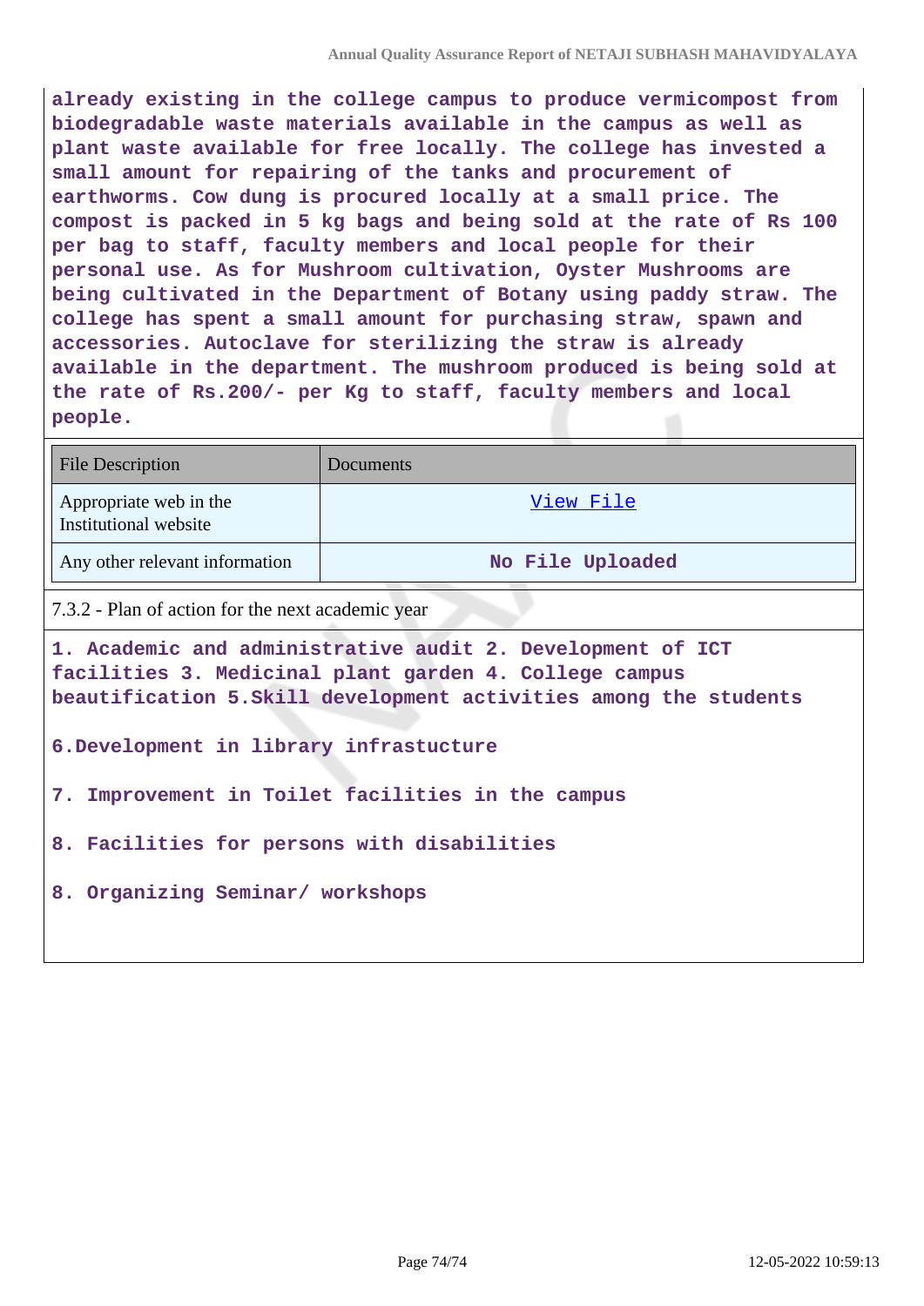**already existing in the college campus to produce vermicompost from biodegradable waste materials available in the campus as well as plant waste available for free locally. The college has invested a small amount for repairing of the tanks and procurement of earthworms. Cow dung is procured locally at a small price. The compost is packed in 5 kg bags and being sold at the rate of Rs 100 per bag to staff, faculty members and local people for their personal use. As for Mushroom cultivation, Oyster Mushrooms are being cultivated in the Department of Botany using paddy straw. The college has spent a small amount for purchasing straw, spawn and accessories. Autoclave for sterilizing the straw is already available in the department. The mushroom produced is being sold at the rate of Rs.200/- per Kg to staff, faculty members and local people.**

| File Description | Documents |
| --- | --- |
| Appropriate web in the Institutional website | View File |
| Any other relevant information | No File Uploaded |

7.3.2 - Plan of action for the next academic year

**1. Academic and administrative audit 2. Development of ICT facilities 3. Medicinal plant garden 4. College campus beautification 5.Skill development activities among the students**

**6.Development in library infrastucture**

**7. Improvement in Toilet facilities in the campus**

**8. Facilities for persons with disabilities**

**8. Organizing Seminar/ workshops**